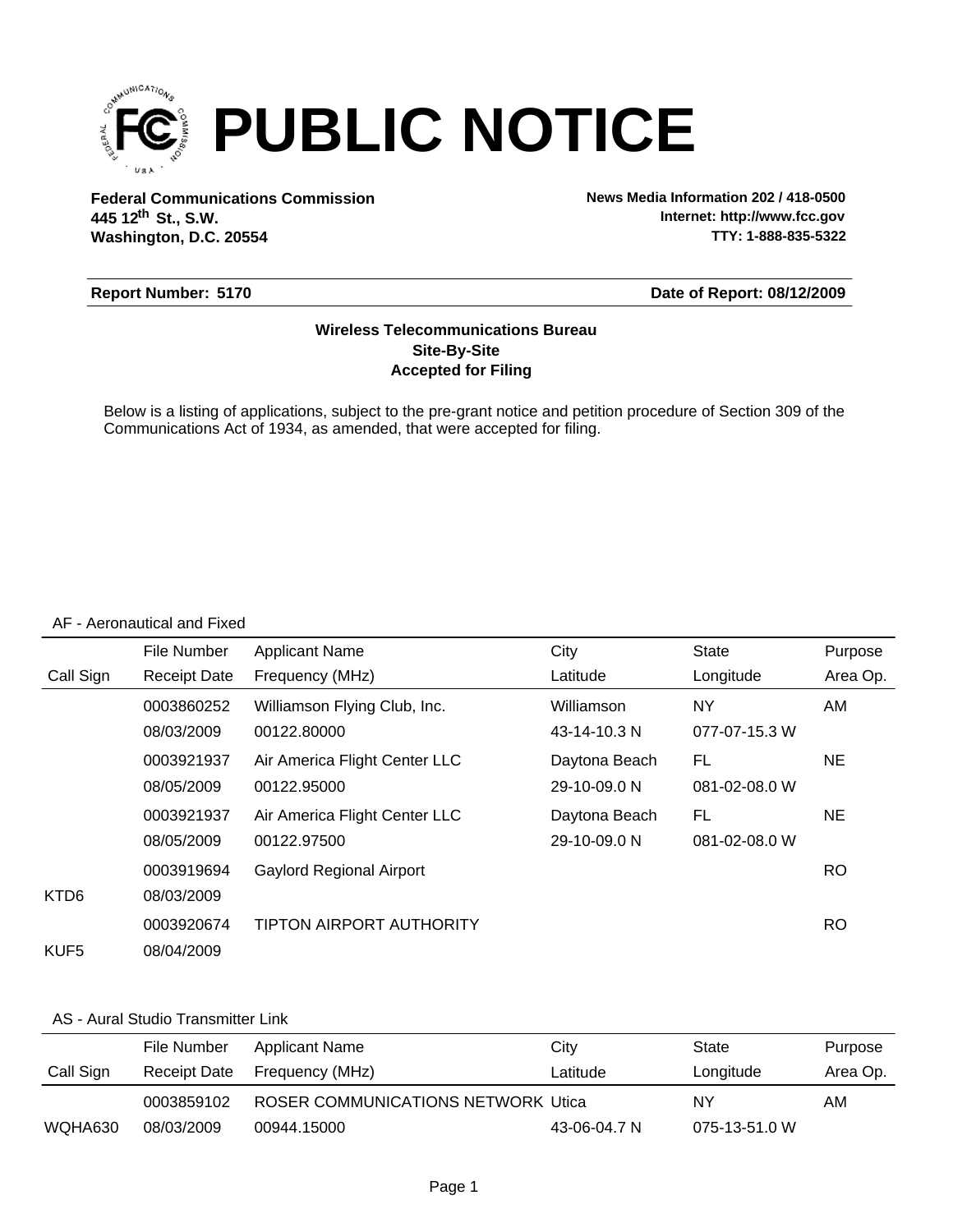# PUBLIC NOTICE

**Federal Communications Commission**
**445 12th St., S.W.**
**Washington, D.C. 20554**

**News Media Information 202 / 418-0500**
**Internet: http://www.fcc.gov**
**TTY: 1-888-835-5322**

**Report Number: 5170** | **Date of Report: 08/12/2009**

**Wireless Telecommunications Bureau**
**Site-By-Site**
**Accepted for Filing**

Below is a listing of applications, subject to the pre-grant notice and petition procedure of Section 309 of the Communications Act of 1934, as amended, that were accepted for filing.

AF - Aeronautical and Fixed

| Call Sign | File Number / Receipt Date | Applicant Name / Frequency (MHz) | City / Latitude | State / Longitude | Purpose / Area Op. |
|---|---|---|---|---|---|
| | 0003860252 | Williamson Flying Club, Inc. | Williamson | NY | AM |
| | 08/03/2009 | 00122.80000 | 43-14-10.3 N | 077-07-15.3 W | |
| | 0003921937 | Air America Flight Center LLC | Daytona Beach | FL | NE |
| | 08/05/2009 | 00122.95000 | 29-10-09.0 N | 081-02-08.0 W | |
| | 0003921937 | Air America Flight Center LLC | Daytona Beach | FL | NE |
| | 08/05/2009 | 00122.97500 | 29-10-09.0 N | 081-02-08.0 W | |
| | 0003919694 | Gaylord Regional Airport | | | RO |
| KTD6 | 08/03/2009 | | | | |
| | 0003920674 | TIPTON AIRPORT AUTHORITY | | | RO |
| KUF5 | 08/04/2009 | | | | |

AS - Aural Studio Transmitter Link

| Call Sign | File Number / Receipt Date | Applicant Name / Frequency (MHz) | City / Latitude | State / Longitude | Purpose / Area Op. |
|---|---|---|---|---|---|
| | 0003859102 | ROSER COMMUNICATIONS NETWORK | Utica | NY | AM |
| WQHA630 | 08/03/2009 | 00944.15000 | 43-06-04.7 N | 075-13-51.0 W | |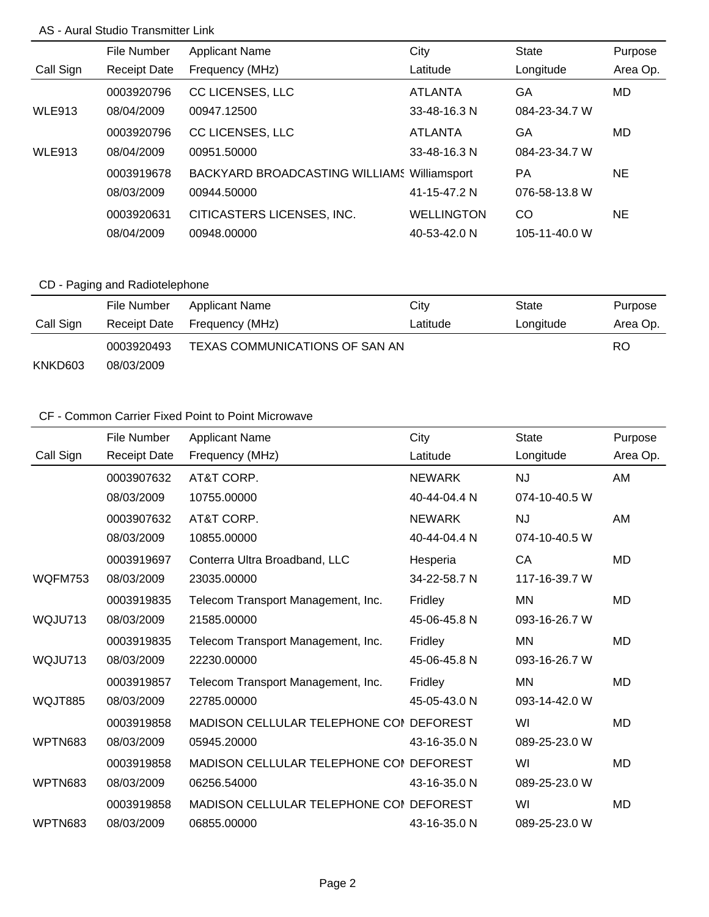## AS - Aural Studio Transmitter Link

| Call Sign | File Number<br>Receipt Date | Applicant Name<br>Frequency (MHz) | City<br>Latitude | State<br>Longitude | Purpose<br>Area Op. |
|---|---|---|---|---|---|
| WLE913 | 0003920796<br>08/04/2009 | CC LICENSES, LLC<br>00947.12500 | ATLANTA<br>33-48-16.3 N | GA<br>084-23-34.7 W | MD |
| WLE913 | 0003920796<br>08/04/2009 | CC LICENSES, LLC<br>00951.50000 | ATLANTA<br>33-48-16.3 N | GA<br>084-23-34.7 W | MD |
| | 0003919678<br>08/03/2009 | BACKYARD BROADCASTING WILLIAMS<br>00944.50000 | Williamsport<br>41-15-47.2 N | PA<br>076-58-13.8 W | NE |
| | 0003920631<br>08/04/2009 | CITICASTERS LICENSES, INC.<br>00948.00000 | WELLINGTON<br>40-53-42.0 N | CO<br>105-11-40.0 W | NE |

## CD - Paging and Radiotelephone

| Call Sign | File Number<br>Receipt Date | Applicant Name<br>Frequency (MHz) | City<br>Latitude | State<br>Longitude | Purpose<br>Area Op. |
|---|---|---|---|---|---|
| KNKD603 | 0003920493<br>08/03/2009 | TEXAS COMMUNICATIONS OF SAN AN | | | RO |

## CF - Common Carrier Fixed Point to Point Microwave

| Call Sign | File Number<br>Receipt Date | Applicant Name<br>Frequency (MHz) | City<br>Latitude | State<br>Longitude | Purpose<br>Area Op. |
|---|---|---|---|---|---|
| | 0003907632<br>08/03/2009 | AT&T CORP.<br>10755.00000 | NEWARK<br>40-44-04.4 N | NJ<br>074-10-40.5 W | AM |
| | 0003907632<br>08/03/2009 | AT&T CORP.<br>10855.00000 | NEWARK<br>40-44-04.4 N | NJ<br>074-10-40.5 W | AM |
| WQFM753 | 0003919697<br>08/03/2009 | Conterra Ultra Broadband, LLC<br>23035.00000 | Hesperia<br>34-22-58.7 N | CA<br>117-16-39.7 W | MD |
| WQJU713 | 0003919835<br>08/03/2009 | Telecom Transport Management, Inc.<br>21585.00000 | Fridley<br>45-06-45.8 N | MN<br>093-16-26.7 W | MD |
| WQJU713 | 0003919835<br>08/03/2009 | Telecom Transport Management, Inc.<br>22230.00000 | Fridley<br>45-06-45.8 N | MN<br>093-16-26.7 W | MD |
| WQJT885 | 0003919857<br>08/03/2009 | Telecom Transport Management, Inc.<br>22785.00000 | Fridley<br>45-05-43.0 N | MN<br>093-14-42.0 W | MD |
| WPTN683 | 0003919858<br>08/03/2009 | MADISON CELLULAR TELEPHONE COM<br>05945.20000 | DEFOREST<br>43-16-35.0 N | WI<br>089-25-23.0 W | MD |
| WPTN683 | 0003919858<br>08/03/2009 | MADISON CELLULAR TELEPHONE COM<br>06256.54000 | DEFOREST<br>43-16-35.0 N | WI<br>089-25-23.0 W | MD |
| WPTN683 | 0003919858<br>08/03/2009 | MADISON CELLULAR TELEPHONE COM<br>06855.00000 | DEFOREST<br>43-16-35.0 N | WI<br>089-25-23.0 W | MD |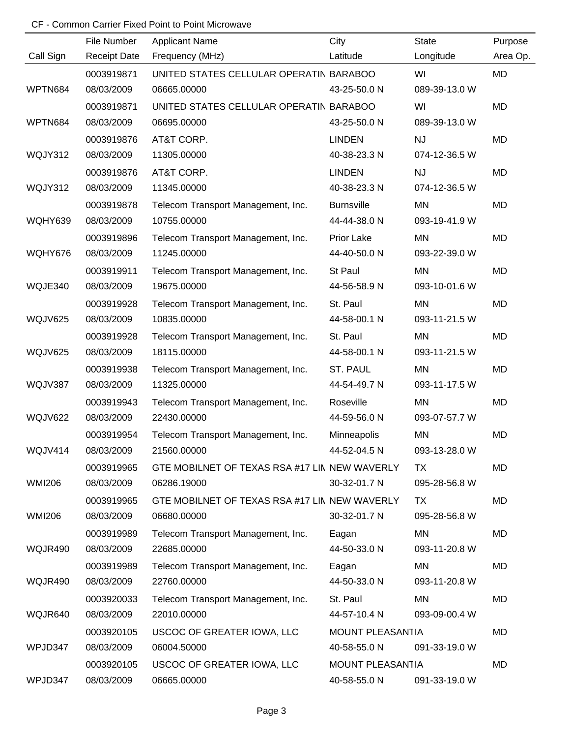CF - Common Carrier Fixed Point to Point Microwave

| Call Sign | File Number<br>Receipt Date | Applicant Name<br>Frequency (MHz) | City<br>Latitude | State<br>Longitude | Purpose<br>Area Op. |
|---|---|---|---|---|---|
| WPTN684 | 0003919871<br>08/03/2009 | UNITED STATES CELLULAR OPERATIN<br>06665.00000 | BARABOO<br>43-25-50.0 N | WI<br>089-39-13.0 W | MD |
| WPTN684 | 0003919871<br>08/03/2009 | UNITED STATES CELLULAR OPERATIN<br>06695.00000 | BARABOO<br>43-25-50.0 N | WI<br>089-39-13.0 W | MD |
| WQJY312 | 0003919876<br>08/03/2009 | AT&T CORP.<br>11305.00000 | LINDEN<br>40-38-23.3 N | NJ<br>074-12-36.5 W | MD |
| WQJY312 | 0003919876<br>08/03/2009 | AT&T CORP.<br>11345.00000 | LINDEN<br>40-38-23.3 N | NJ<br>074-12-36.5 W | MD |
| WQHY639 | 0003919878<br>08/03/2009 | Telecom Transport Management, Inc.<br>10755.00000 | Burnsville<br>44-44-38.0 N | MN<br>093-19-41.9 W | MD |
| WQHY676 | 0003919896<br>08/03/2009 | Telecom Transport Management, Inc.<br>11245.00000 | Prior Lake<br>44-40-50.0 N | MN<br>093-22-39.0 W | MD |
| WQJE340 | 0003919911<br>08/03/2009 | Telecom Transport Management, Inc.<br>19675.00000 | St Paul<br>44-56-58.9 N | MN<br>093-10-01.6 W | MD |
| WQJV625 | 0003919928<br>08/03/2009 | Telecom Transport Management, Inc.<br>10835.00000 | St. Paul<br>44-58-00.1 N | MN<br>093-11-21.5 W | MD |
| WQJV625 | 0003919928<br>08/03/2009 | Telecom Transport Management, Inc.<br>18115.00000 | St. Paul<br>44-58-00.1 N | MN<br>093-11-21.5 W | MD |
| WQJV387 | 0003919938<br>08/03/2009 | Telecom Transport Management, Inc.<br>11325.00000 | ST. PAUL<br>44-54-49.7 N | MN<br>093-11-17.5 W | MD |
| WQJV622 | 0003919943<br>08/03/2009 | Telecom Transport Management, Inc.<br>22430.00000 | Roseville<br>44-59-56.0 N | MN<br>093-07-57.7 W | MD |
| WQJV414 | 0003919954<br>08/03/2009 | Telecom Transport Management, Inc.<br>21560.00000 | Minneapolis<br>44-52-04.5 N | MN<br>093-13-28.0 W | MD |
| WMI206 | 0003919965<br>08/03/2009 | GTE MOBILNET OF TEXAS RSA #17 LIN<br>06286.19000 | NEW WAVERLY<br>30-32-01.7 N | TX<br>095-28-56.8 W | MD |
| WMI206 | 0003919965<br>08/03/2009 | GTE MOBILNET OF TEXAS RSA #17 LIN<br>06680.00000 | NEW WAVERLY<br>30-32-01.7 N | TX<br>095-28-56.8 W | MD |
| WQJR490 | 0003919989<br>08/03/2009 | Telecom Transport Management, Inc.<br>22685.00000 | Eagan<br>44-50-33.0 N | MN<br>093-11-20.8 W | MD |
| WQJR490 | 0003919989<br>08/03/2009 | Telecom Transport Management, Inc.<br>22760.00000 | Eagan<br>44-50-33.0 N | MN<br>093-11-20.8 W | MD |
| WQJR640 | 0003920033<br>08/03/2009 | Telecom Transport Management, Inc.<br>22010.00000 | St. Paul<br>44-57-10.4 N | MN<br>093-09-00.4 W | MD |
| WPJD347 | 0003920105<br>08/03/2009 | USCOC OF GREATER IOWA, LLC<br>06004.50000 | MOUNT PLEASANT<br>40-58-55.0 N | IA<br>091-33-19.0 W | MD |
| WPJD347 | 0003920105<br>08/03/2009 | USCOC OF GREATER IOWA, LLC<br>06665.00000 | MOUNT PLEASANT<br>40-58-55.0 N | IA<br>091-33-19.0 W | MD |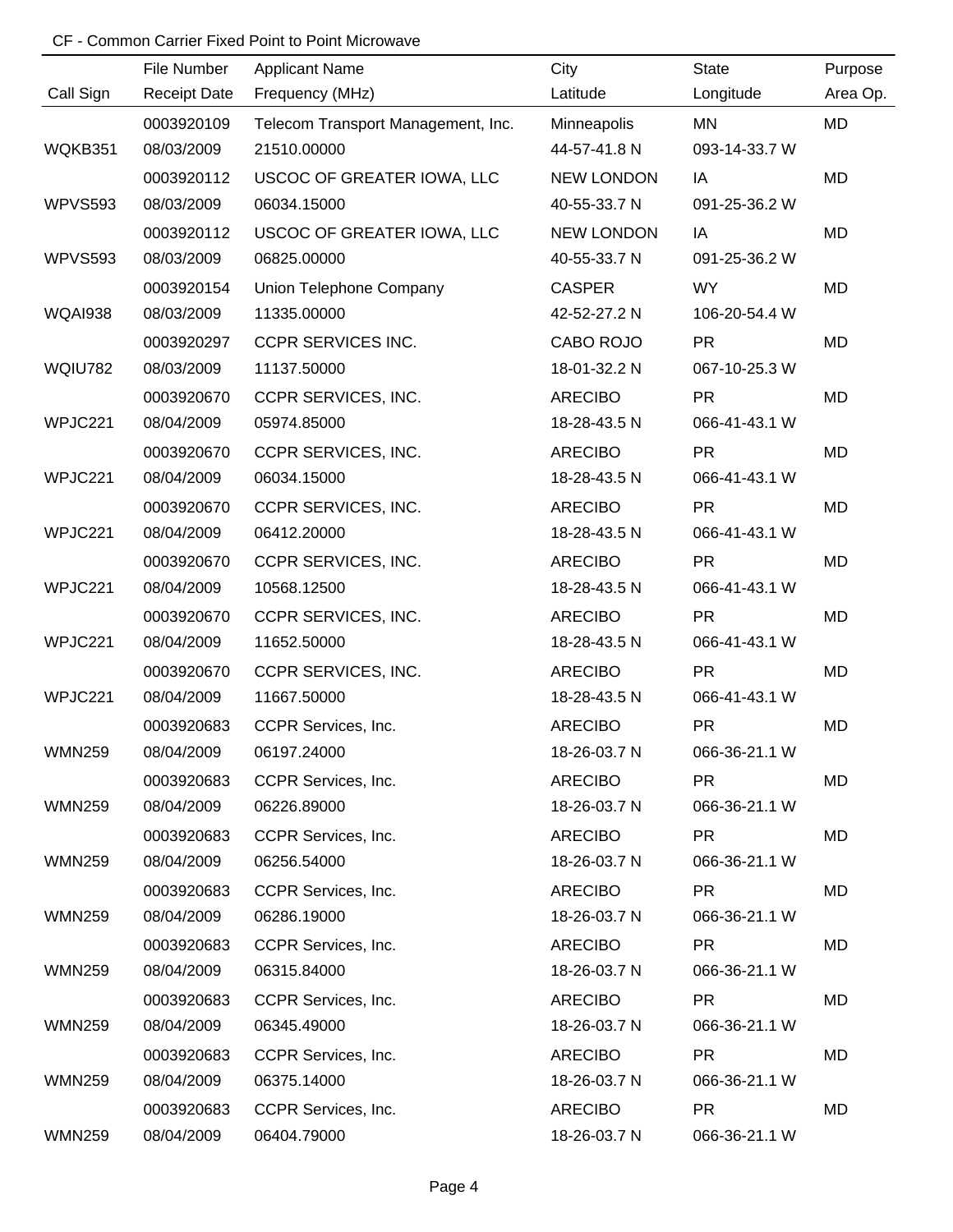CF - Common Carrier Fixed Point to Point Microwave

| Call Sign | File Number<br>Receipt Date | Applicant Name<br>Frequency (MHz) | City<br>Latitude | State<br>Longitude | Purpose<br>Area Op. |
|---|---|---|---|---|---|
| WQKB351 | 0003920109<br>08/03/2009 | Telecom Transport Management, Inc.<br>21510.00000 | Minneapolis<br>44-57-41.8 N | MN<br>093-14-33.7 W | MD |
| WPVS593 | 0003920112<br>08/03/2009 | USCOC OF GREATER IOWA, LLC<br>06034.15000 | NEW LONDON<br>40-55-33.7 N | IA<br>091-25-36.2 W | MD |
| WPVS593 | 0003920112<br>08/03/2009 | USCOC OF GREATER IOWA, LLC<br>06825.00000 | NEW LONDON<br>40-55-33.7 N | IA<br>091-25-36.2 W | MD |
| WQAI938 | 0003920154<br>08/03/2009 | Union Telephone Company<br>11335.00000 | CASPER<br>42-52-27.2 N | WY<br>106-20-54.4 W | MD |
| WQIU782 | 0003920297<br>08/03/2009 | CCPR SERVICES INC.<br>11137.50000 | CABO ROJO<br>18-01-32.2 N | PR<br>067-10-25.3 W | MD |
| WPJC221 | 0003920670<br>08/04/2009 | CCPR SERVICES, INC.<br>05974.85000 | ARECIBO<br>18-28-43.5 N | PR<br>066-41-43.1 W | MD |
| WPJC221 | 0003920670<br>08/04/2009 | CCPR SERVICES, INC.<br>06034.15000 | ARECIBO<br>18-28-43.5 N | PR<br>066-41-43.1 W | MD |
| WPJC221 | 0003920670<br>08/04/2009 | CCPR SERVICES, INC.<br>06412.20000 | ARECIBO<br>18-28-43.5 N | PR<br>066-41-43.1 W | MD |
| WPJC221 | 0003920670<br>08/04/2009 | CCPR SERVICES, INC.<br>10568.12500 | ARECIBO<br>18-28-43.5 N | PR<br>066-41-43.1 W | MD |
| WPJC221 | 0003920670<br>08/04/2009 | CCPR SERVICES, INC.<br>11652.50000 | ARECIBO<br>18-28-43.5 N | PR<br>066-41-43.1 W | MD |
| WPJC221 | 0003920670<br>08/04/2009 | CCPR SERVICES, INC.<br>11667.50000 | ARECIBO<br>18-28-43.5 N | PR<br>066-41-43.1 W | MD |
| WMN259 | 0003920683<br>08/04/2009 | CCPR Services, Inc.<br>06197.24000 | ARECIBO<br>18-26-03.7 N | PR<br>066-36-21.1 W | MD |
| WMN259 | 0003920683<br>08/04/2009 | CCPR Services, Inc.<br>06226.89000 | ARECIBO<br>18-26-03.7 N | PR<br>066-36-21.1 W | MD |
| WMN259 | 0003920683<br>08/04/2009 | CCPR Services, Inc.<br>06256.54000 | ARECIBO<br>18-26-03.7 N | PR<br>066-36-21.1 W | MD |
| WMN259 | 0003920683<br>08/04/2009 | CCPR Services, Inc.<br>06286.19000 | ARECIBO<br>18-26-03.7 N | PR<br>066-36-21.1 W | MD |
| WMN259 | 0003920683<br>08/04/2009 | CCPR Services, Inc.<br>06315.84000 | ARECIBO<br>18-26-03.7 N | PR<br>066-36-21.1 W | MD |
| WMN259 | 0003920683<br>08/04/2009 | CCPR Services, Inc.<br>06345.49000 | ARECIBO<br>18-26-03.7 N | PR<br>066-36-21.1 W | MD |
| WMN259 | 0003920683<br>08/04/2009 | CCPR Services, Inc.<br>06375.14000 | ARECIBO<br>18-26-03.7 N | PR<br>066-36-21.1 W | MD |
| WMN259 | 0003920683<br>08/04/2009 | CCPR Services, Inc.<br>06404.79000 | ARECIBO<br>18-26-03.7 N | PR<br>066-36-21.1 W | MD |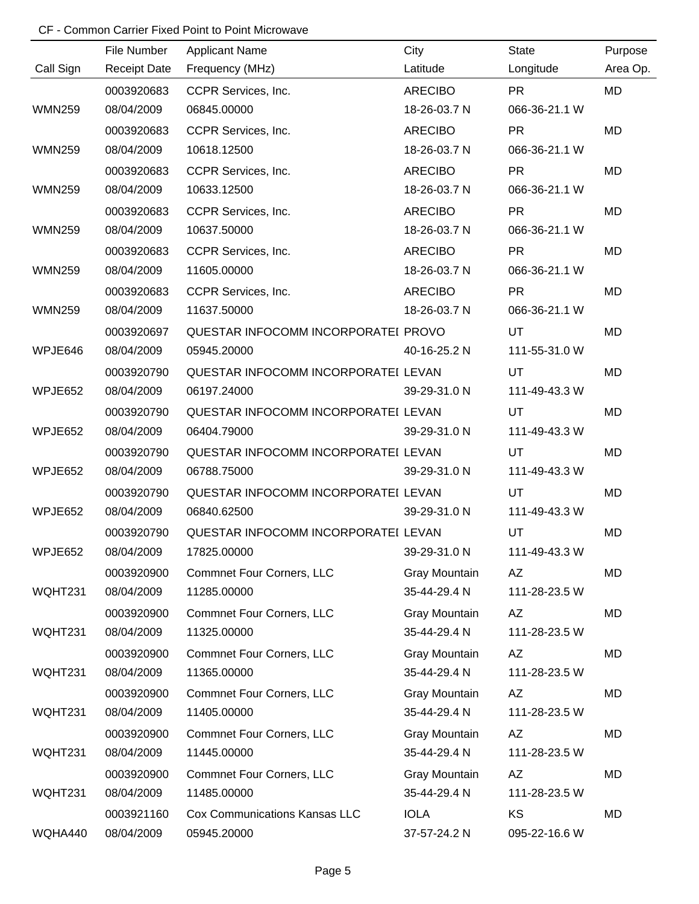CF - Common Carrier Fixed Point to Point Microwave

| Call Sign | File Number<br>Receipt Date | Applicant Name<br>Frequency (MHz) | City<br>Latitude | State<br>Longitude | Purpose<br>Area Op. |
|---|---|---|---|---|---|
| WMN259 | 0003920683<br>08/04/2009 | CCPR Services, Inc.<br>06845.00000 | ARECIBO<br>18-26-03.7 N | PR<br>066-36-21.1 W | MD |
| WMN259 | 0003920683<br>08/04/2009 | CCPR Services, Inc.<br>10618.12500 | ARECIBO<br>18-26-03.7 N | PR<br>066-36-21.1 W | MD |
| WMN259 | 0003920683<br>08/04/2009 | CCPR Services, Inc.<br>10633.12500 | ARECIBO<br>18-26-03.7 N | PR<br>066-36-21.1 W | MD |
| WMN259 | 0003920683<br>08/04/2009 | CCPR Services, Inc.<br>10637.50000 | ARECIBO<br>18-26-03.7 N | PR<br>066-36-21.1 W | MD |
| WMN259 | 0003920683<br>08/04/2009 | CCPR Services, Inc.<br>11605.00000 | ARECIBO<br>18-26-03.7 N | PR<br>066-36-21.1 W | MD |
| WMN259 | 0003920683<br>08/04/2009 | CCPR Services, Inc.<br>11637.50000 | ARECIBO<br>18-26-03.7 N | PR<br>066-36-21.1 W | MD |
| WPJE646 | 0003920697<br>08/04/2009 | QUESTAR INFOCOMM INCORPORATEI<br>05945.20000 | PROVO<br>40-16-25.2 N | UT<br>111-55-31.0 W | MD |
| WPJE652 | 0003920790<br>08/04/2009 | QUESTAR INFOCOMM INCORPORATEI<br>06197.24000 | LEVAN<br>39-29-31.0 N | UT<br>111-49-43.3 W | MD |
| WPJE652 | 0003920790<br>08/04/2009 | QUESTAR INFOCOMM INCORPORATEI<br>06404.79000 | LEVAN<br>39-29-31.0 N | UT<br>111-49-43.3 W | MD |
| WPJE652 | 0003920790<br>08/04/2009 | QUESTAR INFOCOMM INCORPORATEI<br>06788.75000 | LEVAN<br>39-29-31.0 N | UT<br>111-49-43.3 W | MD |
| WPJE652 | 0003920790<br>08/04/2009 | QUESTAR INFOCOMM INCORPORATEI<br>06840.62500 | LEVAN<br>39-29-31.0 N | UT<br>111-49-43.3 W | MD |
| WPJE652 | 0003920790<br>08/04/2009 | QUESTAR INFOCOMM INCORPORATEI<br>17825.00000 | LEVAN<br>39-29-31.0 N | UT<br>111-49-43.3 W | MD |
| WQHT231 | 0003920900<br>08/04/2009 | Commnet Four Corners, LLC<br>11285.00000 | Gray Mountain<br>35-44-29.4 N | AZ<br>111-28-23.5 W | MD |
| WQHT231 | 0003920900<br>08/04/2009 | Commnet Four Corners, LLC<br>11325.00000 | Gray Mountain<br>35-44-29.4 N | AZ<br>111-28-23.5 W | MD |
| WQHT231 | 0003920900<br>08/04/2009 | Commnet Four Corners, LLC<br>11365.00000 | Gray Mountain<br>35-44-29.4 N | AZ<br>111-28-23.5 W | MD |
| WQHT231 | 0003920900<br>08/04/2009 | Commnet Four Corners, LLC<br>11405.00000 | Gray Mountain<br>35-44-29.4 N | AZ<br>111-28-23.5 W | MD |
| WQHT231 | 0003920900<br>08/04/2009 | Commnet Four Corners, LLC<br>11445.00000 | Gray Mountain<br>35-44-29.4 N | AZ<br>111-28-23.5 W | MD |
| WQHT231 | 0003920900<br>08/04/2009 | Commnet Four Corners, LLC<br>11485.00000 | Gray Mountain<br>35-44-29.4 N | AZ<br>111-28-23.5 W | MD |
| WQHA440 | 0003921160<br>08/04/2009 | Cox Communications Kansas LLC<br>05945.20000 | IOLA<br>37-57-24.2 N | KS<br>095-22-16.6 W | MD |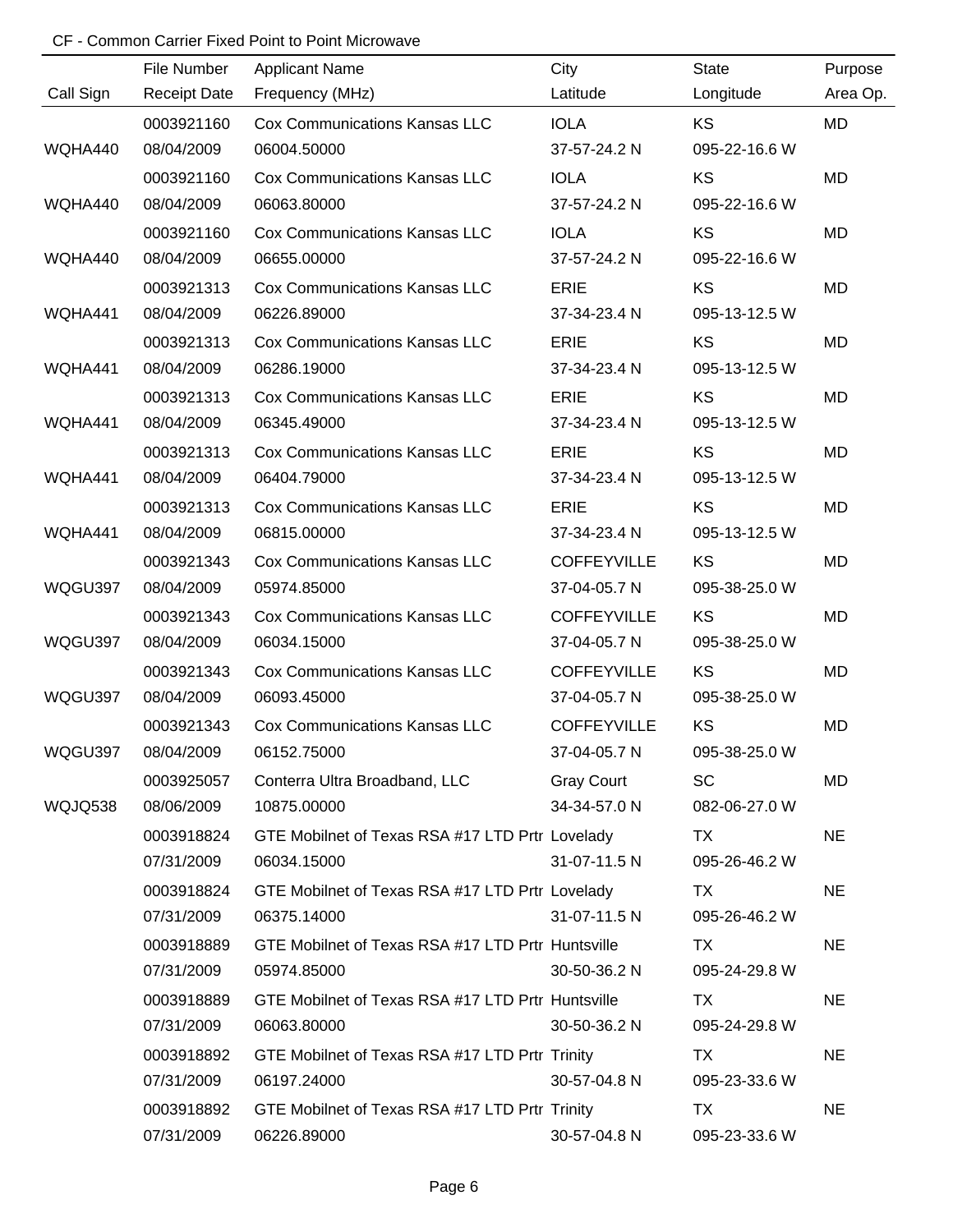CF - Common Carrier Fixed Point to Point Microwave

| Call Sign | File Number / Receipt Date | Applicant Name / Frequency (MHz) | City / Latitude | State / Longitude | Purpose / Area Op. |
|---|---|---|---|---|---|
| | 0003921160 | Cox Communications Kansas LLC | IOLA | KS | MD |
| WQHA440 | 08/04/2009 | 06004.50000 | 37-57-24.2 N | 095-22-16.6 W | |
| | 0003921160 | Cox Communications Kansas LLC | IOLA | KS | MD |
| WQHA440 | 08/04/2009 | 06063.80000 | 37-57-24.2 N | 095-22-16.6 W | |
| | 0003921160 | Cox Communications Kansas LLC | IOLA | KS | MD |
| WQHA440 | 08/04/2009 | 06655.00000 | 37-57-24.2 N | 095-22-16.6 W | |
| | 0003921313 | Cox Communications Kansas LLC | ERIE | KS | MD |
| WQHA441 | 08/04/2009 | 06226.89000 | 37-34-23.4 N | 095-13-12.5 W | |
| | 0003921313 | Cox Communications Kansas LLC | ERIE | KS | MD |
| WQHA441 | 08/04/2009 | 06286.19000 | 37-34-23.4 N | 095-13-12.5 W | |
| | 0003921313 | Cox Communications Kansas LLC | ERIE | KS | MD |
| WQHA441 | 08/04/2009 | 06345.49000 | 37-34-23.4 N | 095-13-12.5 W | |
| | 0003921313 | Cox Communications Kansas LLC | ERIE | KS | MD |
| WQHA441 | 08/04/2009 | 06404.79000 | 37-34-23.4 N | 095-13-12.5 W | |
| | 0003921313 | Cox Communications Kansas LLC | ERIE | KS | MD |
| WQHA441 | 08/04/2009 | 06815.00000 | 37-34-23.4 N | 095-13-12.5 W | |
| | 0003921343 | Cox Communications Kansas LLC | COFFEYVILLE | KS | MD |
| WQGU397 | 08/04/2009 | 05974.85000 | 37-04-05.7 N | 095-38-25.0 W | |
| | 0003921343 | Cox Communications Kansas LLC | COFFEYVILLE | KS | MD |
| WQGU397 | 08/04/2009 | 06034.15000 | 37-04-05.7 N | 095-38-25.0 W | |
| | 0003921343 | Cox Communications Kansas LLC | COFFEYVILLE | KS | MD |
| WQGU397 | 08/04/2009 | 06093.45000 | 37-04-05.7 N | 095-38-25.0 W | |
| | 0003921343 | Cox Communications Kansas LLC | COFFEYVILLE | KS | MD |
| WQGU397 | 08/04/2009 | 06152.75000 | 37-04-05.7 N | 095-38-25.0 W | |
| | 0003925057 | Conterra Ultra Broadband, LLC | Gray Court | SC | MD |
| WQJQ538 | 08/06/2009 | 10875.00000 | 34-34-57.0 N | 082-06-27.0 W | |
| | 0003918824 | GTE Mobilnet of Texas RSA #17 LTD Prtr | Lovelady | TX | NE |
| | 07/31/2009 | 06034.15000 | 31-07-11.5 N | 095-26-46.2 W | |
| | 0003918824 | GTE Mobilnet of Texas RSA #17 LTD Prtr | Lovelady | TX | NE |
| | 07/31/2009 | 06375.14000 | 31-07-11.5 N | 095-26-46.2 W | |
| | 0003918889 | GTE Mobilnet of Texas RSA #17 LTD Prtr | Huntsville | TX | NE |
| | 07/31/2009 | 05974.85000 | 30-50-36.2 N | 095-24-29.8 W | |
| | 0003918889 | GTE Mobilnet of Texas RSA #17 LTD Prtr | Huntsville | TX | NE |
| | 07/31/2009 | 06063.80000 | 30-50-36.2 N | 095-24-29.8 W | |
| | 0003918892 | GTE Mobilnet of Texas RSA #17 LTD Prtr | Trinity | TX | NE |
| | 07/31/2009 | 06197.24000 | 30-57-04.8 N | 095-23-33.6 W | |
| | 0003918892 | GTE Mobilnet of Texas RSA #17 LTD Prtr | Trinity | TX | NE |
| | 07/31/2009 | 06226.89000 | 30-57-04.8 N | 095-23-33.6 W | |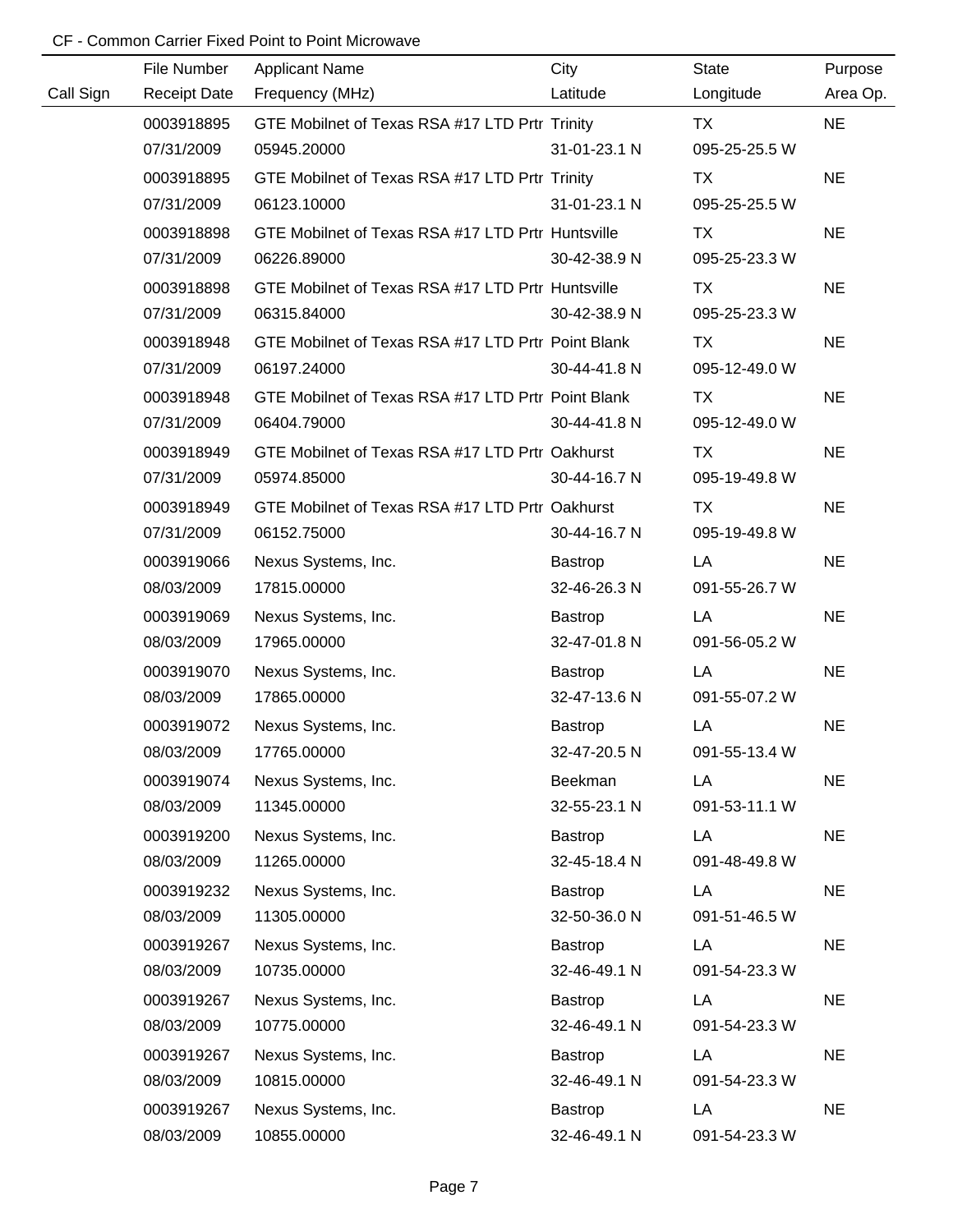CF - Common Carrier Fixed Point to Point Microwave

| Call Sign | File Number<br>Receipt Date | Applicant Name<br>Frequency (MHz) | City<br>Latitude | State<br>Longitude | Purpose<br>Area Op. |
|---|---|---|---|---|---|
| | 0003918895<br>07/31/2009 | GTE Mobilnet of Texas RSA #17 LTD Prtr<br>05945.20000 | Trinity<br>31-01-23.1 N | TX<br>095-25-25.5 W | NE |
| | 0003918895<br>07/31/2009 | GTE Mobilnet of Texas RSA #17 LTD Prtr<br>06123.10000 | Trinity<br>31-01-23.1 N | TX<br>095-25-25.5 W | NE |
| | 0003918898<br>07/31/2009 | GTE Mobilnet of Texas RSA #17 LTD Prtr<br>06226.89000 | Huntsville<br>30-42-38.9 N | TX<br>095-25-23.3 W | NE |
| | 0003918898<br>07/31/2009 | GTE Mobilnet of Texas RSA #17 LTD Prtr<br>06315.84000 | Huntsville<br>30-42-38.9 N | TX<br>095-25-23.3 W | NE |
| | 0003918948<br>07/31/2009 | GTE Mobilnet of Texas RSA #17 LTD Prtr<br>06197.24000 | Point Blank<br>30-44-41.8 N | TX<br>095-12-49.0 W | NE |
| | 0003918948<br>07/31/2009 | GTE Mobilnet of Texas RSA #17 LTD Prtr<br>06404.79000 | Point Blank<br>30-44-41.8 N | TX<br>095-12-49.0 W | NE |
| | 0003918949<br>07/31/2009 | GTE Mobilnet of Texas RSA #17 LTD Prtr<br>05974.85000 | Oakhurst<br>30-44-16.7 N | TX<br>095-19-49.8 W | NE |
| | 0003918949<br>07/31/2009 | GTE Mobilnet of Texas RSA #17 LTD Prtr<br>06152.75000 | Oakhurst<br>30-44-16.7 N | TX<br>095-19-49.8 W | NE |
| | 0003919066<br>08/03/2009 | Nexus Systems, Inc.<br>17815.00000 | Bastrop<br>32-46-26.3 N | LA<br>091-55-26.7 W | NE |
| | 0003919069<br>08/03/2009 | Nexus Systems, Inc.<br>17965.00000 | Bastrop<br>32-47-01.8 N | LA<br>091-56-05.2 W | NE |
| | 0003919070<br>08/03/2009 | Nexus Systems, Inc.<br>17865.00000 | Bastrop<br>32-47-13.6 N | LA<br>091-55-07.2 W | NE |
| | 0003919072<br>08/03/2009 | Nexus Systems, Inc.<br>17765.00000 | Bastrop<br>32-47-20.5 N | LA<br>091-55-13.4 W | NE |
| | 0003919074<br>08/03/2009 | Nexus Systems, Inc.<br>11345.00000 | Beekman<br>32-55-23.1 N | LA<br>091-53-11.1 W | NE |
| | 0003919200<br>08/03/2009 | Nexus Systems, Inc.<br>11265.00000 | Bastrop<br>32-45-18.4 N | LA<br>091-48-49.8 W | NE |
| | 0003919232<br>08/03/2009 | Nexus Systems, Inc.<br>11305.00000 | Bastrop<br>32-50-36.0 N | LA<br>091-51-46.5 W | NE |
| | 0003919267<br>08/03/2009 | Nexus Systems, Inc.<br>10735.00000 | Bastrop<br>32-46-49.1 N | LA<br>091-54-23.3 W | NE |
| | 0003919267<br>08/03/2009 | Nexus Systems, Inc.<br>10775.00000 | Bastrop<br>32-46-49.1 N | LA<br>091-54-23.3 W | NE |
| | 0003919267<br>08/03/2009 | Nexus Systems, Inc.<br>10815.00000 | Bastrop<br>32-46-49.1 N | LA<br>091-54-23.3 W | NE |
| | 0003919267<br>08/03/2009 | Nexus Systems, Inc.<br>10855.00000 | Bastrop<br>32-46-49.1 N | LA<br>091-54-23.3 W | NE |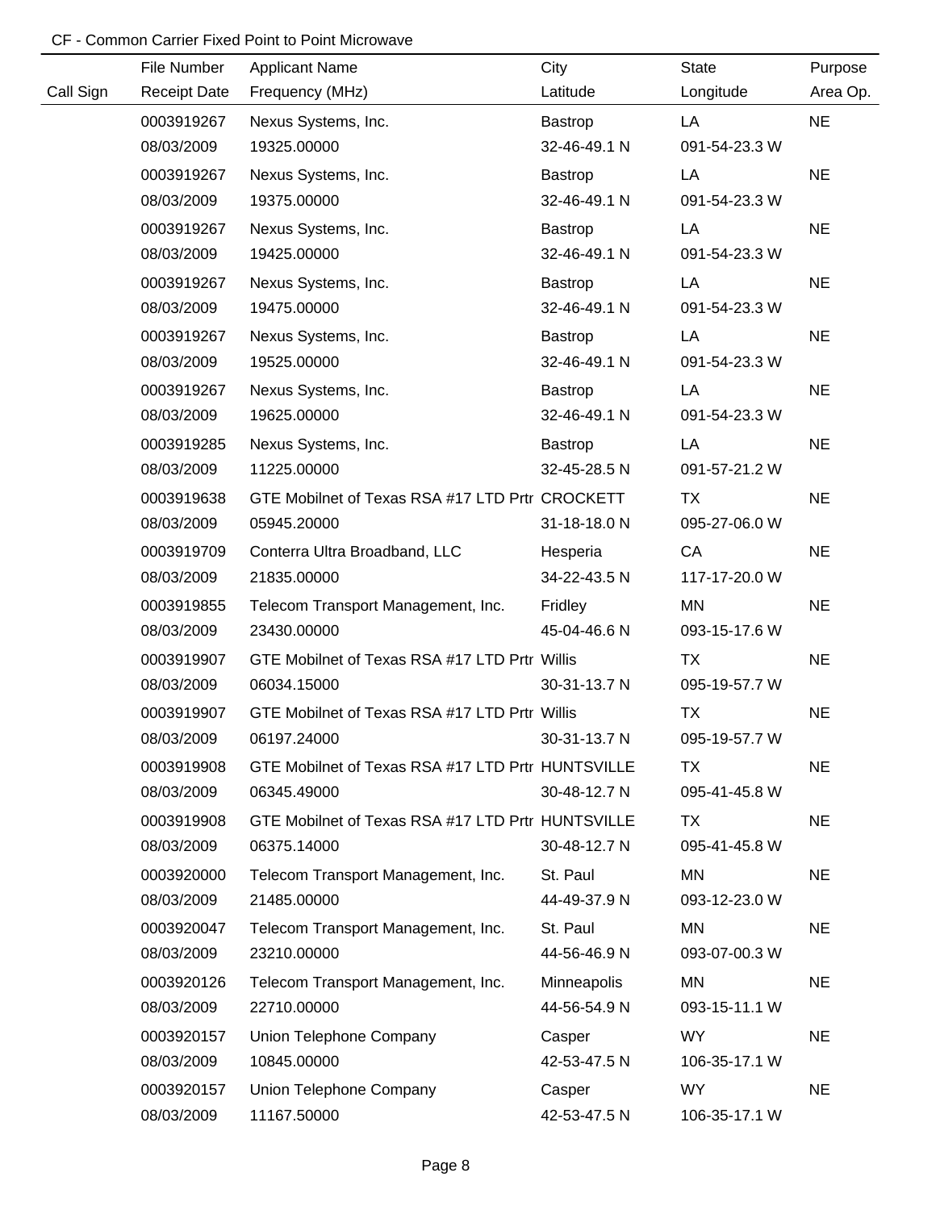CF - Common Carrier Fixed Point to Point Microwave

| Call Sign | File Number / Receipt Date | Applicant Name / Frequency (MHz) | City / Latitude | State / Longitude | Purpose / Area Op. |
|---|---|---|---|---|---|
| | 0003919267 | Nexus Systems, Inc. | Bastrop | LA | NE |
| | 08/03/2009 | 19325.00000 | 32-46-49.1 N | 091-54-23.3 W | |
| | 0003919267 | Nexus Systems, Inc. | Bastrop | LA | NE |
| | 08/03/2009 | 19375.00000 | 32-46-49.1 N | 091-54-23.3 W | |
| | 0003919267 | Nexus Systems, Inc. | Bastrop | LA | NE |
| | 08/03/2009 | 19425.00000 | 32-46-49.1 N | 091-54-23.3 W | |
| | 0003919267 | Nexus Systems, Inc. | Bastrop | LA | NE |
| | 08/03/2009 | 19475.00000 | 32-46-49.1 N | 091-54-23.3 W | |
| | 0003919267 | Nexus Systems, Inc. | Bastrop | LA | NE |
| | 08/03/2009 | 19525.00000 | 32-46-49.1 N | 091-54-23.3 W | |
| | 0003919267 | Nexus Systems, Inc. | Bastrop | LA | NE |
| | 08/03/2009 | 19625.00000 | 32-46-49.1 N | 091-54-23.3 W | |
| | 0003919285 | Nexus Systems, Inc. | Bastrop | LA | NE |
| | 08/03/2009 | 11225.00000 | 32-45-28.5 N | 091-57-21.2 W | |
| | 0003919638 | GTE Mobilnet of Texas RSA #17 LTD Prtr | CROCKETT | TX | NE |
| | 08/03/2009 | 05945.20000 | 31-18-18.0 N | 095-27-06.0 W | |
| | 0003919709 | Conterra Ultra Broadband, LLC | Hesperia | CA | NE |
| | 08/03/2009 | 21835.00000 | 34-22-43.5 N | 117-17-20.0 W | |
| | 0003919855 | Telecom Transport Management, Inc. | Fridley | MN | NE |
| | 08/03/2009 | 23430.00000 | 45-04-46.6 N | 093-15-17.6 W | |
| | 0003919907 | GTE Mobilnet of Texas RSA #17 LTD Prtr | Willis | TX | NE |
| | 08/03/2009 | 06034.15000 | 30-31-13.7 N | 095-19-57.7 W | |
| | 0003919907 | GTE Mobilnet of Texas RSA #17 LTD Prtr | Willis | TX | NE |
| | 08/03/2009 | 06197.24000 | 30-31-13.7 N | 095-19-57.7 W | |
| | 0003919908 | GTE Mobilnet of Texas RSA #17 LTD Prtr | HUNTSVILLE | TX | NE |
| | 08/03/2009 | 06345.49000 | 30-48-12.7 N | 095-41-45.8 W | |
| | 0003919908 | GTE Mobilnet of Texas RSA #17 LTD Prtr | HUNTSVILLE | TX | NE |
| | 08/03/2009 | 06375.14000 | 30-48-12.7 N | 095-41-45.8 W | |
| | 0003920000 | Telecom Transport Management, Inc. | St. Paul | MN | NE |
| | 08/03/2009 | 21485.00000 | 44-49-37.9 N | 093-12-23.0 W | |
| | 0003920047 | Telecom Transport Management, Inc. | St. Paul | MN | NE |
| | 08/03/2009 | 23210.00000 | 44-56-46.9 N | 093-07-00.3 W | |
| | 0003920126 | Telecom Transport Management, Inc. | Minneapolis | MN | NE |
| | 08/03/2009 | 22710.00000 | 44-56-54.9 N | 093-15-11.1 W | |
| | 0003920157 | Union Telephone Company | Casper | WY | NE |
| | 08/03/2009 | 10845.00000 | 42-53-47.5 N | 106-35-17.1 W | |
| | 0003920157 | Union Telephone Company | Casper | WY | NE |
| | 08/03/2009 | 11167.50000 | 42-53-47.5 N | 106-35-17.1 W | |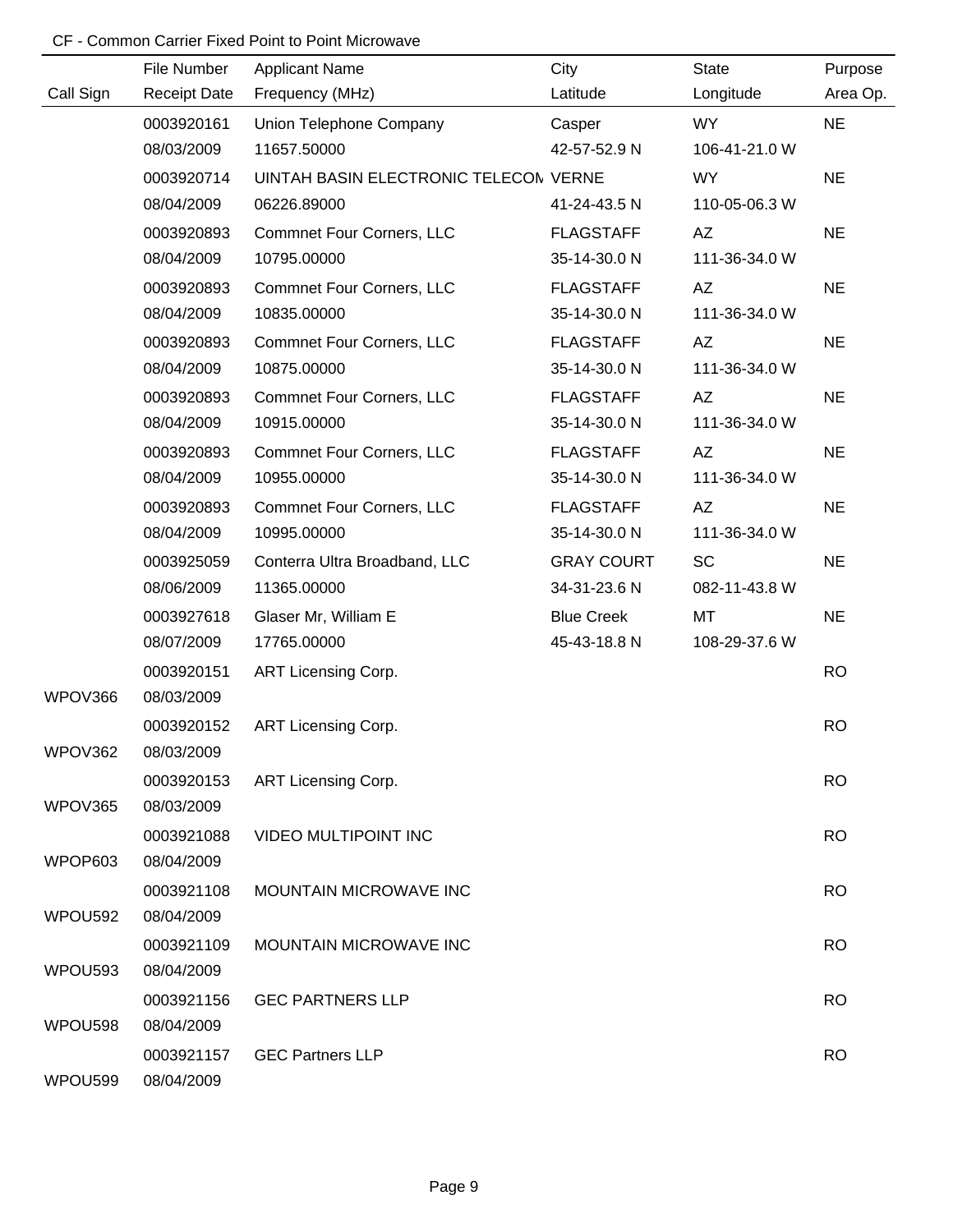CF - Common Carrier Fixed Point to Point Microwave

| Call Sign | File Number<br>Receipt Date | Applicant Name<br>Frequency (MHz) | City<br>Latitude | State<br>Longitude | Purpose<br>Area Op. |
|---|---|---|---|---|---|
| | 0003920161<br>08/03/2009 | Union Telephone Company<br>11657.50000 | Casper<br>42-57-52.9 N | WY<br>106-41-21.0 W | NE |
| | 0003920714<br>08/04/2009 | UINTAH BASIN ELECTRONIC TELECOM<br>06226.89000 | VERNE<br>41-24-43.5 N | WY<br>110-05-06.3 W | NE |
| | 0003920893<br>08/04/2009 | Commnet Four Corners, LLC<br>10795.00000 | FLAGSTAFF<br>35-14-30.0 N | AZ<br>111-36-34.0 W | NE |
| | 0003920893<br>08/04/2009 | Commnet Four Corners, LLC<br>10835.00000 | FLAGSTAFF<br>35-14-30.0 N | AZ<br>111-36-34.0 W | NE |
| | 0003920893<br>08/04/2009 | Commnet Four Corners, LLC<br>10875.00000 | FLAGSTAFF<br>35-14-30.0 N | AZ<br>111-36-34.0 W | NE |
| | 0003920893<br>08/04/2009 | Commnet Four Corners, LLC<br>10915.00000 | FLAGSTAFF<br>35-14-30.0 N | AZ<br>111-36-34.0 W | NE |
| | 0003920893<br>08/04/2009 | Commnet Four Corners, LLC<br>10955.00000 | FLAGSTAFF<br>35-14-30.0 N | AZ<br>111-36-34.0 W | NE |
| | 0003920893<br>08/04/2009 | Commnet Four Corners, LLC<br>10995.00000 | FLAGSTAFF<br>35-14-30.0 N | AZ<br>111-36-34.0 W | NE |
| | 0003925059<br>08/06/2009 | Conterra Ultra Broadband, LLC<br>11365.00000 | GRAY COURT<br>34-31-23.6 N | SC<br>082-11-43.8 W | NE |
| | 0003927618<br>08/07/2009 | Glaser Mr, William E<br>17765.00000 | Blue Creek<br>45-43-18.8 N | MT<br>108-29-37.6 W | NE |
| WPOV366 | 0003920151<br>08/03/2009 | ART Licensing Corp. | | | RO |
| WPOV362 | 0003920152<br>08/03/2009 | ART Licensing Corp. | | | RO |
| WPOV365 | 0003920153<br>08/03/2009 | ART Licensing Corp. | | | RO |
| WPOP603 | 0003921088<br>08/04/2009 | VIDEO MULTIPOINT INC | | | RO |
| WPOU592 | 0003921108<br>08/04/2009 | MOUNTAIN MICROWAVE INC | | | RO |
| WPOU593 | 0003921109<br>08/04/2009 | MOUNTAIN MICROWAVE INC | | | RO |
| WPOU598 | 0003921156<br>08/04/2009 | GEC PARTNERS LLP | | | RO |
| WPOU599 | 0003921157<br>08/04/2009 | GEC Partners LLP | | | RO |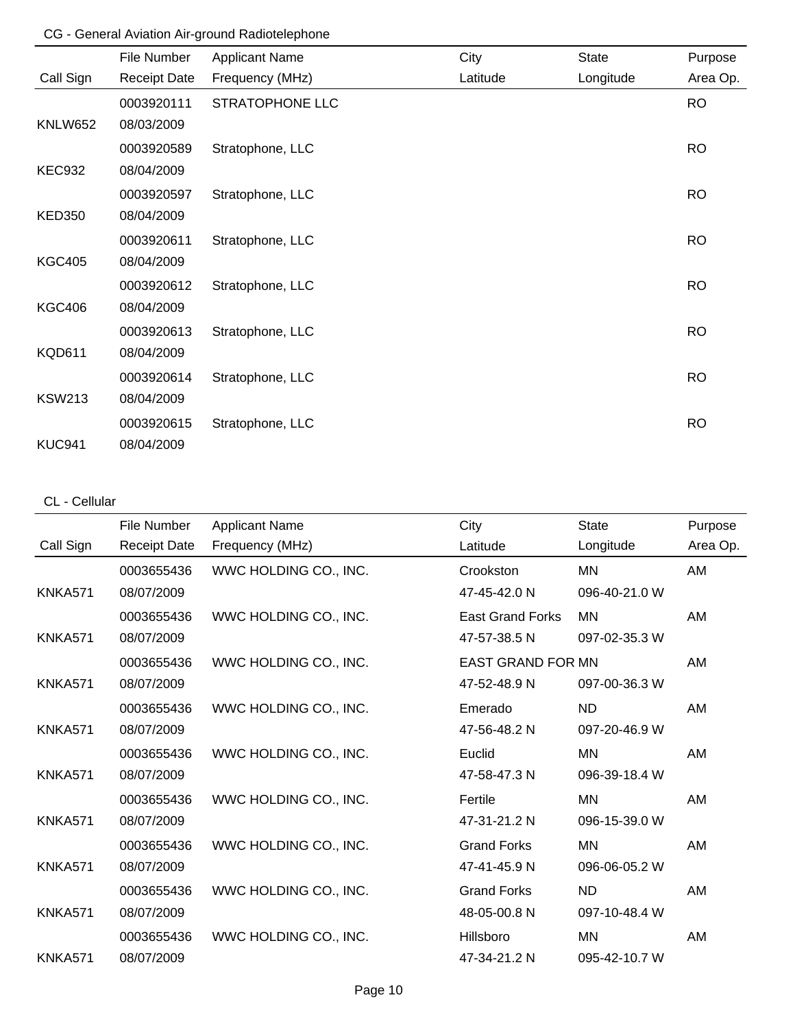CG - General Aviation Air-ground Radiotelephone

| Call Sign | File Number / Receipt Date | Applicant Name / Frequency (MHz) | City / Latitude | State / Longitude | Purpose / Area Op. |
|---|---|---|---|---|---|
| KNLW652 | 0003920111 / 08/03/2009 | STRATOPHONE LLC | | | RO |
| KEC932 | 0003920589 / 08/04/2009 | Stratophone, LLC | | | RO |
| KED350 | 0003920597 / 08/04/2009 | Stratophone, LLC | | | RO |
| KGC405 | 0003920611 / 08/04/2009 | Stratophone, LLC | | | RO |
| KGC406 | 0003920612 / 08/04/2009 | Stratophone, LLC | | | RO |
| KQD611 | 0003920613 / 08/04/2009 | Stratophone, LLC | | | RO |
| KSW213 | 0003920614 / 08/04/2009 | Stratophone, LLC | | | RO |
| KUC941 | 0003920615 / 08/04/2009 | Stratophone, LLC | | | RO |

CL - Cellular

| Call Sign | File Number / Receipt Date | Applicant Name / Frequency (MHz) | City / Latitude | State / Longitude | Purpose / Area Op. |
|---|---|---|---|---|---|
| KNKA571 | 0003655436 / 08/07/2009 | WWC HOLDING CO., INC. | Crookston / 47-45-42.0 N | MN / 096-40-21.0 W | AM |
| KNKA571 | 0003655436 / 08/07/2009 | WWC HOLDING CO., INC. | East Grand Forks / 47-57-38.5 N | MN / 097-02-35.3 W | AM |
| KNKA571 | 0003655436 / 08/07/2009 | WWC HOLDING CO., INC. | EAST GRAND FOR / 47-52-48.9 N | MN / 097-00-36.3 W | AM |
| KNKA571 | 0003655436 / 08/07/2009 | WWC HOLDING CO., INC. | Emerado / 47-56-48.2 N | ND / 097-20-46.9 W | AM |
| KNKA571 | 0003655436 / 08/07/2009 | WWC HOLDING CO., INC. | Euclid / 47-58-47.3 N | MN / 096-39-18.4 W | AM |
| KNKA571 | 0003655436 / 08/07/2009 | WWC HOLDING CO., INC. | Fertile / 47-31-21.2 N | MN / 096-15-39.0 W | AM |
| KNKA571 | 0003655436 / 08/07/2009 | WWC HOLDING CO., INC. | Grand Forks / 47-41-45.9 N | MN / 096-06-05.2 W | AM |
| KNKA571 | 0003655436 / 08/07/2009 | WWC HOLDING CO., INC. | Grand Forks / 48-05-00.8 N | ND / 097-10-48.4 W | AM |
| KNKA571 | 0003655436 / 08/07/2009 | WWC HOLDING CO., INC. | Hillsboro / 47-34-21.2 N | MN / 095-42-10.7 W | AM |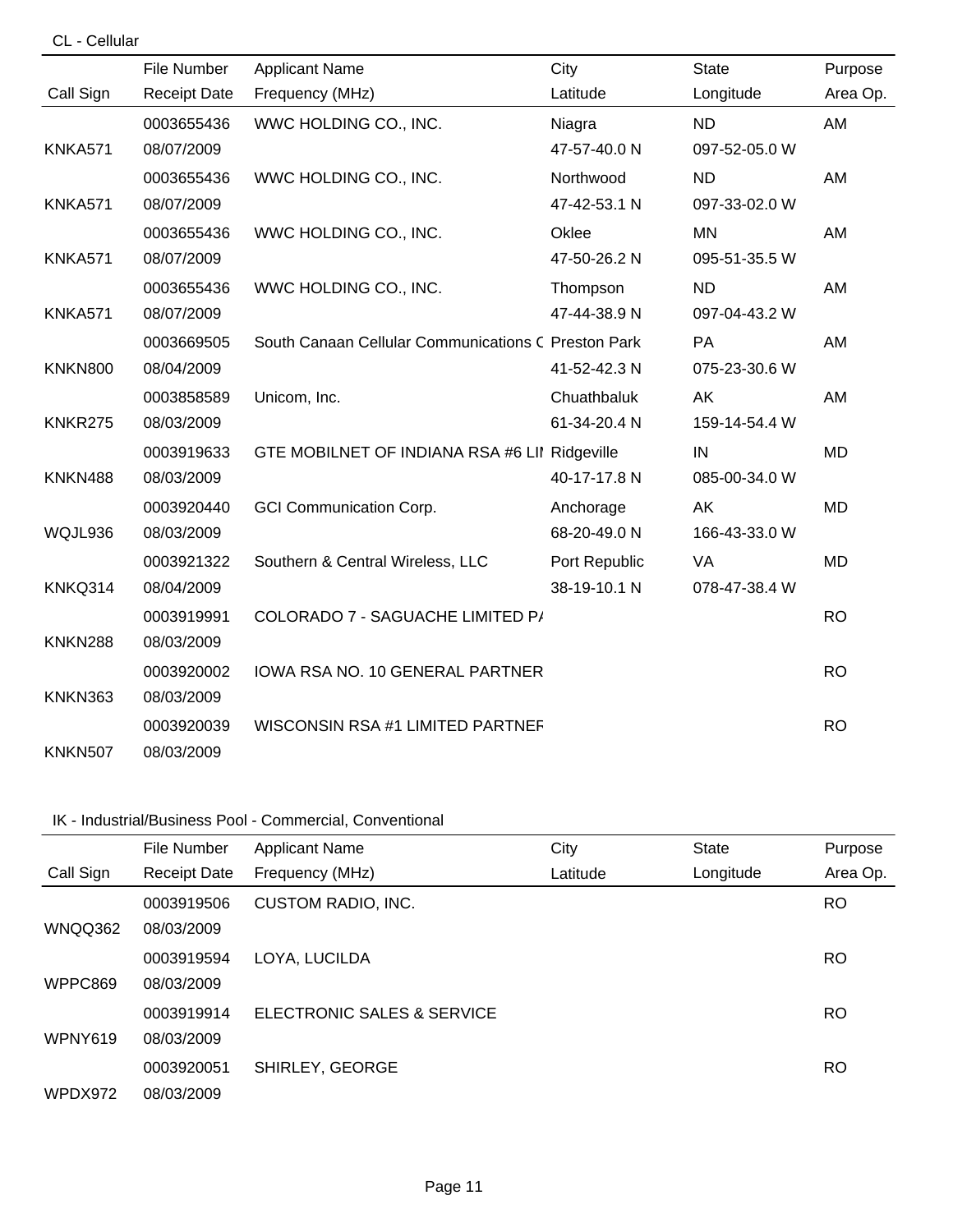CL - Cellular

| Call Sign | File Number<br>Receipt Date | Applicant Name<br>Frequency (MHz) | City<br>Latitude | State<br>Longitude | Purpose<br>Area Op. |
|---|---|---|---|---|---|
| KNKA571 | 0003655436<br>08/07/2009 | WWC HOLDING CO., INC. | Niagra<br>47-57-40.0 N | ND<br>097-52-05.0 W | AM |
| KNKA571 | 0003655436<br>08/07/2009 | WWC HOLDING CO., INC. | Northwood<br>47-42-53.1 N | ND<br>097-33-02.0 W | AM |
| KNKA571 | 0003655436<br>08/07/2009 | WWC HOLDING CO., INC. | Oklee<br>47-50-26.2 N | MN<br>095-51-35.5 W | AM |
| KNKA571 | 0003655436<br>08/07/2009 | WWC HOLDING CO., INC. | Thompson<br>47-44-38.9 N | ND<br>097-04-43.2 W | AM |
| KNKN800 | 0003669505<br>08/04/2009 | South Canaan Cellular Communications C | Preston Park<br>41-52-42.3 N | PA<br>075-23-30.6 W | AM |
| KNKR275 | 0003858589<br>08/03/2009 | Unicom, Inc. | Chuathbaluk<br>61-34-20.4 N | AK<br>159-14-54.4 W | AM |
| KNKN488 | 0003919633<br>08/03/2009 | GTE MOBILNET OF INDIANA RSA #6 LII | Ridgeville<br>40-17-17.8 N | IN<br>085-00-34.0 W | MD |
| WQJL936 | 0003920440<br>08/03/2009 | GCI Communication Corp. | Anchorage<br>68-20-49.0 N | AK<br>166-43-33.0 W | MD |
| KNKQ314 | 0003921322<br>08/04/2009 | Southern & Central Wireless, LLC | Port Republic<br>38-19-10.1 N | VA<br>078-47-38.4 W | MD |
| KNKN288 | 0003919991<br>08/03/2009 | COLORADO 7 - SAGUACHE LIMITED P/ | | | RO |
| KNKN363 | 0003920002<br>08/03/2009 | IOWA RSA NO. 10 GENERAL PARTNER | | | RO |
| KNKN507 | 0003920039<br>08/03/2009 | WISCONSIN RSA #1 LIMITED PARTNEF | | | RO |

IK - Industrial/Business Pool - Commercial, Conventional

| Call Sign | File Number<br>Receipt Date | Applicant Name<br>Frequency (MHz) | City<br>Latitude | State<br>Longitude | Purpose<br>Area Op. |
|---|---|---|---|---|---|
| WNQQ362 | 0003919506<br>08/03/2009 | CUSTOM RADIO, INC. | | | RO |
| WPPC869 | 0003919594<br>08/03/2009 | LOYA, LUCILDA | | | RO |
| WPNY619 | 0003919914<br>08/03/2009 | ELECTRONIC SALES & SERVICE | | | RO |
| WPDX972 | 0003920051<br>08/03/2009 | SHIRLEY, GEORGE | | | RO |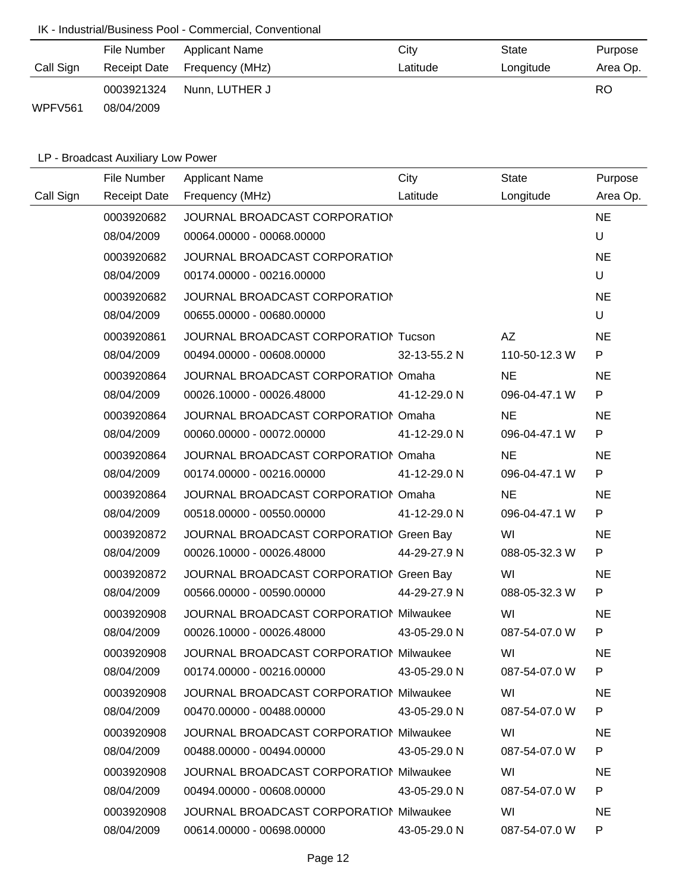IK - Industrial/Business Pool - Commercial, Conventional

| Call Sign | File Number<br>Receipt Date | Applicant Name<br>Frequency (MHz) | City<br>Latitude | State<br>Longitude | Purpose<br>Area Op. |
|---|---|---|---|---|---|
| WPFV561 | 0003921324<br>08/04/2009 | Nunn, LUTHER J | | | RO |

LP - Broadcast Auxiliary Low Power

| Call Sign | File Number<br>Receipt Date | Applicant Name<br>Frequency (MHz) | City<br>Latitude | State<br>Longitude | Purpose<br>Area Op. |
|---|---|---|---|---|---|
| | 0003920682<br>08/04/2009 | JOURNAL BROADCAST CORPORATION<br>00064.00000 - 00068.00000 | | | NE<br>U |
| | 0003920682<br>08/04/2009 | JOURNAL BROADCAST CORPORATION<br>00174.00000 - 00216.00000 | | | NE<br>U |
| | 0003920682<br>08/04/2009 | JOURNAL BROADCAST CORPORATION<br>00655.00000 - 00680.00000 | | | NE<br>U |
| | 0003920861<br>08/04/2009 | JOURNAL BROADCAST CORPORATION<br>00494.00000 - 00608.00000 | Tucson<br>32-13-55.2 N | AZ<br>110-50-12.3 W | NE<br>P |
| | 0003920864<br>08/04/2009 | JOURNAL BROADCAST CORPORATION<br>00026.10000 - 00026.48000 | Omaha<br>41-12-29.0 N | NE<br>096-04-47.1 W | NE<br>P |
| | 0003920864<br>08/04/2009 | JOURNAL BROADCAST CORPORATION<br>00060.00000 - 00072.00000 | Omaha<br>41-12-29.0 N | NE<br>096-04-47.1 W | NE<br>P |
| | 0003920864<br>08/04/2009 | JOURNAL BROADCAST CORPORATION<br>00174.00000 - 00216.00000 | Omaha<br>41-12-29.0 N | NE<br>096-04-47.1 W | NE<br>P |
| | 0003920864<br>08/04/2009 | JOURNAL BROADCAST CORPORATION<br>00518.00000 - 00550.00000 | Omaha<br>41-12-29.0 N | NE<br>096-04-47.1 W | NE<br>P |
| | 0003920872<br>08/04/2009 | JOURNAL BROADCAST CORPORATION<br>00026.10000 - 00026.48000 | Green Bay<br>44-29-27.9 N | WI<br>088-05-32.3 W | NE<br>P |
| | 0003920872<br>08/04/2009 | JOURNAL BROADCAST CORPORATION<br>00566.00000 - 00590.00000 | Green Bay<br>44-29-27.9 N | WI<br>088-05-32.3 W | NE<br>P |
| | 0003920908<br>08/04/2009 | JOURNAL BROADCAST CORPORATION<br>00026.10000 - 00026.48000 | Milwaukee<br>43-05-29.0 N | WI<br>087-54-07.0 W | NE<br>P |
| | 0003920908<br>08/04/2009 | JOURNAL BROADCAST CORPORATION<br>00174.00000 - 00216.00000 | Milwaukee<br>43-05-29.0 N | WI<br>087-54-07.0 W | NE<br>P |
| | 0003920908<br>08/04/2009 | JOURNAL BROADCAST CORPORATION<br>00470.00000 - 00488.00000 | Milwaukee<br>43-05-29.0 N | WI<br>087-54-07.0 W | NE<br>P |
| | 0003920908<br>08/04/2009 | JOURNAL BROADCAST CORPORATION<br>00488.00000 - 00494.00000 | Milwaukee<br>43-05-29.0 N | WI<br>087-54-07.0 W | NE<br>P |
| | 0003920908<br>08/04/2009 | JOURNAL BROADCAST CORPORATION<br>00494.00000 - 00608.00000 | Milwaukee<br>43-05-29.0 N | WI<br>087-54-07.0 W | NE<br>P |
| | 0003920908<br>08/04/2009 | JOURNAL BROADCAST CORPORATION<br>00614.00000 - 00698.00000 | Milwaukee<br>43-05-29.0 N | WI<br>087-54-07.0 W | NE<br>P |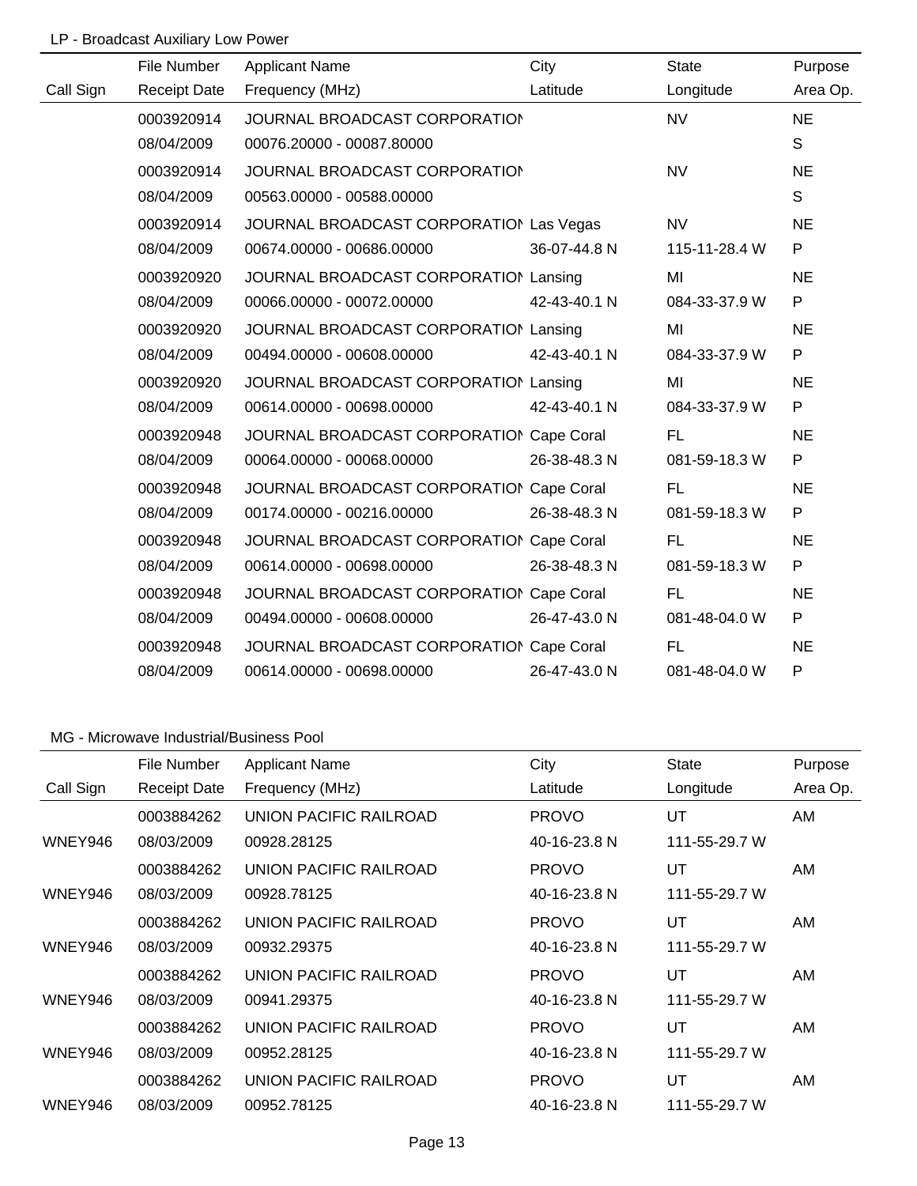LP - Broadcast Auxiliary Low Power

| Call Sign | File Number / Receipt Date | Applicant Name / Frequency (MHz) | City / Latitude | State / Longitude | Purpose / Area Op. |
|---|---|---|---|---|---|
| | 0003920914 | JOURNAL BROADCAST CORPORATION | | NV | NE |
| | 08/04/2009 | 00076.20000 - 00087.80000 | | | S |
| | 0003920914 | JOURNAL BROADCAST CORPORATION | | NV | NE |
| | 08/04/2009 | 00563.00000 - 00588.00000 | | | S |
| | 0003920914 | JOURNAL BROADCAST CORPORATION | Las Vegas | NV | NE |
| | 08/04/2009 | 00674.00000 - 00686.00000 | 36-07-44.8 N | 115-11-28.4 W | P |
| | 0003920920 | JOURNAL BROADCAST CORPORATION | Lansing | MI | NE |
| | 08/04/2009 | 00066.00000 - 00072.00000 | 42-43-40.1 N | 084-33-37.9 W | P |
| | 0003920920 | JOURNAL BROADCAST CORPORATION | Lansing | MI | NE |
| | 08/04/2009 | 00494.00000 - 00608.00000 | 42-43-40.1 N | 084-33-37.9 W | P |
| | 0003920920 | JOURNAL BROADCAST CORPORATION | Lansing | MI | NE |
| | 08/04/2009 | 00614.00000 - 00698.00000 | 42-43-40.1 N | 084-33-37.9 W | P |
| | 0003920948 | JOURNAL BROADCAST CORPORATION | Cape Coral | FL | NE |
| | 08/04/2009 | 00064.00000 - 00068.00000 | 26-38-48.3 N | 081-59-18.3 W | P |
| | 0003920948 | JOURNAL BROADCAST CORPORATION | Cape Coral | FL | NE |
| | 08/04/2009 | 00174.00000 - 00216.00000 | 26-38-48.3 N | 081-59-18.3 W | P |
| | 0003920948 | JOURNAL BROADCAST CORPORATION | Cape Coral | FL | NE |
| | 08/04/2009 | 00614.00000 - 00698.00000 | 26-38-48.3 N | 081-59-18.3 W | P |
| | 0003920948 | JOURNAL BROADCAST CORPORATION | Cape Coral | FL | NE |
| | 08/04/2009 | 00494.00000 - 00608.00000 | 26-47-43.0 N | 081-48-04.0 W | P |
| | 0003920948 | JOURNAL BROADCAST CORPORATION | Cape Coral | FL | NE |
| | 08/04/2009 | 00614.00000 - 00698.00000 | 26-47-43.0 N | 081-48-04.0 W | P |

MG - Microwave Industrial/Business Pool

| Call Sign | File Number / Receipt Date | Applicant Name / Frequency (MHz) | City / Latitude | State / Longitude | Purpose / Area Op. |
|---|---|---|---|---|---|
| | 0003884262 | UNION PACIFIC RAILROAD | PROVO | UT | AM |
| WNEY946 | 08/03/2009 | 00928.28125 | 40-16-23.8 N | 111-55-29.7 W | |
| | 0003884262 | UNION PACIFIC RAILROAD | PROVO | UT | AM |
| WNEY946 | 08/03/2009 | 00928.78125 | 40-16-23.8 N | 111-55-29.7 W | |
| | 0003884262 | UNION PACIFIC RAILROAD | PROVO | UT | AM |
| WNEY946 | 08/03/2009 | 00932.29375 | 40-16-23.8 N | 111-55-29.7 W | |
| | 0003884262 | UNION PACIFIC RAILROAD | PROVO | UT | AM |
| WNEY946 | 08/03/2009 | 00941.29375 | 40-16-23.8 N | 111-55-29.7 W | |
| | 0003884262 | UNION PACIFIC RAILROAD | PROVO | UT | AM |
| WNEY946 | 08/03/2009 | 00952.28125 | 40-16-23.8 N | 111-55-29.7 W | |
| | 0003884262 | UNION PACIFIC RAILROAD | PROVO | UT | AM |
| WNEY946 | 08/03/2009 | 00952.78125 | 40-16-23.8 N | 111-55-29.7 W | |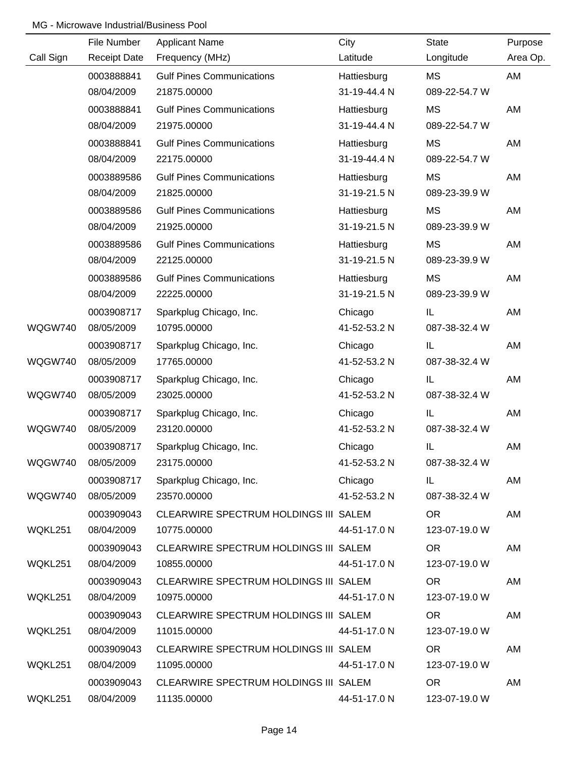MG - Microwave Industrial/Business Pool

| Call Sign | File Number / Receipt Date | Applicant Name / Frequency (MHz) | City / Latitude | State / Longitude | Purpose / Area Op. |
|---|---|---|---|---|---|
| | 0003888841 | Gulf Pines Communications | Hattiesburg | MS | AM |
| | 08/04/2009 | 21875.00000 | 31-19-44.4 N | 089-22-54.7 W | |
| | 0003888841 | Gulf Pines Communications | Hattiesburg | MS | AM |
| | 08/04/2009 | 21975.00000 | 31-19-44.4 N | 089-22-54.7 W | |
| | 0003888841 | Gulf Pines Communications | Hattiesburg | MS | AM |
| | 08/04/2009 | 22175.00000 | 31-19-44.4 N | 089-22-54.7 W | |
| | 0003889586 | Gulf Pines Communications | Hattiesburg | MS | AM |
| | 08/04/2009 | 21825.00000 | 31-19-21.5 N | 089-23-39.9 W | |
| | 0003889586 | Gulf Pines Communications | Hattiesburg | MS | AM |
| | 08/04/2009 | 21925.00000 | 31-19-21.5 N | 089-23-39.9 W | |
| | 0003889586 | Gulf Pines Communications | Hattiesburg | MS | AM |
| | 08/04/2009 | 22125.00000 | 31-19-21.5 N | 089-23-39.9 W | |
| | 0003889586 | Gulf Pines Communications | Hattiesburg | MS | AM |
| | 08/04/2009 | 22225.00000 | 31-19-21.5 N | 089-23-39.9 W | |
| | 0003908717 | Sparkplug Chicago, Inc. | Chicago | IL | AM |
| WQGW740 | 08/05/2009 | 10795.00000 | 41-52-53.2 N | 087-38-32.4 W | |
| | 0003908717 | Sparkplug Chicago, Inc. | Chicago | IL | AM |
| WQGW740 | 08/05/2009 | 17765.00000 | 41-52-53.2 N | 087-38-32.4 W | |
| | 0003908717 | Sparkplug Chicago, Inc. | Chicago | IL | AM |
| WQGW740 | 08/05/2009 | 23025.00000 | 41-52-53.2 N | 087-38-32.4 W | |
| | 0003908717 | Sparkplug Chicago, Inc. | Chicago | IL | AM |
| WQGW740 | 08/05/2009 | 23120.00000 | 41-52-53.2 N | 087-38-32.4 W | |
| | 0003908717 | Sparkplug Chicago, Inc. | Chicago | IL | AM |
| WQGW740 | 08/05/2009 | 23175.00000 | 41-52-53.2 N | 087-38-32.4 W | |
| | 0003908717 | Sparkplug Chicago, Inc. | Chicago | IL | AM |
| WQGW740 | 08/05/2009 | 23570.00000 | 41-52-53.2 N | 087-38-32.4 W | |
| | 0003909043 | CLEARWIRE SPECTRUM HOLDINGS III | SALEM | OR | AM |
| WQKL251 | 08/04/2009 | 10775.00000 | 44-51-17.0 N | 123-07-19.0 W | |
| | 0003909043 | CLEARWIRE SPECTRUM HOLDINGS III | SALEM | OR | AM |
| WQKL251 | 08/04/2009 | 10855.00000 | 44-51-17.0 N | 123-07-19.0 W | |
| | 0003909043 | CLEARWIRE SPECTRUM HOLDINGS III | SALEM | OR | AM |
| WQKL251 | 08/04/2009 | 10975.00000 | 44-51-17.0 N | 123-07-19.0 W | |
| | 0003909043 | CLEARWIRE SPECTRUM HOLDINGS III | SALEM | OR | AM |
| WQKL251 | 08/04/2009 | 11015.00000 | 44-51-17.0 N | 123-07-19.0 W | |
| | 0003909043 | CLEARWIRE SPECTRUM HOLDINGS III | SALEM | OR | AM |
| WQKL251 | 08/04/2009 | 11095.00000 | 44-51-17.0 N | 123-07-19.0 W | |
| | 0003909043 | CLEARWIRE SPECTRUM HOLDINGS III | SALEM | OR | AM |
| WQKL251 | 08/04/2009 | 11135.00000 | 44-51-17.0 N | 123-07-19.0 W | |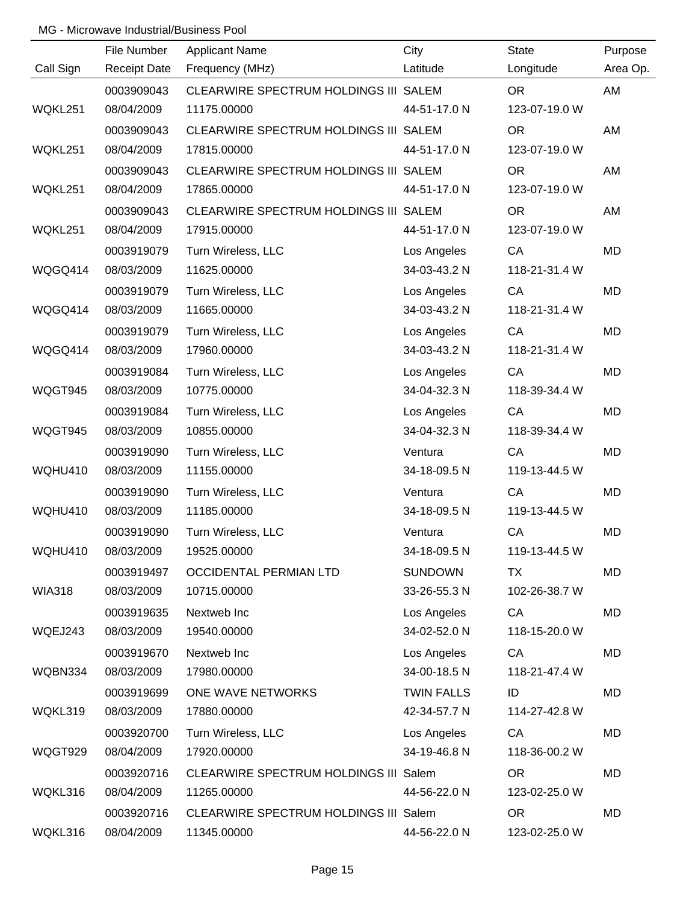MG - Microwave Industrial/Business Pool

| Call Sign | File Number<br>Receipt Date | Applicant Name<br>Frequency (MHz) | City<br>Latitude | State<br>Longitude | Purpose<br>Area Op. |
|---|---|---|---|---|---|
| WQKL251 | 0003909043<br>08/04/2009 | CLEARWIRE SPECTRUM HOLDINGS III<br>11175.00000 | SALEM<br>44-51-17.0 N | OR<br>123-07-19.0 W | AM |
| WQKL251 | 0003909043<br>08/04/2009 | CLEARWIRE SPECTRUM HOLDINGS III<br>17815.00000 | SALEM<br>44-51-17.0 N | OR<br>123-07-19.0 W | AM |
| WQKL251 | 0003909043<br>08/04/2009 | CLEARWIRE SPECTRUM HOLDINGS III<br>17865.00000 | SALEM<br>44-51-17.0 N | OR<br>123-07-19.0 W | AM |
| WQKL251 | 0003909043<br>08/04/2009 | CLEARWIRE SPECTRUM HOLDINGS III<br>17915.00000 | SALEM<br>44-51-17.0 N | OR<br>123-07-19.0 W | AM |
| WQGQ414 | 0003919079<br>08/03/2009 | Turn Wireless, LLC<br>11625.00000 | Los Angeles<br>34-03-43.2 N | CA<br>118-21-31.4 W | MD |
| WQGQ414 | 0003919079<br>08/03/2009 | Turn Wireless, LLC<br>11665.00000 | Los Angeles<br>34-03-43.2 N | CA<br>118-21-31.4 W | MD |
| WQGQ414 | 0003919079<br>08/03/2009 | Turn Wireless, LLC<br>17960.00000 | Los Angeles<br>34-03-43.2 N | CA<br>118-21-31.4 W | MD |
| WQGT945 | 0003919084<br>08/03/2009 | Turn Wireless, LLC<br>10775.00000 | Los Angeles<br>34-04-32.3 N | CA<br>118-39-34.4 W | MD |
| WQGT945 | 0003919084<br>08/03/2009 | Turn Wireless, LLC<br>10855.00000 | Los Angeles<br>34-04-32.3 N | CA<br>118-39-34.4 W | MD |
| WQHU410 | 0003919090<br>08/03/2009 | Turn Wireless, LLC<br>11155.00000 | Ventura<br>34-18-09.5 N | CA<br>119-13-44.5 W | MD |
| WQHU410 | 0003919090<br>08/03/2009 | Turn Wireless, LLC<br>11185.00000 | Ventura<br>34-18-09.5 N | CA<br>119-13-44.5 W | MD |
| WQHU410 | 0003919090<br>08/03/2009 | Turn Wireless, LLC<br>19525.00000 | Ventura<br>34-18-09.5 N | CA<br>119-13-44.5 W | MD |
| WIA318 | 0003919497<br>08/03/2009 | OCCIDENTAL PERMIAN LTD<br>10715.00000 | SUNDOWN<br>33-26-55.3 N | TX<br>102-26-38.7 W | MD |
| WQEJ243 | 0003919635<br>08/03/2009 | Nextweb Inc<br>19540.00000 | Los Angeles<br>34-02-52.0 N | CA<br>118-15-20.0 W | MD |
| WQBN334 | 0003919670<br>08/03/2009 | Nextweb Inc<br>17980.00000 | Los Angeles<br>34-00-18.5 N | CA<br>118-21-47.4 W | MD |
| WQKL319 | 0003919699<br>08/03/2009 | ONE WAVE NETWORKS<br>17880.00000 | TWIN FALLS<br>42-34-57.7 N | ID<br>114-27-42.8 W | MD |
| WQGT929 | 0003920700<br>08/04/2009 | Turn Wireless, LLC<br>17920.00000 | Los Angeles<br>34-19-46.8 N | CA<br>118-36-00.2 W | MD |
| WQKL316 | 0003920716<br>08/04/2009 | CLEARWIRE SPECTRUM HOLDINGS III<br>11265.00000 | Salem<br>44-56-22.0 N | OR<br>123-02-25.0 W | MD |
| WQKL316 | 0003920716<br>08/04/2009 | CLEARWIRE SPECTRUM HOLDINGS III<br>11345.00000 | Salem<br>44-56-22.0 N | OR<br>123-02-25.0 W | MD |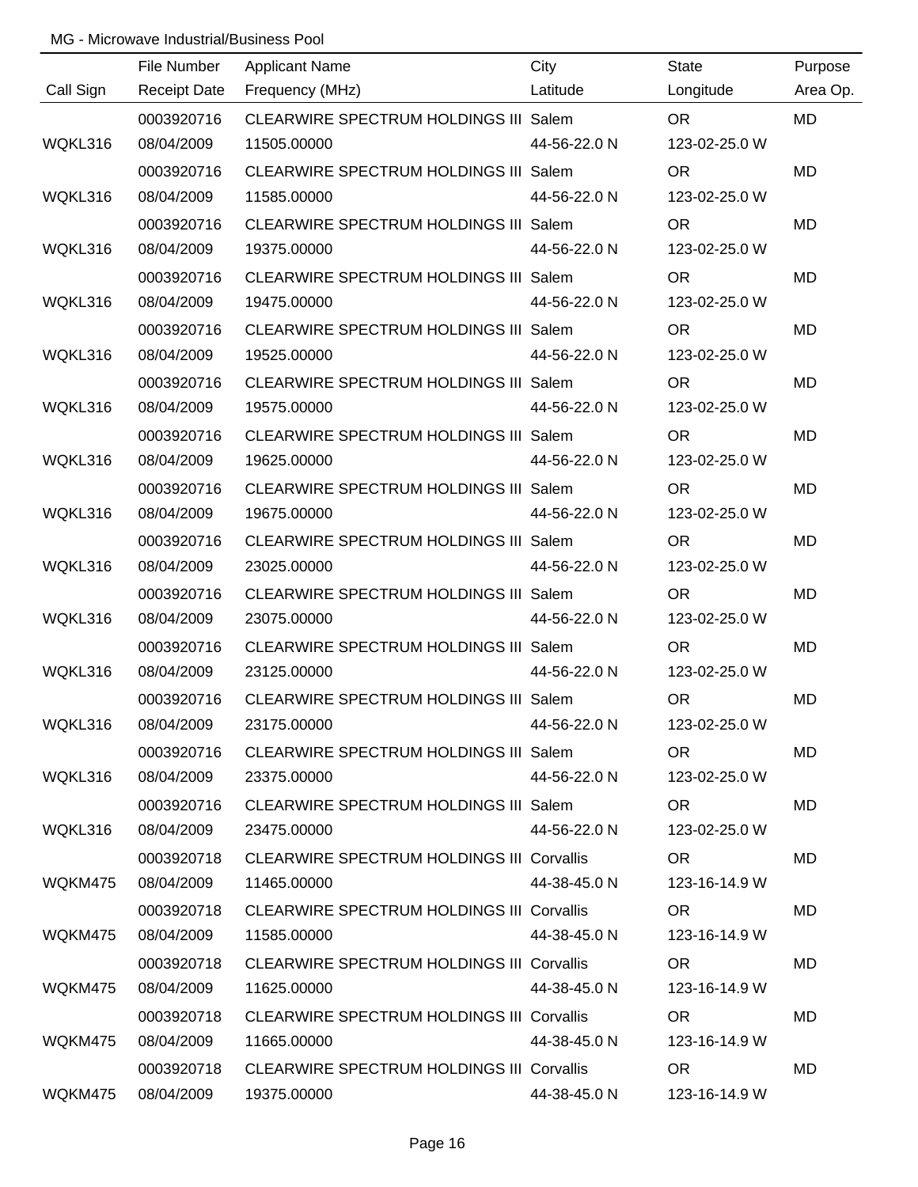MG - Microwave Industrial/Business Pool

| Call Sign | File Number / Receipt Date | Applicant Name / Frequency (MHz) | City / Latitude | State / Longitude | Purpose / Area Op. |
|---|---|---|---|---|---|
| WQKL316 | 0003920716 08/04/2009 | CLEARWIRE SPECTRUM HOLDINGS III 11505.00000 | Salem 44-56-22.0 N | OR 123-02-25.0 W | MD |
| WQKL316 | 0003920716 08/04/2009 | CLEARWIRE SPECTRUM HOLDINGS III 11585.00000 | Salem 44-56-22.0 N | OR 123-02-25.0 W | MD |
| WQKL316 | 0003920716 08/04/2009 | CLEARWIRE SPECTRUM HOLDINGS III 19375.00000 | Salem 44-56-22.0 N | OR 123-02-25.0 W | MD |
| WQKL316 | 0003920716 08/04/2009 | CLEARWIRE SPECTRUM HOLDINGS III 19475.00000 | Salem 44-56-22.0 N | OR 123-02-25.0 W | MD |
| WQKL316 | 0003920716 08/04/2009 | CLEARWIRE SPECTRUM HOLDINGS III 19525.00000 | Salem 44-56-22.0 N | OR 123-02-25.0 W | MD |
| WQKL316 | 0003920716 08/04/2009 | CLEARWIRE SPECTRUM HOLDINGS III 19575.00000 | Salem 44-56-22.0 N | OR 123-02-25.0 W | MD |
| WQKL316 | 0003920716 08/04/2009 | CLEARWIRE SPECTRUM HOLDINGS III 19625.00000 | Salem 44-56-22.0 N | OR 123-02-25.0 W | MD |
| WQKL316 | 0003920716 08/04/2009 | CLEARWIRE SPECTRUM HOLDINGS III 19675.00000 | Salem 44-56-22.0 N | OR 123-02-25.0 W | MD |
| WQKL316 | 0003920716 08/04/2009 | CLEARWIRE SPECTRUM HOLDINGS III 23025.00000 | Salem 44-56-22.0 N | OR 123-02-25.0 W | MD |
| WQKL316 | 0003920716 08/04/2009 | CLEARWIRE SPECTRUM HOLDINGS III 23075.00000 | Salem 44-56-22.0 N | OR 123-02-25.0 W | MD |
| WQKL316 | 0003920716 08/04/2009 | CLEARWIRE SPECTRUM HOLDINGS III 23125.00000 | Salem 44-56-22.0 N | OR 123-02-25.0 W | MD |
| WQKL316 | 0003920716 08/04/2009 | CLEARWIRE SPECTRUM HOLDINGS III 23175.00000 | Salem 44-56-22.0 N | OR 123-02-25.0 W | MD |
| WQKL316 | 0003920716 08/04/2009 | CLEARWIRE SPECTRUM HOLDINGS III 23375.00000 | Salem 44-56-22.0 N | OR 123-02-25.0 W | MD |
| WQKL316 | 0003920716 08/04/2009 | CLEARWIRE SPECTRUM HOLDINGS III 23475.00000 | Salem 44-56-22.0 N | OR 123-02-25.0 W | MD |
| WQKM475 | 0003920718 08/04/2009 | CLEARWIRE SPECTRUM HOLDINGS III 11465.00000 | Corvallis 44-38-45.0 N | OR 123-16-14.9 W | MD |
| WQKM475 | 0003920718 08/04/2009 | CLEARWIRE SPECTRUM HOLDINGS III 11585.00000 | Corvallis 44-38-45.0 N | OR 123-16-14.9 W | MD |
| WQKM475 | 0003920718 08/04/2009 | CLEARWIRE SPECTRUM HOLDINGS III 11625.00000 | Corvallis 44-38-45.0 N | OR 123-16-14.9 W | MD |
| WQKM475 | 0003920718 08/04/2009 | CLEARWIRE SPECTRUM HOLDINGS III 11665.00000 | Corvallis 44-38-45.0 N | OR 123-16-14.9 W | MD |
| WQKM475 | 0003920718 08/04/2009 | CLEARWIRE SPECTRUM HOLDINGS III 19375.00000 | Corvallis 44-38-45.0 N | OR 123-16-14.9 W | MD |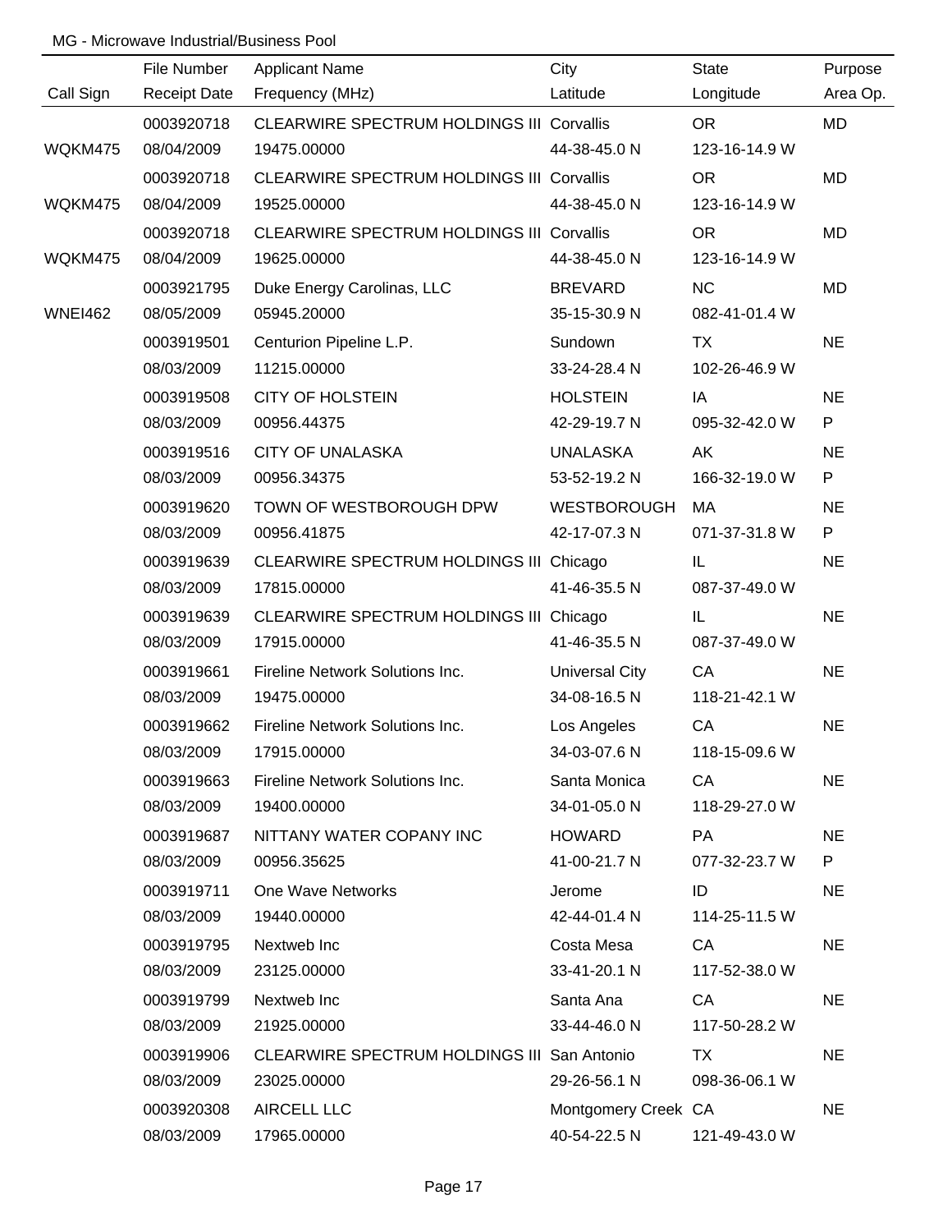MG - Microwave Industrial/Business Pool

| Call Sign | File Number / Receipt Date | Applicant Name / Frequency (MHz) | City / Latitude | State / Longitude | Purpose / Area Op. |
|---|---|---|---|---|---|
| | 0003920718 | CLEARWIRE SPECTRUM HOLDINGS III | Corvallis | OR | MD |
| WQKM475 | 08/04/2009 | 19475.00000 | 44-38-45.0 N | 123-16-14.9 W | |
| | 0003920718 | CLEARWIRE SPECTRUM HOLDINGS III | Corvallis | OR | MD |
| WQKM475 | 08/04/2009 | 19525.00000 | 44-38-45.0 N | 123-16-14.9 W | |
| | 0003920718 | CLEARWIRE SPECTRUM HOLDINGS III | Corvallis | OR | MD |
| WQKM475 | 08/04/2009 | 19625.00000 | 44-38-45.0 N | 123-16-14.9 W | |
| | 0003921795 | Duke Energy Carolinas, LLC | BREVARD | NC | MD |
| WNEI462 | 08/05/2009 | 05945.20000 | 35-15-30.9 N | 082-41-01.4 W | |
| | 0003919501 | Centurion Pipeline L.P. | Sundown | TX | NE |
| | 08/03/2009 | 11215.00000 | 33-24-28.4 N | 102-26-46.9 W | |
| | 0003919508 | CITY OF HOLSTEIN | HOLSTEIN | IA | NE |
| | 08/03/2009 | 00956.44375 | 42-29-19.7 N | 095-32-42.0 W | P |
| | 0003919516 | CITY OF UNALASKA | UNALASKA | AK | NE |
| | 08/03/2009 | 00956.34375 | 53-52-19.2 N | 166-32-19.0 W | P |
| | 0003919620 | TOWN OF WESTBOROUGH DPW | WESTBOROUGH | MA | NE |
| | 08/03/2009 | 00956.41875 | 42-17-07.3 N | 071-37-31.8 W | P |
| | 0003919639 | CLEARWIRE SPECTRUM HOLDINGS III | Chicago | IL | NE |
| | 08/03/2009 | 17815.00000 | 41-46-35.5 N | 087-37-49.0 W | |
| | 0003919639 | CLEARWIRE SPECTRUM HOLDINGS III | Chicago | IL | NE |
| | 08/03/2009 | 17915.00000 | 41-46-35.5 N | 087-37-49.0 W | |
| | 0003919661 | Fireline Network Solutions Inc. | Universal City | CA | NE |
| | 08/03/2009 | 19475.00000 | 34-08-16.5 N | 118-21-42.1 W | |
| | 0003919662 | Fireline Network Solutions Inc. | Los Angeles | CA | NE |
| | 08/03/2009 | 17915.00000 | 34-03-07.6 N | 118-15-09.6 W | |
| | 0003919663 | Fireline Network Solutions Inc. | Santa Monica | CA | NE |
| | 08/03/2009 | 19400.00000 | 34-01-05.0 N | 118-29-27.0 W | |
| | 0003919687 | NITTANY WATER COPANY INC | HOWARD | PA | NE |
| | 08/03/2009 | 00956.35625 | 41-00-21.7 N | 077-32-23.7 W | P |
| | 0003919711 | One Wave Networks | Jerome | ID | NE |
| | 08/03/2009 | 19440.00000 | 42-44-01.4 N | 114-25-11.5 W | |
| | 0003919795 | Nextweb Inc | Costa Mesa | CA | NE |
| | 08/03/2009 | 23125.00000 | 33-41-20.1 N | 117-52-38.0 W | |
| | 0003919799 | Nextweb Inc | Santa Ana | CA | NE |
| | 08/03/2009 | 21925.00000 | 33-44-46.0 N | 117-50-28.2 W | |
| | 0003919906 | CLEARWIRE SPECTRUM HOLDINGS III | San Antonio | TX | NE |
| | 08/03/2009 | 23025.00000 | 29-26-56.1 N | 098-36-06.1 W | |
| | 0003920308 | AIRCELL LLC | Montgomery Creek | CA | NE |
| | 08/03/2009 | 17965.00000 | 40-54-22.5 N | 121-49-43.0 W | |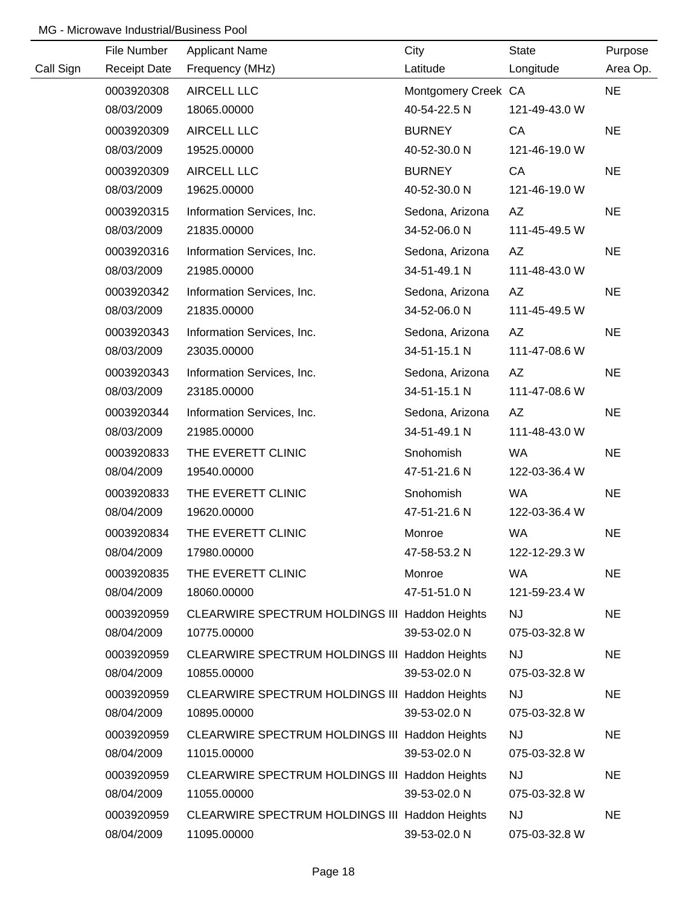MG - Microwave Industrial/Business Pool

| Call Sign | File Number<br>Receipt Date | Applicant Name<br>Frequency (MHz) | City<br>Latitude | State<br>Longitude | Purpose<br>Area Op. |
|---|---|---|---|---|---|
| | 0003920308<br>08/03/2009 | AIRCELL LLC<br>18065.00000 | Montgomery Creek<br>40-54-22.5 N | CA<br>121-49-43.0 W | NE |
| | 0003920309<br>08/03/2009 | AIRCELL LLC<br>19525.00000 | BURNEY<br>40-52-30.0 N | CA<br>121-46-19.0 W | NE |
| | 0003920309<br>08/03/2009 | AIRCELL LLC<br>19625.00000 | BURNEY<br>40-52-30.0 N | CA<br>121-46-19.0 W | NE |
| | 0003920315<br>08/03/2009 | Information Services, Inc.<br>21835.00000 | Sedona, Arizona<br>34-52-06.0 N | AZ<br>111-45-49.5 W | NE |
| | 0003920316<br>08/03/2009 | Information Services, Inc.<br>21985.00000 | Sedona, Arizona<br>34-51-49.1 N | AZ<br>111-48-43.0 W | NE |
| | 0003920342<br>08/03/2009 | Information Services, Inc.<br>21835.00000 | Sedona, Arizona<br>34-52-06.0 N | AZ<br>111-45-49.5 W | NE |
| | 0003920343<br>08/03/2009 | Information Services, Inc.<br>23035.00000 | Sedona, Arizona<br>34-51-15.1 N | AZ<br>111-47-08.6 W | NE |
| | 0003920343<br>08/03/2009 | Information Services, Inc.<br>23185.00000 | Sedona, Arizona<br>34-51-15.1 N | AZ<br>111-47-08.6 W | NE |
| | 0003920344<br>08/03/2009 | Information Services, Inc.<br>21985.00000 | Sedona, Arizona<br>34-51-49.1 N | AZ<br>111-48-43.0 W | NE |
| | 0003920833<br>08/04/2009 | THE EVERETT CLINIC<br>19540.00000 | Snohomish<br>47-51-21.6 N | WA<br>122-03-36.4 W | NE |
| | 0003920833<br>08/04/2009 | THE EVERETT CLINIC<br>19620.00000 | Snohomish<br>47-51-21.6 N | WA<br>122-03-36.4 W | NE |
| | 0003920834<br>08/04/2009 | THE EVERETT CLINIC<br>17980.00000 | Monroe<br>47-58-53.2 N | WA<br>122-12-29.3 W | NE |
| | 0003920835<br>08/04/2009 | THE EVERETT CLINIC<br>18060.00000 | Monroe<br>47-51-51.0 N | WA<br>121-59-23.4 W | NE |
| | 0003920959<br>08/04/2009 | CLEARWIRE SPECTRUM HOLDINGS III<br>10775.00000 | Haddon Heights<br>39-53-02.0 N | NJ<br>075-03-32.8 W | NE |
| | 0003920959<br>08/04/2009 | CLEARWIRE SPECTRUM HOLDINGS III<br>10855.00000 | Haddon Heights<br>39-53-02.0 N | NJ<br>075-03-32.8 W | NE |
| | 0003920959<br>08/04/2009 | CLEARWIRE SPECTRUM HOLDINGS III<br>10895.00000 | Haddon Heights<br>39-53-02.0 N | NJ<br>075-03-32.8 W | NE |
| | 0003920959<br>08/04/2009 | CLEARWIRE SPECTRUM HOLDINGS III<br>11015.00000 | Haddon Heights<br>39-53-02.0 N | NJ<br>075-03-32.8 W | NE |
| | 0003920959<br>08/04/2009 | CLEARWIRE SPECTRUM HOLDINGS III<br>11055.00000 | Haddon Heights<br>39-53-02.0 N | NJ<br>075-03-32.8 W | NE |
| | 0003920959<br>08/04/2009 | CLEARWIRE SPECTRUM HOLDINGS III<br>11095.00000 | Haddon Heights<br>39-53-02.0 N | NJ<br>075-03-32.8 W | NE |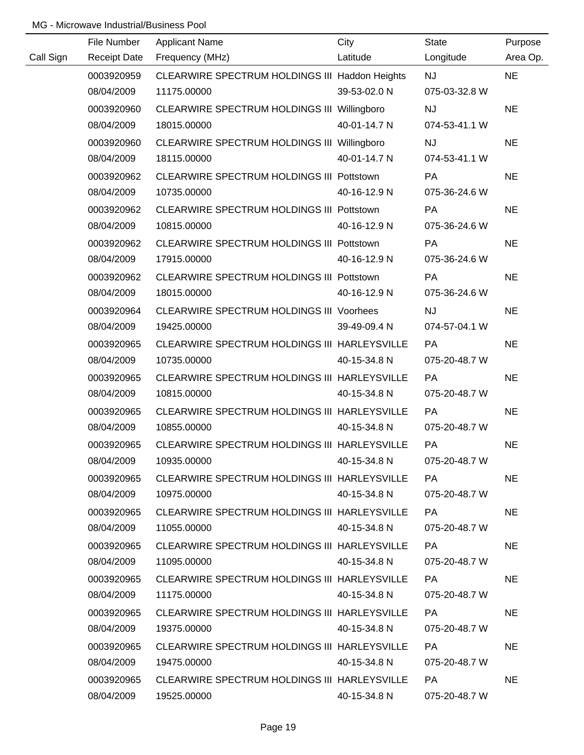MG - Microwave Industrial/Business Pool

| Call Sign | File Number<br>Receipt Date | Applicant Name<br>Frequency (MHz) | City<br>Latitude | State<br>Longitude | Purpose<br>Area Op. |
|---|---|---|---|---|---|
| | 0003920959<br>08/04/2009 | CLEARWIRE SPECTRUM HOLDINGS III<br>11175.00000 | Haddon Heights<br>39-53-02.0 N | NJ<br>075-03-32.8 W | NE |
| | 0003920960<br>08/04/2009 | CLEARWIRE SPECTRUM HOLDINGS III<br>18015.00000 | Willingboro<br>40-01-14.7 N | NJ<br>074-53-41.1 W | NE |
| | 0003920960<br>08/04/2009 | CLEARWIRE SPECTRUM HOLDINGS III<br>18115.00000 | Willingboro<br>40-01-14.7 N | NJ<br>074-53-41.1 W | NE |
| | 0003920962<br>08/04/2009 | CLEARWIRE SPECTRUM HOLDINGS III<br>10735.00000 | Pottstown<br>40-16-12.9 N | PA<br>075-36-24.6 W | NE |
| | 0003920962<br>08/04/2009 | CLEARWIRE SPECTRUM HOLDINGS III<br>10815.00000 | Pottstown<br>40-16-12.9 N | PA<br>075-36-24.6 W | NE |
| | 0003920962<br>08/04/2009 | CLEARWIRE SPECTRUM HOLDINGS III<br>17915.00000 | Pottstown<br>40-16-12.9 N | PA<br>075-36-24.6 W | NE |
| | 0003920962<br>08/04/2009 | CLEARWIRE SPECTRUM HOLDINGS III<br>18015.00000 | Pottstown<br>40-16-12.9 N | PA<br>075-36-24.6 W | NE |
| | 0003920964<br>08/04/2009 | CLEARWIRE SPECTRUM HOLDINGS III<br>19425.00000 | Voorhees<br>39-49-09.4 N | NJ<br>074-57-04.1 W | NE |
| | 0003920965<br>08/04/2009 | CLEARWIRE SPECTRUM HOLDINGS III<br>10735.00000 | HARLEYSVILLE<br>40-15-34.8 N | PA<br>075-20-48.7 W | NE |
| | 0003920965<br>08/04/2009 | CLEARWIRE SPECTRUM HOLDINGS III<br>10815.00000 | HARLEYSVILLE<br>40-15-34.8 N | PA<br>075-20-48.7 W | NE |
| | 0003920965<br>08/04/2009 | CLEARWIRE SPECTRUM HOLDINGS III<br>10855.00000 | HARLEYSVILLE<br>40-15-34.8 N | PA<br>075-20-48.7 W | NE |
| | 0003920965<br>08/04/2009 | CLEARWIRE SPECTRUM HOLDINGS III<br>10935.00000 | HARLEYSVILLE<br>40-15-34.8 N | PA<br>075-20-48.7 W | NE |
| | 0003920965<br>08/04/2009 | CLEARWIRE SPECTRUM HOLDINGS III<br>10975.00000 | HARLEYSVILLE<br>40-15-34.8 N | PA<br>075-20-48.7 W | NE |
| | 0003920965<br>08/04/2009 | CLEARWIRE SPECTRUM HOLDINGS III<br>11055.00000 | HARLEYSVILLE<br>40-15-34.8 N | PA<br>075-20-48.7 W | NE |
| | 0003920965<br>08/04/2009 | CLEARWIRE SPECTRUM HOLDINGS III<br>11095.00000 | HARLEYSVILLE<br>40-15-34.8 N | PA<br>075-20-48.7 W | NE |
| | 0003920965<br>08/04/2009 | CLEARWIRE SPECTRUM HOLDINGS III<br>11175.00000 | HARLEYSVILLE<br>40-15-34.8 N | PA<br>075-20-48.7 W | NE |
| | 0003920965<br>08/04/2009 | CLEARWIRE SPECTRUM HOLDINGS III<br>19375.00000 | HARLEYSVILLE<br>40-15-34.8 N | PA<br>075-20-48.7 W | NE |
| | 0003920965<br>08/04/2009 | CLEARWIRE SPECTRUM HOLDINGS III<br>19475.00000 | HARLEYSVILLE<br>40-15-34.8 N | PA<br>075-20-48.7 W | NE |
| | 0003920965<br>08/04/2009 | CLEARWIRE SPECTRUM HOLDINGS III<br>19525.00000 | HARLEYSVILLE<br>40-15-34.8 N | PA<br>075-20-48.7 W | NE |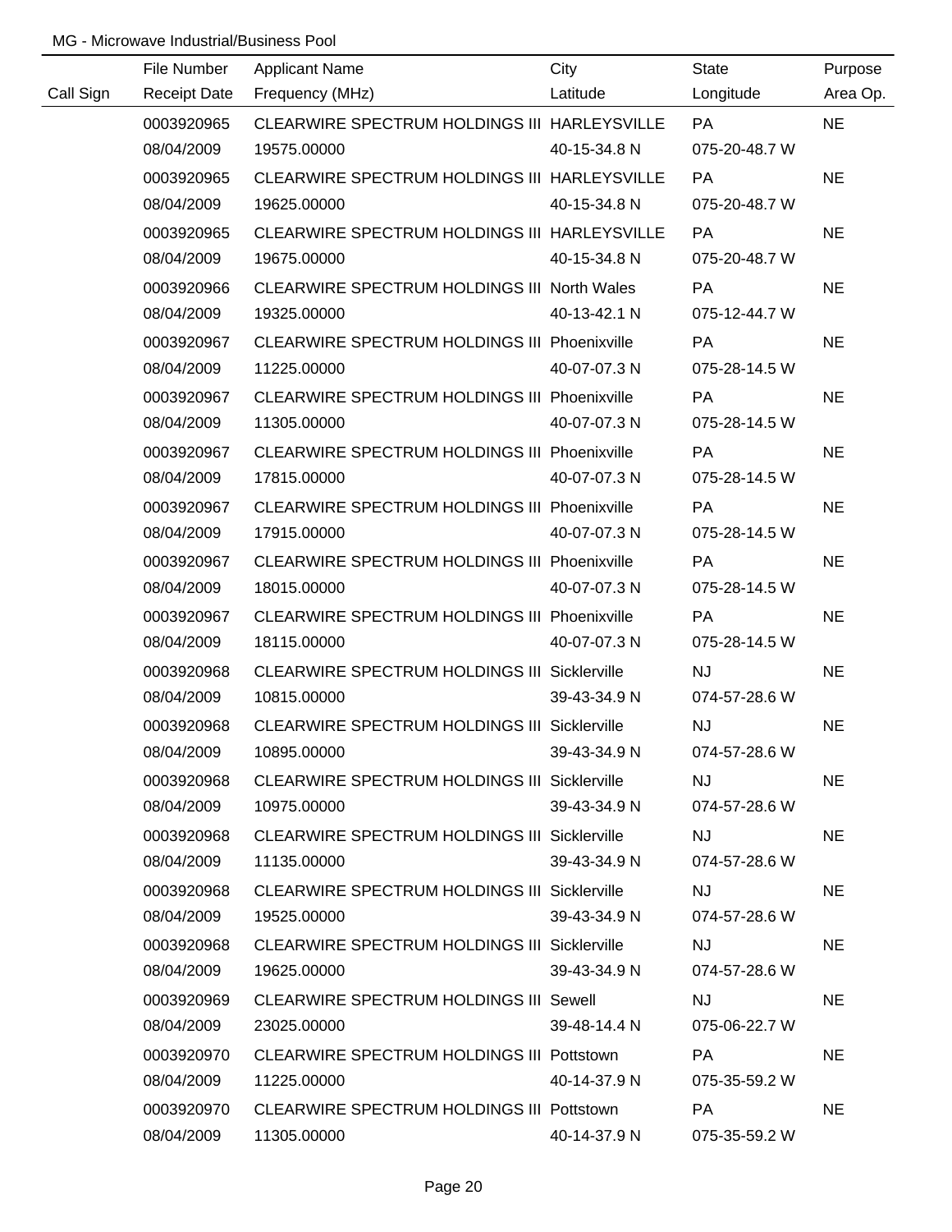MG - Microwave Industrial/Business Pool

| Call Sign | File Number<br>Receipt Date | Applicant Name<br>Frequency (MHz) | City<br>Latitude | State<br>Longitude | Purpose<br>Area Op. |
|---|---|---|---|---|---|
| | 0003920965<br>08/04/2009 | CLEARWIRE SPECTRUM HOLDINGS III<br>19575.00000 | HARLEYSVILLE<br>40-15-34.8 N | PA<br>075-20-48.7 W | NE |
| | 0003920965<br>08/04/2009 | CLEARWIRE SPECTRUM HOLDINGS III<br>19625.00000 | HARLEYSVILLE<br>40-15-34.8 N | PA<br>075-20-48.7 W | NE |
| | 0003920965<br>08/04/2009 | CLEARWIRE SPECTRUM HOLDINGS III<br>19675.00000 | HARLEYSVILLE<br>40-15-34.8 N | PA<br>075-20-48.7 W | NE |
| | 0003920966<br>08/04/2009 | CLEARWIRE SPECTRUM HOLDINGS III<br>19325.00000 | North Wales<br>40-13-42.1 N | PA<br>075-12-44.7 W | NE |
| | 0003920967<br>08/04/2009 | CLEARWIRE SPECTRUM HOLDINGS III<br>11225.00000 | Phoenixville<br>40-07-07.3 N | PA<br>075-28-14.5 W | NE |
| | 0003920967<br>08/04/2009 | CLEARWIRE SPECTRUM HOLDINGS III<br>11305.00000 | Phoenixville<br>40-07-07.3 N | PA<br>075-28-14.5 W | NE |
| | 0003920967<br>08/04/2009 | CLEARWIRE SPECTRUM HOLDINGS III<br>17815.00000 | Phoenixville<br>40-07-07.3 N | PA<br>075-28-14.5 W | NE |
| | 0003920967<br>08/04/2009 | CLEARWIRE SPECTRUM HOLDINGS III<br>17915.00000 | Phoenixville<br>40-07-07.3 N | PA<br>075-28-14.5 W | NE |
| | 0003920967<br>08/04/2009 | CLEARWIRE SPECTRUM HOLDINGS III<br>18015.00000 | Phoenixville<br>40-07-07.3 N | PA<br>075-28-14.5 W | NE |
| | 0003920967<br>08/04/2009 | CLEARWIRE SPECTRUM HOLDINGS III<br>18115.00000 | Phoenixville<br>40-07-07.3 N | PA<br>075-28-14.5 W | NE |
| | 0003920968<br>08/04/2009 | CLEARWIRE SPECTRUM HOLDINGS III<br>10815.00000 | Sicklerville<br>39-43-34.9 N | NJ<br>074-57-28.6 W | NE |
| | 0003920968<br>08/04/2009 | CLEARWIRE SPECTRUM HOLDINGS III<br>10895.00000 | Sicklerville<br>39-43-34.9 N | NJ<br>074-57-28.6 W | NE |
| | 0003920968<br>08/04/2009 | CLEARWIRE SPECTRUM HOLDINGS III<br>10975.00000 | Sicklerville<br>39-43-34.9 N | NJ<br>074-57-28.6 W | NE |
| | 0003920968<br>08/04/2009 | CLEARWIRE SPECTRUM HOLDINGS III<br>11135.00000 | Sicklerville<br>39-43-34.9 N | NJ<br>074-57-28.6 W | NE |
| | 0003920968<br>08/04/2009 | CLEARWIRE SPECTRUM HOLDINGS III<br>19525.00000 | Sicklerville<br>39-43-34.9 N | NJ<br>074-57-28.6 W | NE |
| | 0003920968<br>08/04/2009 | CLEARWIRE SPECTRUM HOLDINGS III<br>19625.00000 | Sicklerville<br>39-43-34.9 N | NJ<br>074-57-28.6 W | NE |
| | 0003920969<br>08/04/2009 | CLEARWIRE SPECTRUM HOLDINGS III<br>23025.00000 | Sewell<br>39-48-14.4 N | NJ<br>075-06-22.7 W | NE |
| | 0003920970<br>08/04/2009 | CLEARWIRE SPECTRUM HOLDINGS III<br>11225.00000 | Pottstown<br>40-14-37.9 N | PA<br>075-35-59.2 W | NE |
| | 0003920970<br>08/04/2009 | CLEARWIRE SPECTRUM HOLDINGS III<br>11305.00000 | Pottstown<br>40-14-37.9 N | PA<br>075-35-59.2 W | NE |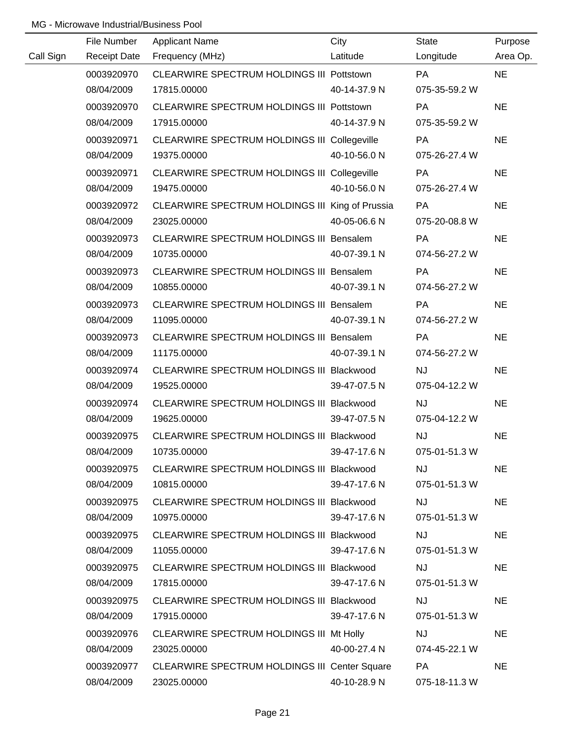MG - Microwave Industrial/Business Pool

| Call Sign | File Number<br>Receipt Date | Applicant Name<br>Frequency (MHz) | City<br>Latitude | State<br>Longitude | Purpose<br>Area Op. |
|---|---|---|---|---|---|
| | 0003920970<br>08/04/2009 | CLEARWIRE SPECTRUM HOLDINGS III<br>17815.00000 | Pottstown<br>40-14-37.9 N | PA<br>075-35-59.2 W | NE |
| | 0003920970<br>08/04/2009 | CLEARWIRE SPECTRUM HOLDINGS III<br>17915.00000 | Pottstown<br>40-14-37.9 N | PA<br>075-35-59.2 W | NE |
| | 0003920971<br>08/04/2009 | CLEARWIRE SPECTRUM HOLDINGS III<br>19375.00000 | Collegeville<br>40-10-56.0 N | PA<br>075-26-27.4 W | NE |
| | 0003920971<br>08/04/2009 | CLEARWIRE SPECTRUM HOLDINGS III<br>19475.00000 | Collegeville<br>40-10-56.0 N | PA<br>075-26-27.4 W | NE |
| | 0003920972<br>08/04/2009 | CLEARWIRE SPECTRUM HOLDINGS III<br>23025.00000 | King of Prussia<br>40-05-06.6 N | PA<br>075-20-08.8 W | NE |
| | 0003920973<br>08/04/2009 | CLEARWIRE SPECTRUM HOLDINGS III<br>10735.00000 | Bensalem<br>40-07-39.1 N | PA<br>074-56-27.2 W | NE |
| | 0003920973<br>08/04/2009 | CLEARWIRE SPECTRUM HOLDINGS III<br>10855.00000 | Bensalem<br>40-07-39.1 N | PA<br>074-56-27.2 W | NE |
| | 0003920973<br>08/04/2009 | CLEARWIRE SPECTRUM HOLDINGS III<br>11095.00000 | Bensalem<br>40-07-39.1 N | PA<br>074-56-27.2 W | NE |
| | 0003920973<br>08/04/2009 | CLEARWIRE SPECTRUM HOLDINGS III<br>11175.00000 | Bensalem<br>40-07-39.1 N | PA<br>074-56-27.2 W | NE |
| | 0003920974<br>08/04/2009 | CLEARWIRE SPECTRUM HOLDINGS III<br>19525.00000 | Blackwood<br>39-47-07.5 N | NJ<br>075-04-12.2 W | NE |
| | 0003920974<br>08/04/2009 | CLEARWIRE SPECTRUM HOLDINGS III<br>19625.00000 | Blackwood<br>39-47-07.5 N | NJ<br>075-04-12.2 W | NE |
| | 0003920975<br>08/04/2009 | CLEARWIRE SPECTRUM HOLDINGS III<br>10735.00000 | Blackwood<br>39-47-17.6 N | NJ<br>075-01-51.3 W | NE |
| | 0003920975<br>08/04/2009 | CLEARWIRE SPECTRUM HOLDINGS III<br>10815.00000 | Blackwood<br>39-47-17.6 N | NJ<br>075-01-51.3 W | NE |
| | 0003920975<br>08/04/2009 | CLEARWIRE SPECTRUM HOLDINGS III<br>10975.00000 | Blackwood<br>39-47-17.6 N | NJ<br>075-01-51.3 W | NE |
| | 0003920975<br>08/04/2009 | CLEARWIRE SPECTRUM HOLDINGS III<br>11055.00000 | Blackwood<br>39-47-17.6 N | NJ<br>075-01-51.3 W | NE |
| | 0003920975<br>08/04/2009 | CLEARWIRE SPECTRUM HOLDINGS III<br>17815.00000 | Blackwood<br>39-47-17.6 N | NJ<br>075-01-51.3 W | NE |
| | 0003920975<br>08/04/2009 | CLEARWIRE SPECTRUM HOLDINGS III<br>17915.00000 | Blackwood<br>39-47-17.6 N | NJ<br>075-01-51.3 W | NE |
| | 0003920976<br>08/04/2009 | CLEARWIRE SPECTRUM HOLDINGS III<br>23025.00000 | Mt Holly<br>40-00-27.4 N | NJ<br>074-45-22.1 W | NE |
| | 0003920977<br>08/04/2009 | CLEARWIRE SPECTRUM HOLDINGS III<br>23025.00000 | Center Square<br>40-10-28.9 N | PA<br>075-18-11.3 W | NE |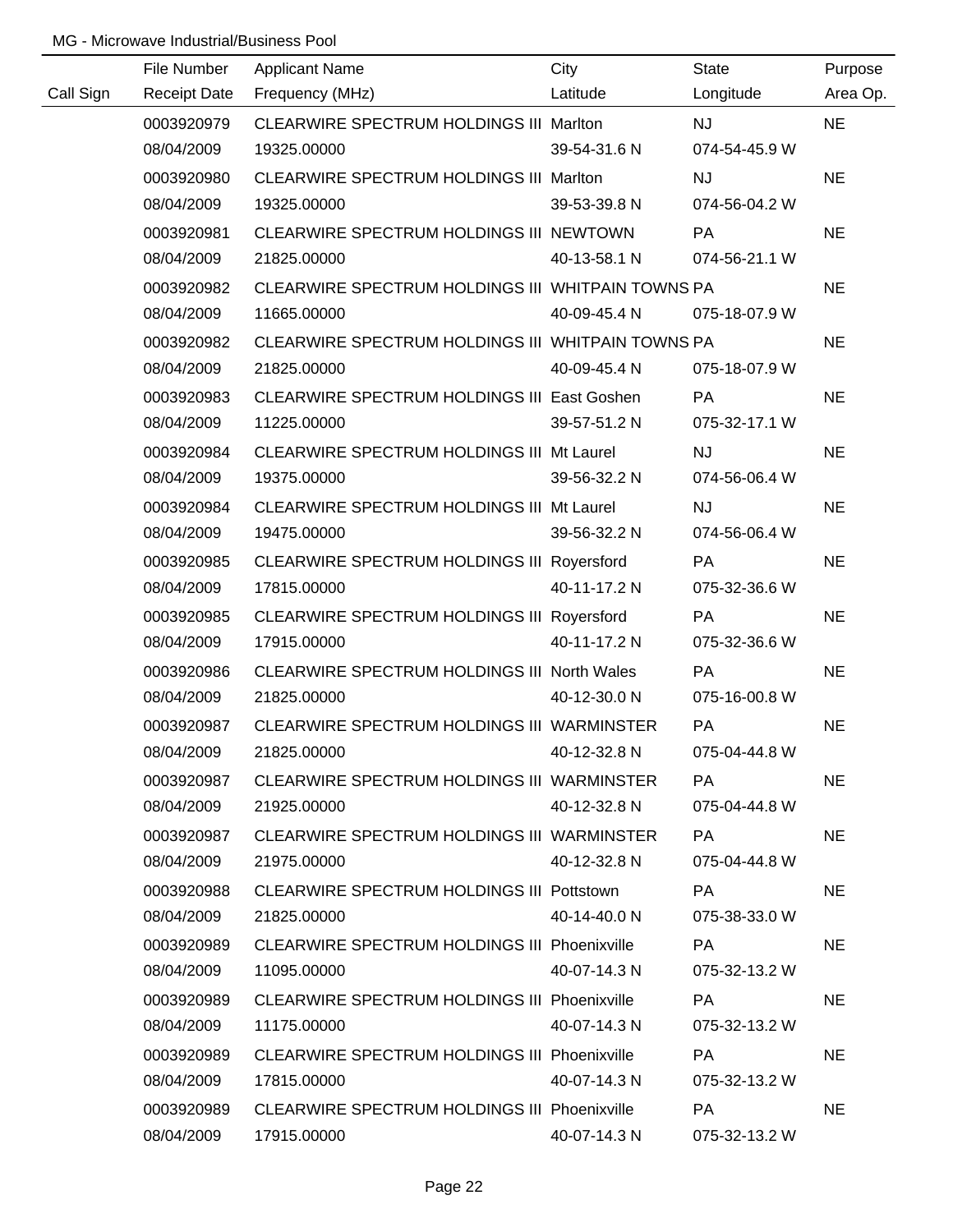MG - Microwave Industrial/Business Pool

| Call Sign | File Number / Receipt Date | Applicant Name / Frequency (MHz) | City / Latitude | State / Longitude | Purpose / Area Op. |
|---|---|---|---|---|---|
| | 0003920979 | CLEARWIRE SPECTRUM HOLDINGS III | Marlton | NJ | NE |
| | 08/04/2009 | 19325.00000 | 39-54-31.6 N | 074-54-45.9 W | |
| | 0003920980 | CLEARWIRE SPECTRUM HOLDINGS III | Marlton | NJ | NE |
| | 08/04/2009 | 19325.00000 | 39-53-39.8 N | 074-56-04.2 W | |
| | 0003920981 | CLEARWIRE SPECTRUM HOLDINGS III | NEWTOWN | PA | NE |
| | 08/04/2009 | 21825.00000 | 40-13-58.1 N | 074-56-21.1 W | |
| | 0003920982 | CLEARWIRE SPECTRUM HOLDINGS III | WHITPAIN TOWNS | PA | NE |
| | 08/04/2009 | 11665.00000 | 40-09-45.4 N | 075-18-07.9 W | |
| | 0003920982 | CLEARWIRE SPECTRUM HOLDINGS III | WHITPAIN TOWNS | PA | NE |
| | 08/04/2009 | 21825.00000 | 40-09-45.4 N | 075-18-07.9 W | |
| | 0003920983 | CLEARWIRE SPECTRUM HOLDINGS III | East Goshen | PA | NE |
| | 08/04/2009 | 11225.00000 | 39-57-51.2 N | 075-32-17.1 W | |
| | 0003920984 | CLEARWIRE SPECTRUM HOLDINGS III | Mt Laurel | NJ | NE |
| | 08/04/2009 | 19375.00000 | 39-56-32.2 N | 074-56-06.4 W | |
| | 0003920984 | CLEARWIRE SPECTRUM HOLDINGS III | Mt Laurel | NJ | NE |
| | 08/04/2009 | 19475.00000 | 39-56-32.2 N | 074-56-06.4 W | |
| | 0003920985 | CLEARWIRE SPECTRUM HOLDINGS III | Royersford | PA | NE |
| | 08/04/2009 | 17815.00000 | 40-11-17.2 N | 075-32-36.6 W | |
| | 0003920985 | CLEARWIRE SPECTRUM HOLDINGS III | Royersford | PA | NE |
| | 08/04/2009 | 17915.00000 | 40-11-17.2 N | 075-32-36.6 W | |
| | 0003920986 | CLEARWIRE SPECTRUM HOLDINGS III | North Wales | PA | NE |
| | 08/04/2009 | 21825.00000 | 40-12-30.0 N | 075-16-00.8 W | |
| | 0003920987 | CLEARWIRE SPECTRUM HOLDINGS III | WARMINSTER | PA | NE |
| | 08/04/2009 | 21825.00000 | 40-12-32.8 N | 075-04-44.8 W | |
| | 0003920987 | CLEARWIRE SPECTRUM HOLDINGS III | WARMINSTER | PA | NE |
| | 08/04/2009 | 21925.00000 | 40-12-32.8 N | 075-04-44.8 W | |
| | 0003920987 | CLEARWIRE SPECTRUM HOLDINGS III | WARMINSTER | PA | NE |
| | 08/04/2009 | 21975.00000 | 40-12-32.8 N | 075-04-44.8 W | |
| | 0003920988 | CLEARWIRE SPECTRUM HOLDINGS III | Pottstown | PA | NE |
| | 08/04/2009 | 21825.00000 | 40-14-40.0 N | 075-38-33.0 W | |
| | 0003920989 | CLEARWIRE SPECTRUM HOLDINGS III | Phoenixville | PA | NE |
| | 08/04/2009 | 11095.00000 | 40-07-14.3 N | 075-32-13.2 W | |
| | 0003920989 | CLEARWIRE SPECTRUM HOLDINGS III | Phoenixville | PA | NE |
| | 08/04/2009 | 11175.00000 | 40-07-14.3 N | 075-32-13.2 W | |
| | 0003920989 | CLEARWIRE SPECTRUM HOLDINGS III | Phoenixville | PA | NE |
| | 08/04/2009 | 17815.00000 | 40-07-14.3 N | 075-32-13.2 W | |
| | 0003920989 | CLEARWIRE SPECTRUM HOLDINGS III | Phoenixville | PA | NE |
| | 08/04/2009 | 17915.00000 | 40-07-14.3 N | 075-32-13.2 W | |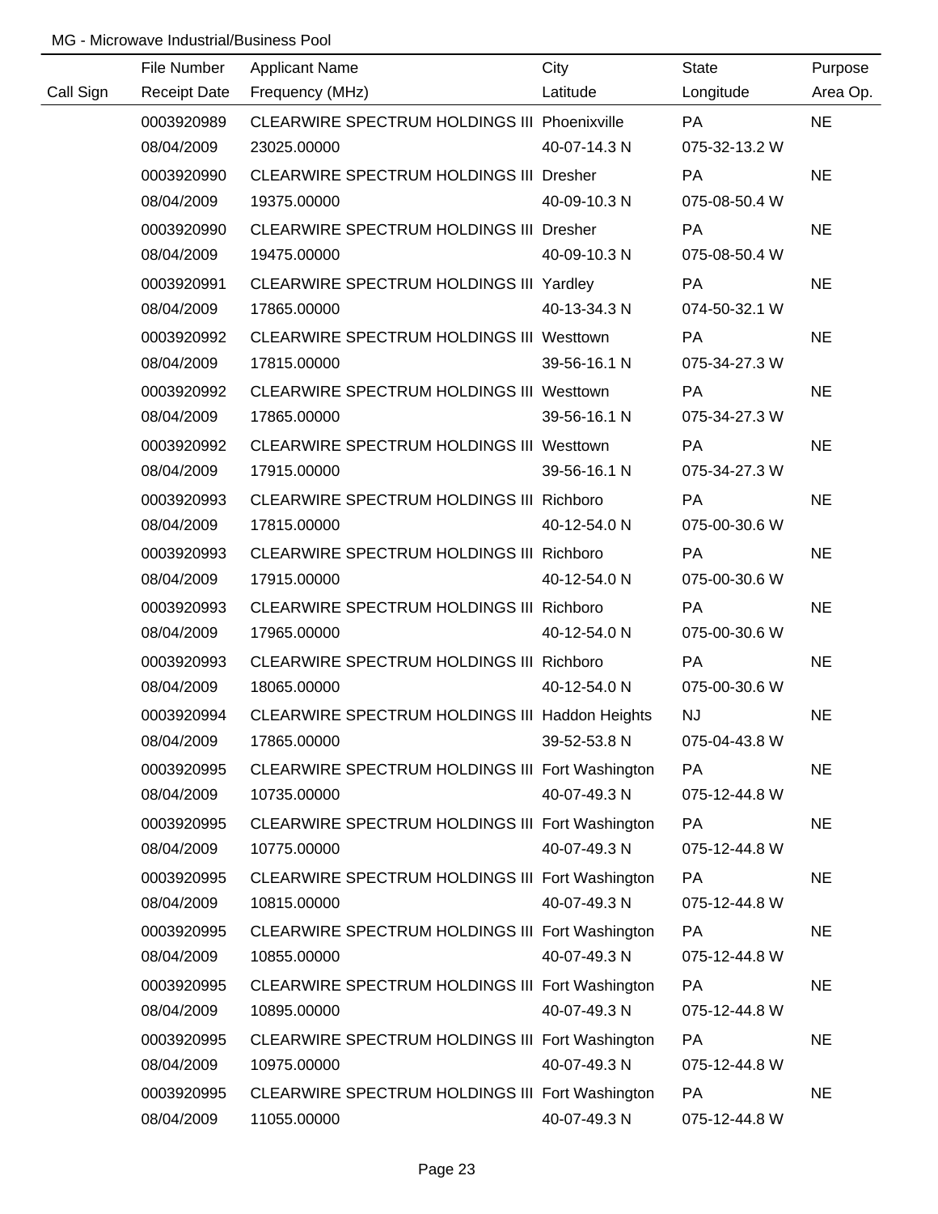MG - Microwave Industrial/Business Pool

| Call Sign | File Number / Receipt Date | Applicant Name / Frequency (MHz) | City / Latitude | State / Longitude | Purpose / Area Op. |
|---|---|---|---|---|---|
| | 0003920989 | CLEARWIRE SPECTRUM HOLDINGS III | Phoenixville | PA | NE |
| | 08/04/2009 | 23025.00000 | 40-07-14.3 N | 075-32-13.2 W | |
| | 0003920990 | CLEARWIRE SPECTRUM HOLDINGS III | Dresher | PA | NE |
| | 08/04/2009 | 19375.00000 | 40-09-10.3 N | 075-08-50.4 W | |
| | 0003920990 | CLEARWIRE SPECTRUM HOLDINGS III | Dresher | PA | NE |
| | 08/04/2009 | 19475.00000 | 40-09-10.3 N | 075-08-50.4 W | |
| | 0003920991 | CLEARWIRE SPECTRUM HOLDINGS III | Yardley | PA | NE |
| | 08/04/2009 | 17865.00000 | 40-13-34.3 N | 074-50-32.1 W | |
| | 0003920992 | CLEARWIRE SPECTRUM HOLDINGS III | Westtown | PA | NE |
| | 08/04/2009 | 17815.00000 | 39-56-16.1 N | 075-34-27.3 W | |
| | 0003920992 | CLEARWIRE SPECTRUM HOLDINGS III | Westtown | PA | NE |
| | 08/04/2009 | 17865.00000 | 39-56-16.1 N | 075-34-27.3 W | |
| | 0003920992 | CLEARWIRE SPECTRUM HOLDINGS III | Westtown | PA | NE |
| | 08/04/2009 | 17915.00000 | 39-56-16.1 N | 075-34-27.3 W | |
| | 0003920993 | CLEARWIRE SPECTRUM HOLDINGS III | Richboro | PA | NE |
| | 08/04/2009 | 17815.00000 | 40-12-54.0 N | 075-00-30.6 W | |
| | 0003920993 | CLEARWIRE SPECTRUM HOLDINGS III | Richboro | PA | NE |
| | 08/04/2009 | 17915.00000 | 40-12-54.0 N | 075-00-30.6 W | |
| | 0003920993 | CLEARWIRE SPECTRUM HOLDINGS III | Richboro | PA | NE |
| | 08/04/2009 | 17965.00000 | 40-12-54.0 N | 075-00-30.6 W | |
| | 0003920993 | CLEARWIRE SPECTRUM HOLDINGS III | Richboro | PA | NE |
| | 08/04/2009 | 18065.00000 | 40-12-54.0 N | 075-00-30.6 W | |
| | 0003920994 | CLEARWIRE SPECTRUM HOLDINGS III | Haddon Heights | NJ | NE |
| | 08/04/2009 | 17865.00000 | 39-52-53.8 N | 075-04-43.8 W | |
| | 0003920995 | CLEARWIRE SPECTRUM HOLDINGS III | Fort Washington | PA | NE |
| | 08/04/2009 | 10735.00000 | 40-07-49.3 N | 075-12-44.8 W | |
| | 0003920995 | CLEARWIRE SPECTRUM HOLDINGS III | Fort Washington | PA | NE |
| | 08/04/2009 | 10775.00000 | 40-07-49.3 N | 075-12-44.8 W | |
| | 0003920995 | CLEARWIRE SPECTRUM HOLDINGS III | Fort Washington | PA | NE |
| | 08/04/2009 | 10815.00000 | 40-07-49.3 N | 075-12-44.8 W | |
| | 0003920995 | CLEARWIRE SPECTRUM HOLDINGS III | Fort Washington | PA | NE |
| | 08/04/2009 | 10855.00000 | 40-07-49.3 N | 075-12-44.8 W | |
| | 0003920995 | CLEARWIRE SPECTRUM HOLDINGS III | Fort Washington | PA | NE |
| | 08/04/2009 | 10895.00000 | 40-07-49.3 N | 075-12-44.8 W | |
| | 0003920995 | CLEARWIRE SPECTRUM HOLDINGS III | Fort Washington | PA | NE |
| | 08/04/2009 | 10975.00000 | 40-07-49.3 N | 075-12-44.8 W | |
| | 0003920995 | CLEARWIRE SPECTRUM HOLDINGS III | Fort Washington | PA | NE |
| | 08/04/2009 | 11055.00000 | 40-07-49.3 N | 075-12-44.8 W | |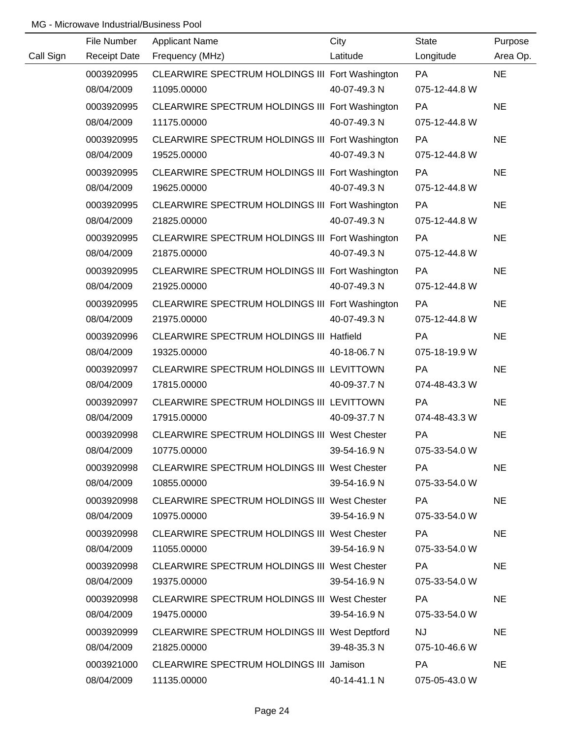MG - Microwave Industrial/Business Pool

| Call Sign | File Number<br>Receipt Date | Applicant Name<br>Frequency (MHz) | City<br>Latitude | State<br>Longitude | Purpose<br>Area Op. |
|---|---|---|---|---|---|
| | 0003920995<br>08/04/2009 | CLEARWIRE SPECTRUM HOLDINGS III<br>11095.00000 | Fort Washington<br>40-07-49.3 N | PA<br>075-12-44.8 W | NE |
| | 0003920995<br>08/04/2009 | CLEARWIRE SPECTRUM HOLDINGS III<br>11175.00000 | Fort Washington<br>40-07-49.3 N | PA<br>075-12-44.8 W | NE |
| | 0003920995<br>08/04/2009 | CLEARWIRE SPECTRUM HOLDINGS III<br>19525.00000 | Fort Washington<br>40-07-49.3 N | PA<br>075-12-44.8 W | NE |
| | 0003920995<br>08/04/2009 | CLEARWIRE SPECTRUM HOLDINGS III<br>19625.00000 | Fort Washington<br>40-07-49.3 N | PA<br>075-12-44.8 W | NE |
| | 0003920995<br>08/04/2009 | CLEARWIRE SPECTRUM HOLDINGS III<br>21825.00000 | Fort Washington<br>40-07-49.3 N | PA<br>075-12-44.8 W | NE |
| | 0003920995<br>08/04/2009 | CLEARWIRE SPECTRUM HOLDINGS III<br>21875.00000 | Fort Washington<br>40-07-49.3 N | PA<br>075-12-44.8 W | NE |
| | 0003920995<br>08/04/2009 | CLEARWIRE SPECTRUM HOLDINGS III<br>21925.00000 | Fort Washington<br>40-07-49.3 N | PA<br>075-12-44.8 W | NE |
| | 0003920995<br>08/04/2009 | CLEARWIRE SPECTRUM HOLDINGS III<br>21975.00000 | Fort Washington<br>40-07-49.3 N | PA<br>075-12-44.8 W | NE |
| | 0003920996<br>08/04/2009 | CLEARWIRE SPECTRUM HOLDINGS III<br>19325.00000 | Hatfield<br>40-18-06.7 N | PA<br>075-18-19.9 W | NE |
| | 0003920997<br>08/04/2009 | CLEARWIRE SPECTRUM HOLDINGS III<br>17815.00000 | LEVITTOWN<br>40-09-37.7 N | PA<br>074-48-43.3 W | NE |
| | 0003920997<br>08/04/2009 | CLEARWIRE SPECTRUM HOLDINGS III<br>17915.00000 | LEVITTOWN<br>40-09-37.7 N | PA<br>074-48-43.3 W | NE |
| | 0003920998<br>08/04/2009 | CLEARWIRE SPECTRUM HOLDINGS III<br>10775.00000 | West Chester<br>39-54-16.9 N | PA<br>075-33-54.0 W | NE |
| | 0003920998<br>08/04/2009 | CLEARWIRE SPECTRUM HOLDINGS III<br>10855.00000 | West Chester<br>39-54-16.9 N | PA<br>075-33-54.0 W | NE |
| | 0003920998<br>08/04/2009 | CLEARWIRE SPECTRUM HOLDINGS III<br>10975.00000 | West Chester<br>39-54-16.9 N | PA<br>075-33-54.0 W | NE |
| | 0003920998<br>08/04/2009 | CLEARWIRE SPECTRUM HOLDINGS III<br>11055.00000 | West Chester<br>39-54-16.9 N | PA<br>075-33-54.0 W | NE |
| | 0003920998<br>08/04/2009 | CLEARWIRE SPECTRUM HOLDINGS III<br>19375.00000 | West Chester<br>39-54-16.9 N | PA<br>075-33-54.0 W | NE |
| | 0003920998<br>08/04/2009 | CLEARWIRE SPECTRUM HOLDINGS III<br>19475.00000 | West Chester<br>39-54-16.9 N | PA<br>075-33-54.0 W | NE |
| | 0003920999<br>08/04/2009 | CLEARWIRE SPECTRUM HOLDINGS III<br>21825.00000 | West Deptford<br>39-48-35.3 N | NJ<br>075-10-46.6 W | NE |
| | 0003921000<br>08/04/2009 | CLEARWIRE SPECTRUM HOLDINGS III<br>11135.00000 | Jamison<br>40-14-41.1 N | PA<br>075-05-43.0 W | NE |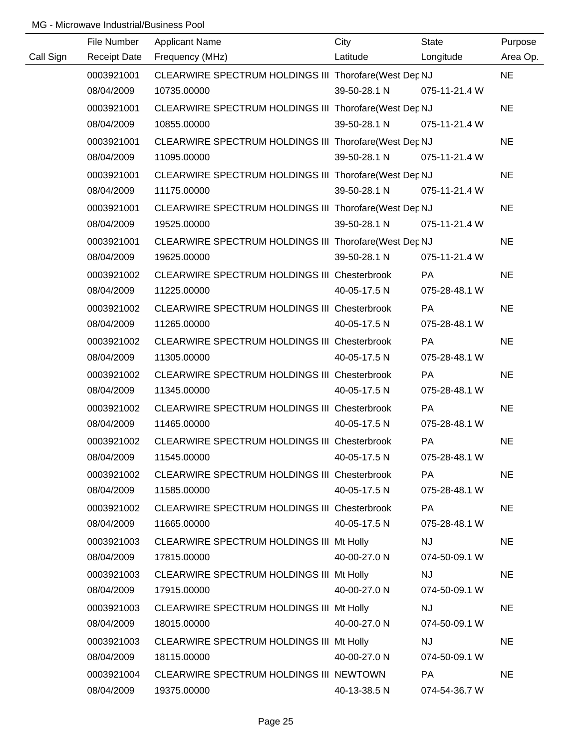MG - Microwave Industrial/Business Pool

| Call Sign | File Number<br>Receipt Date | Applicant Name<br>Frequency (MHz) | City<br>Latitude | State<br>Longitude | Purpose<br>Area Op. |
|---|---|---|---|---|---|
| | 0003921001<br>08/04/2009 | CLEARWIRE SPECTRUM HOLDINGS III<br>10735.00000 | Thorofare(West Dep<br>39-50-28.1 N | NJ<br>075-11-21.4 W | NE |
| | 0003921001<br>08/04/2009 | CLEARWIRE SPECTRUM HOLDINGS III<br>10855.00000 | Thorofare(West Dep<br>39-50-28.1 N | NJ<br>075-11-21.4 W | NE |
| | 0003921001<br>08/04/2009 | CLEARWIRE SPECTRUM HOLDINGS III<br>11095.00000 | Thorofare(West Dep<br>39-50-28.1 N | NJ<br>075-11-21.4 W | NE |
| | 0003921001<br>08/04/2009 | CLEARWIRE SPECTRUM HOLDINGS III<br>11175.00000 | Thorofare(West Dep<br>39-50-28.1 N | NJ<br>075-11-21.4 W | NE |
| | 0003921001<br>08/04/2009 | CLEARWIRE SPECTRUM HOLDINGS III<br>19525.00000 | Thorofare(West Dep<br>39-50-28.1 N | NJ<br>075-11-21.4 W | NE |
| | 0003921001<br>08/04/2009 | CLEARWIRE SPECTRUM HOLDINGS III<br>19625.00000 | Thorofare(West Dep<br>39-50-28.1 N | NJ<br>075-11-21.4 W | NE |
| | 0003921002<br>08/04/2009 | CLEARWIRE SPECTRUM HOLDINGS III<br>11225.00000 | Chesterbrook<br>40-05-17.5 N | PA<br>075-28-48.1 W | NE |
| | 0003921002<br>08/04/2009 | CLEARWIRE SPECTRUM HOLDINGS III<br>11265.00000 | Chesterbrook<br>40-05-17.5 N | PA<br>075-28-48.1 W | NE |
| | 0003921002<br>08/04/2009 | CLEARWIRE SPECTRUM HOLDINGS III<br>11305.00000 | Chesterbrook<br>40-05-17.5 N | PA<br>075-28-48.1 W | NE |
| | 0003921002<br>08/04/2009 | CLEARWIRE SPECTRUM HOLDINGS III<br>11345.00000 | Chesterbrook<br>40-05-17.5 N | PA<br>075-28-48.1 W | NE |
| | 0003921002<br>08/04/2009 | CLEARWIRE SPECTRUM HOLDINGS III<br>11465.00000 | Chesterbrook<br>40-05-17.5 N | PA<br>075-28-48.1 W | NE |
| | 0003921002<br>08/04/2009 | CLEARWIRE SPECTRUM HOLDINGS III<br>11545.00000 | Chesterbrook<br>40-05-17.5 N | PA<br>075-28-48.1 W | NE |
| | 0003921002<br>08/04/2009 | CLEARWIRE SPECTRUM HOLDINGS III<br>11585.00000 | Chesterbrook<br>40-05-17.5 N | PA<br>075-28-48.1 W | NE |
| | 0003921002<br>08/04/2009 | CLEARWIRE SPECTRUM HOLDINGS III<br>11665.00000 | Chesterbrook<br>40-05-17.5 N | PA<br>075-28-48.1 W | NE |
| | 0003921003<br>08/04/2009 | CLEARWIRE SPECTRUM HOLDINGS III<br>17815.00000 | Mt Holly<br>40-00-27.0 N | NJ<br>074-50-09.1 W | NE |
| | 0003921003<br>08/04/2009 | CLEARWIRE SPECTRUM HOLDINGS III<br>17915.00000 | Mt Holly<br>40-00-27.0 N | NJ<br>074-50-09.1 W | NE |
| | 0003921003<br>08/04/2009 | CLEARWIRE SPECTRUM HOLDINGS III<br>18015.00000 | Mt Holly<br>40-00-27.0 N | NJ<br>074-50-09.1 W | NE |
| | 0003921003<br>08/04/2009 | CLEARWIRE SPECTRUM HOLDINGS III<br>18115.00000 | Mt Holly<br>40-00-27.0 N | NJ<br>074-50-09.1 W | NE |
| | 0003921004<br>08/04/2009 | CLEARWIRE SPECTRUM HOLDINGS III<br>19375.00000 | NEWTOWN<br>40-13-38.5 N | PA<br>074-54-36.7 W | NE |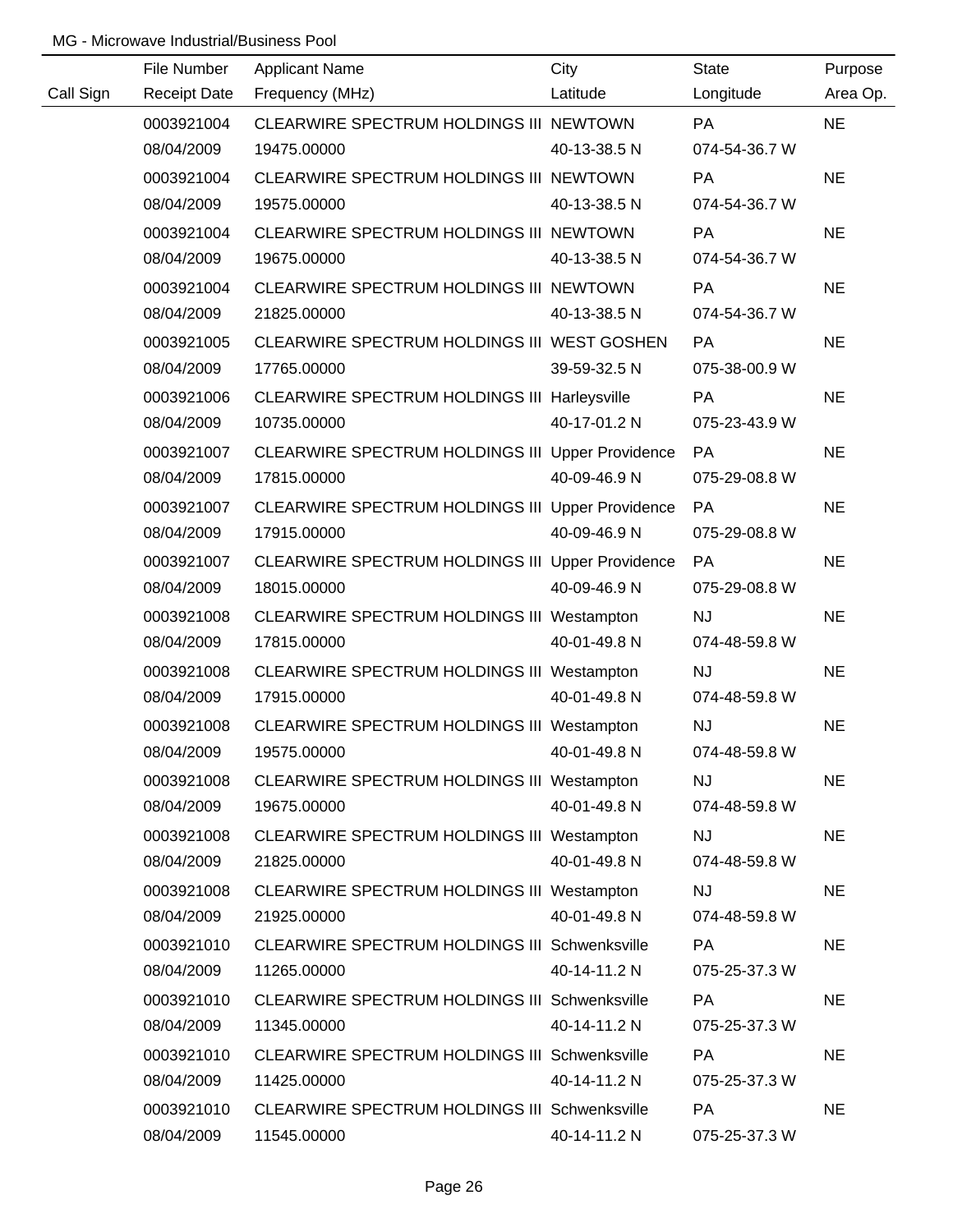MG - Microwave Industrial/Business Pool

| Call Sign | File Number<br>Receipt Date | Applicant Name<br>Frequency (MHz) | City<br>Latitude | State<br>Longitude | Purpose<br>Area Op. |
|---|---|---|---|---|---|
| | 0003921004<br>08/04/2009 | CLEARWIRE SPECTRUM HOLDINGS III<br>19475.00000 | NEWTOWN<br>40-13-38.5 N | PA<br>074-54-36.7 W | NE |
| | 0003921004<br>08/04/2009 | CLEARWIRE SPECTRUM HOLDINGS III<br>19575.00000 | NEWTOWN<br>40-13-38.5 N | PA<br>074-54-36.7 W | NE |
| | 0003921004<br>08/04/2009 | CLEARWIRE SPECTRUM HOLDINGS III<br>19675.00000 | NEWTOWN<br>40-13-38.5 N | PA<br>074-54-36.7 W | NE |
| | 0003921004<br>08/04/2009 | CLEARWIRE SPECTRUM HOLDINGS III<br>21825.00000 | NEWTOWN<br>40-13-38.5 N | PA<br>074-54-36.7 W | NE |
| | 0003921005<br>08/04/2009 | CLEARWIRE SPECTRUM HOLDINGS III<br>17765.00000 | WEST GOSHEN<br>39-59-32.5 N | PA<br>075-38-00.9 W | NE |
| | 0003921006<br>08/04/2009 | CLEARWIRE SPECTRUM HOLDINGS III<br>10735.00000 | Harleysville<br>40-17-01.2 N | PA<br>075-23-43.9 W | NE |
| | 0003921007<br>08/04/2009 | CLEARWIRE SPECTRUM HOLDINGS III<br>17815.00000 | Upper Providence<br>40-09-46.9 N | PA<br>075-29-08.8 W | NE |
| | 0003921007<br>08/04/2009 | CLEARWIRE SPECTRUM HOLDINGS III<br>17915.00000 | Upper Providence<br>40-09-46.9 N | PA<br>075-29-08.8 W | NE |
| | 0003921007<br>08/04/2009 | CLEARWIRE SPECTRUM HOLDINGS III<br>18015.00000 | Upper Providence<br>40-09-46.9 N | PA<br>075-29-08.8 W | NE |
| | 0003921008<br>08/04/2009 | CLEARWIRE SPECTRUM HOLDINGS III<br>17815.00000 | Westampton<br>40-01-49.8 N | NJ<br>074-48-59.8 W | NE |
| | 0003921008<br>08/04/2009 | CLEARWIRE SPECTRUM HOLDINGS III<br>17915.00000 | Westampton<br>40-01-49.8 N | NJ<br>074-48-59.8 W | NE |
| | 0003921008<br>08/04/2009 | CLEARWIRE SPECTRUM HOLDINGS III<br>19575.00000 | Westampton<br>40-01-49.8 N | NJ<br>074-48-59.8 W | NE |
| | 0003921008<br>08/04/2009 | CLEARWIRE SPECTRUM HOLDINGS III<br>19675.00000 | Westampton<br>40-01-49.8 N | NJ<br>074-48-59.8 W | NE |
| | 0003921008<br>08/04/2009 | CLEARWIRE SPECTRUM HOLDINGS III<br>21825.00000 | Westampton<br>40-01-49.8 N | NJ<br>074-48-59.8 W | NE |
| | 0003921008<br>08/04/2009 | CLEARWIRE SPECTRUM HOLDINGS III<br>21925.00000 | Westampton<br>40-01-49.8 N | NJ<br>074-48-59.8 W | NE |
| | 0003921010<br>08/04/2009 | CLEARWIRE SPECTRUM HOLDINGS III<br>11265.00000 | Schwenksville<br>40-14-11.2 N | PA<br>075-25-37.3 W | NE |
| | 0003921010<br>08/04/2009 | CLEARWIRE SPECTRUM HOLDINGS III<br>11345.00000 | Schwenksville<br>40-14-11.2 N | PA<br>075-25-37.3 W | NE |
| | 0003921010<br>08/04/2009 | CLEARWIRE SPECTRUM HOLDINGS III<br>11425.00000 | Schwenksville<br>40-14-11.2 N | PA<br>075-25-37.3 W | NE |
| | 0003921010<br>08/04/2009 | CLEARWIRE SPECTRUM HOLDINGS III<br>11545.00000 | Schwenksville<br>40-14-11.2 N | PA<br>075-25-37.3 W | NE |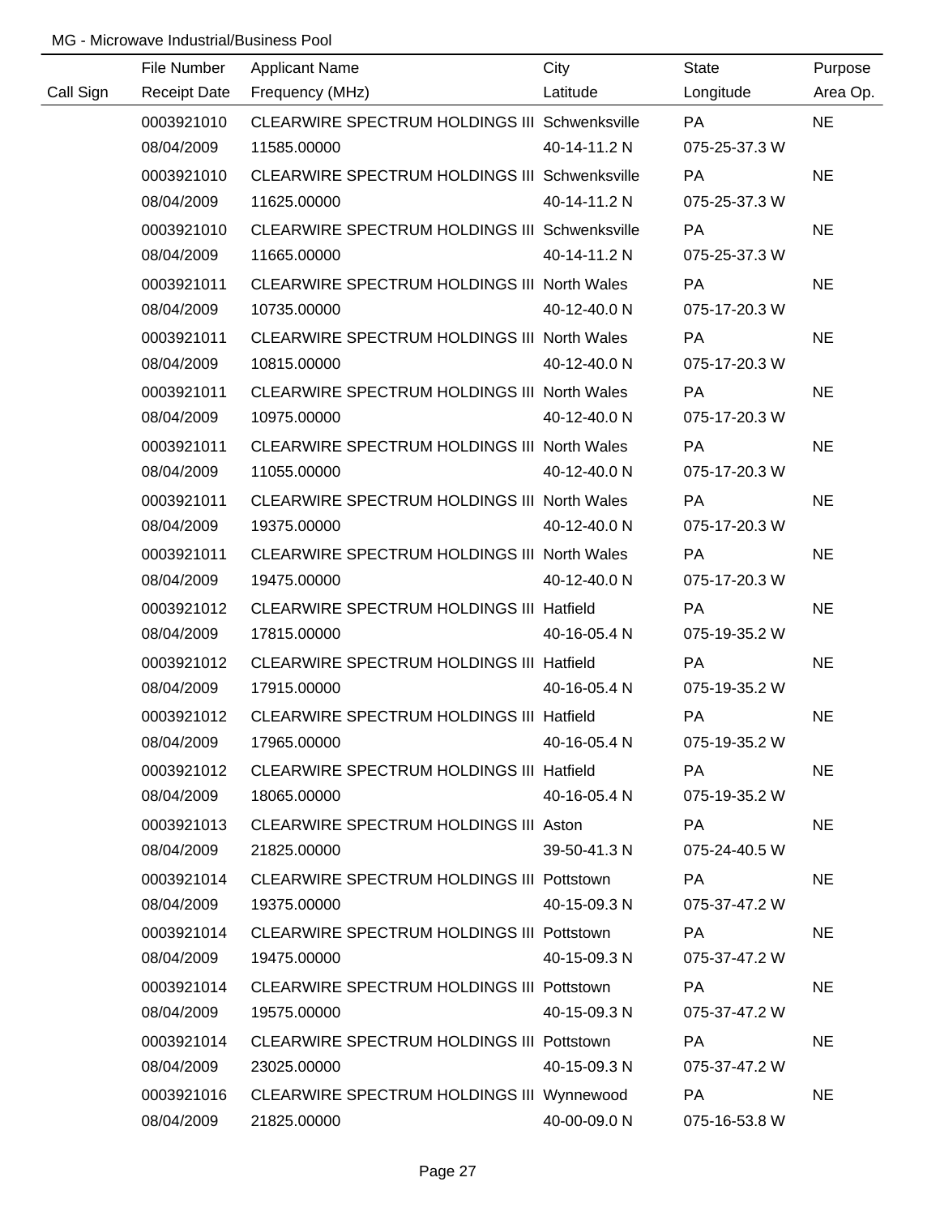MG - Microwave Industrial/Business Pool

| Call Sign | File Number / Receipt Date | Applicant Name / Frequency (MHz) | City / Latitude | State / Longitude | Purpose / Area Op. |
|---|---|---|---|---|---|
| | 0003921010 | CLEARWIRE SPECTRUM HOLDINGS III | Schwenksville | PA | NE |
| | 08/04/2009 | 11585.00000 | 40-14-11.2 N | 075-25-37.3 W | |
| | 0003921010 | CLEARWIRE SPECTRUM HOLDINGS III | Schwenksville | PA | NE |
| | 08/04/2009 | 11625.00000 | 40-14-11.2 N | 075-25-37.3 W | |
| | 0003921010 | CLEARWIRE SPECTRUM HOLDINGS III | Schwenksville | PA | NE |
| | 08/04/2009 | 11665.00000 | 40-14-11.2 N | 075-25-37.3 W | |
| | 0003921011 | CLEARWIRE SPECTRUM HOLDINGS III | North Wales | PA | NE |
| | 08/04/2009 | 10735.00000 | 40-12-40.0 N | 075-17-20.3 W | |
| | 0003921011 | CLEARWIRE SPECTRUM HOLDINGS III | North Wales | PA | NE |
| | 08/04/2009 | 10815.00000 | 40-12-40.0 N | 075-17-20.3 W | |
| | 0003921011 | CLEARWIRE SPECTRUM HOLDINGS III | North Wales | PA | NE |
| | 08/04/2009 | 10975.00000 | 40-12-40.0 N | 075-17-20.3 W | |
| | 0003921011 | CLEARWIRE SPECTRUM HOLDINGS III | North Wales | PA | NE |
| | 08/04/2009 | 11055.00000 | 40-12-40.0 N | 075-17-20.3 W | |
| | 0003921011 | CLEARWIRE SPECTRUM HOLDINGS III | North Wales | PA | NE |
| | 08/04/2009 | 19375.00000 | 40-12-40.0 N | 075-17-20.3 W | |
| | 0003921011 | CLEARWIRE SPECTRUM HOLDINGS III | North Wales | PA | NE |
| | 08/04/2009 | 19475.00000 | 40-12-40.0 N | 075-17-20.3 W | |
| | 0003921012 | CLEARWIRE SPECTRUM HOLDINGS III | Hatfield | PA | NE |
| | 08/04/2009 | 17815.00000 | 40-16-05.4 N | 075-19-35.2 W | |
| | 0003921012 | CLEARWIRE SPECTRUM HOLDINGS III | Hatfield | PA | NE |
| | 08/04/2009 | 17915.00000 | 40-16-05.4 N | 075-19-35.2 W | |
| | 0003921012 | CLEARWIRE SPECTRUM HOLDINGS III | Hatfield | PA | NE |
| | 08/04/2009 | 17965.00000 | 40-16-05.4 N | 075-19-35.2 W | |
| | 0003921012 | CLEARWIRE SPECTRUM HOLDINGS III | Hatfield | PA | NE |
| | 08/04/2009 | 18065.00000 | 40-16-05.4 N | 075-19-35.2 W | |
| | 0003921013 | CLEARWIRE SPECTRUM HOLDINGS III | Aston | PA | NE |
| | 08/04/2009 | 21825.00000 | 39-50-41.3 N | 075-24-40.5 W | |
| | 0003921014 | CLEARWIRE SPECTRUM HOLDINGS III | Pottstown | PA | NE |
| | 08/04/2009 | 19375.00000 | 40-15-09.3 N | 075-37-47.2 W | |
| | 0003921014 | CLEARWIRE SPECTRUM HOLDINGS III | Pottstown | PA | NE |
| | 08/04/2009 | 19475.00000 | 40-15-09.3 N | 075-37-47.2 W | |
| | 0003921014 | CLEARWIRE SPECTRUM HOLDINGS III | Pottstown | PA | NE |
| | 08/04/2009 | 19575.00000 | 40-15-09.3 N | 075-37-47.2 W | |
| | 0003921014 | CLEARWIRE SPECTRUM HOLDINGS III | Pottstown | PA | NE |
| | 08/04/2009 | 23025.00000 | 40-15-09.3 N | 075-37-47.2 W | |
| | 0003921016 | CLEARWIRE SPECTRUM HOLDINGS III | Wynnewood | PA | NE |
| | 08/04/2009 | 21825.00000 | 40-00-09.0 N | 075-16-53.8 W | |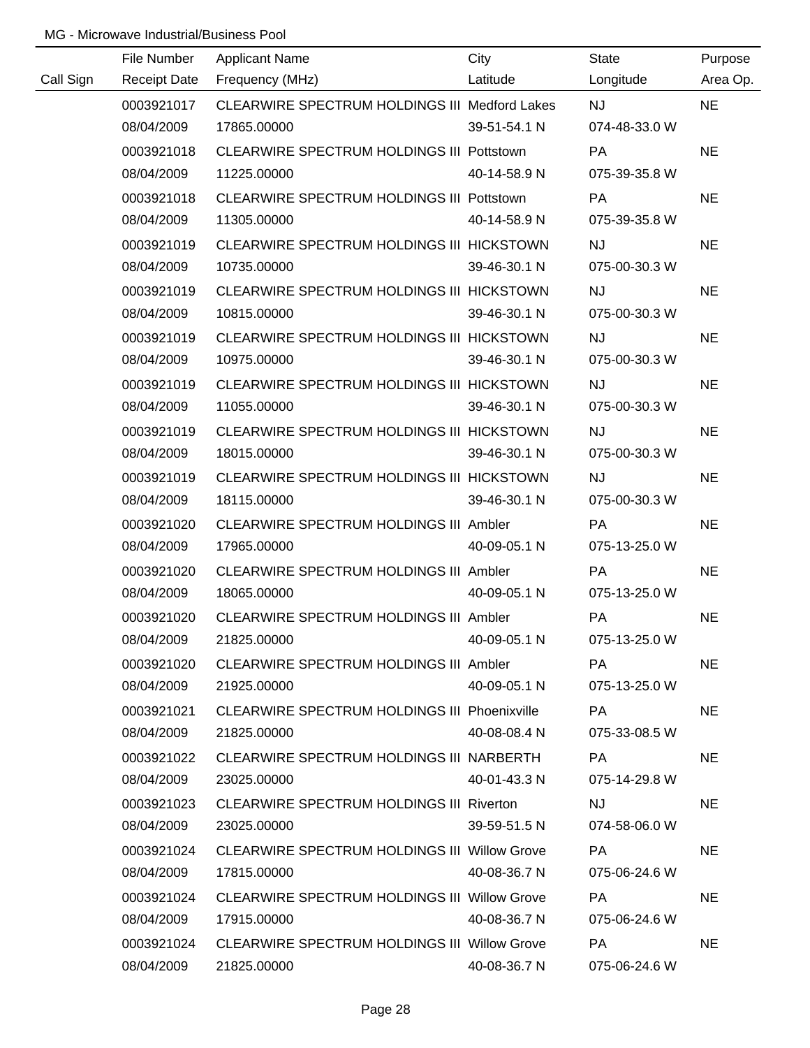MG - Microwave Industrial/Business Pool

| Call Sign | File Number<br>Receipt Date | Applicant Name<br>Frequency (MHz) | City<br>Latitude | State<br>Longitude | Purpose<br>Area Op. |
|---|---|---|---|---|---|
| | 0003921017<br>08/04/2009 | CLEARWIRE SPECTRUM HOLDINGS III<br>17865.00000 | Medford Lakes<br>39-51-54.1 N | NJ<br>074-48-33.0 W | NE |
| | 0003921018<br>08/04/2009 | CLEARWIRE SPECTRUM HOLDINGS III<br>11225.00000 | Pottstown<br>40-14-58.9 N | PA<br>075-39-35.8 W | NE |
| | 0003921018<br>08/04/2009 | CLEARWIRE SPECTRUM HOLDINGS III<br>11305.00000 | Pottstown<br>40-14-58.9 N | PA<br>075-39-35.8 W | NE |
| | 0003921019<br>08/04/2009 | CLEARWIRE SPECTRUM HOLDINGS III<br>10735.00000 | HICKSTOWN<br>39-46-30.1 N | NJ<br>075-00-30.3 W | NE |
| | 0003921019<br>08/04/2009 | CLEARWIRE SPECTRUM HOLDINGS III<br>10815.00000 | HICKSTOWN<br>39-46-30.1 N | NJ<br>075-00-30.3 W | NE |
| | 0003921019<br>08/04/2009 | CLEARWIRE SPECTRUM HOLDINGS III<br>10975.00000 | HICKSTOWN<br>39-46-30.1 N | NJ<br>075-00-30.3 W | NE |
| | 0003921019<br>08/04/2009 | CLEARWIRE SPECTRUM HOLDINGS III<br>11055.00000 | HICKSTOWN<br>39-46-30.1 N | NJ<br>075-00-30.3 W | NE |
| | 0003921019<br>08/04/2009 | CLEARWIRE SPECTRUM HOLDINGS III<br>18015.00000 | HICKSTOWN<br>39-46-30.1 N | NJ<br>075-00-30.3 W | NE |
| | 0003921019<br>08/04/2009 | CLEARWIRE SPECTRUM HOLDINGS III<br>18115.00000 | HICKSTOWN<br>39-46-30.1 N | NJ<br>075-00-30.3 W | NE |
| | 0003921020<br>08/04/2009 | CLEARWIRE SPECTRUM HOLDINGS III<br>17965.00000 | Ambler<br>40-09-05.1 N | PA<br>075-13-25.0 W | NE |
| | 0003921020<br>08/04/2009 | CLEARWIRE SPECTRUM HOLDINGS III<br>18065.00000 | Ambler<br>40-09-05.1 N | PA<br>075-13-25.0 W | NE |
| | 0003921020<br>08/04/2009 | CLEARWIRE SPECTRUM HOLDINGS III<br>21825.00000 | Ambler<br>40-09-05.1 N | PA<br>075-13-25.0 W | NE |
| | 0003921020<br>08/04/2009 | CLEARWIRE SPECTRUM HOLDINGS III<br>21925.00000 | Ambler<br>40-09-05.1 N | PA<br>075-13-25.0 W | NE |
| | 0003921021<br>08/04/2009 | CLEARWIRE SPECTRUM HOLDINGS III<br>21825.00000 | Phoenixville<br>40-08-08.4 N | PA<br>075-33-08.5 W | NE |
| | 0003921022<br>08/04/2009 | CLEARWIRE SPECTRUM HOLDINGS III<br>23025.00000 | NARBERTH<br>40-01-43.3 N | PA<br>075-14-29.8 W | NE |
| | 0003921023<br>08/04/2009 | CLEARWIRE SPECTRUM HOLDINGS III<br>23025.00000 | Riverton<br>39-59-51.5 N | NJ<br>074-58-06.0 W | NE |
| | 0003921024<br>08/04/2009 | CLEARWIRE SPECTRUM HOLDINGS III<br>17815.00000 | Willow Grove<br>40-08-36.7 N | PA<br>075-06-24.6 W | NE |
| | 0003921024<br>08/04/2009 | CLEARWIRE SPECTRUM HOLDINGS III<br>17915.00000 | Willow Grove<br>40-08-36.7 N | PA<br>075-06-24.6 W | NE |
| | 0003921024<br>08/04/2009 | CLEARWIRE SPECTRUM HOLDINGS III<br>21825.00000 | Willow Grove<br>40-08-36.7 N | PA<br>075-06-24.6 W | NE |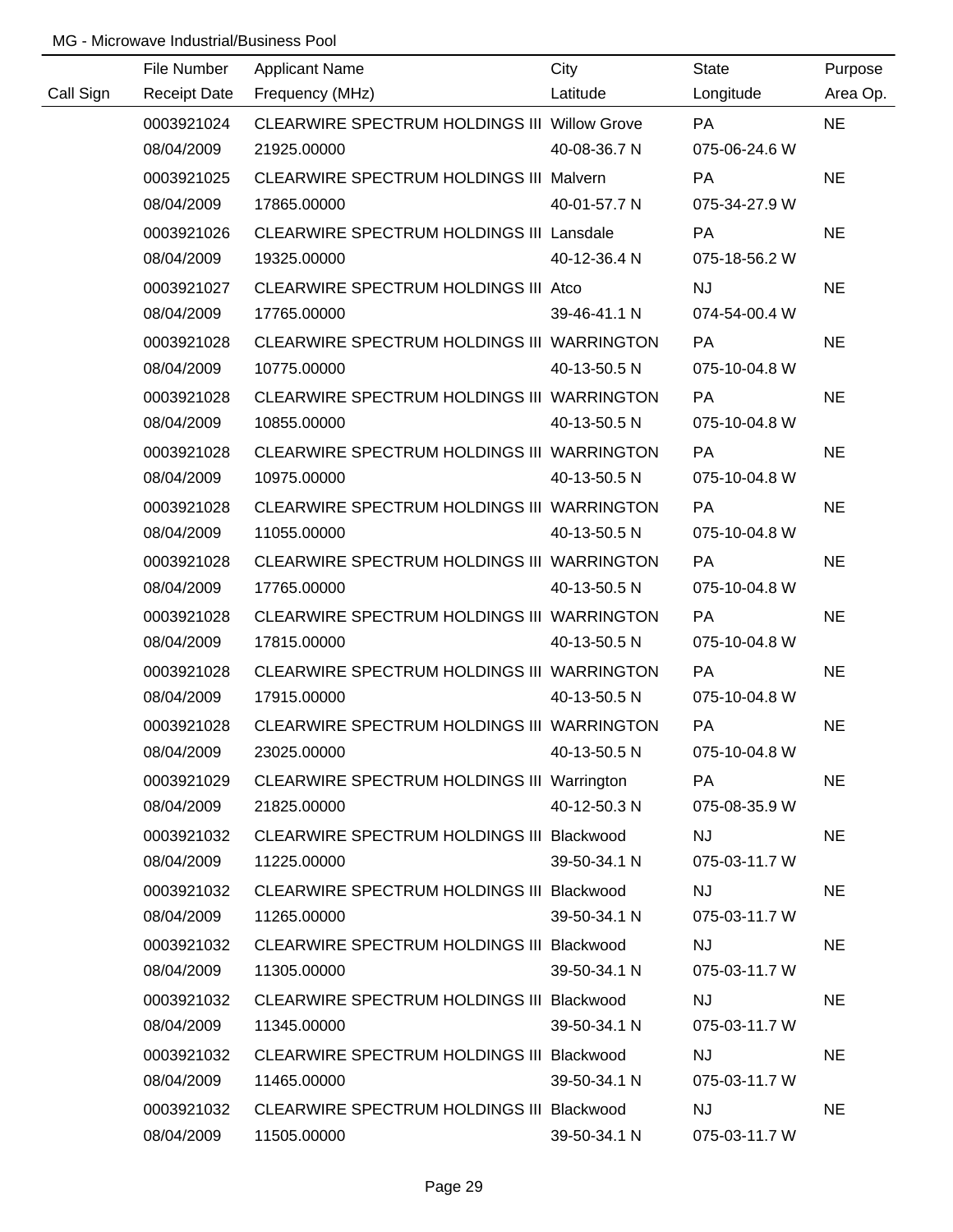MG - Microwave Industrial/Business Pool

| Call Sign | File Number<br>Receipt Date | Applicant Name<br>Frequency (MHz) | City<br>Latitude | State<br>Longitude | Purpose<br>Area Op. |
|---|---|---|---|---|---|
| | 0003921024<br>08/04/2009 | CLEARWIRE SPECTRUM HOLDINGS III<br>21925.00000 | Willow Grove<br>40-08-36.7 N | PA<br>075-06-24.6 W | NE |
| | 0003921025<br>08/04/2009 | CLEARWIRE SPECTRUM HOLDINGS III<br>17865.00000 | Malvern<br>40-01-57.7 N | PA<br>075-34-27.9 W | NE |
| | 0003921026<br>08/04/2009 | CLEARWIRE SPECTRUM HOLDINGS III<br>19325.00000 | Lansdale<br>40-12-36.4 N | PA<br>075-18-56.2 W | NE |
| | 0003921027<br>08/04/2009 | CLEARWIRE SPECTRUM HOLDINGS III<br>17765.00000 | Atco<br>39-46-41.1 N | NJ<br>074-54-00.4 W | NE |
| | 0003921028<br>08/04/2009 | CLEARWIRE SPECTRUM HOLDINGS III<br>10775.00000 | WARRINGTON<br>40-13-50.5 N | PA<br>075-10-04.8 W | NE |
| | 0003921028<br>08/04/2009 | CLEARWIRE SPECTRUM HOLDINGS III<br>10855.00000 | WARRINGTON<br>40-13-50.5 N | PA<br>075-10-04.8 W | NE |
| | 0003921028<br>08/04/2009 | CLEARWIRE SPECTRUM HOLDINGS III<br>10975.00000 | WARRINGTON<br>40-13-50.5 N | PA<br>075-10-04.8 W | NE |
| | 0003921028<br>08/04/2009 | CLEARWIRE SPECTRUM HOLDINGS III<br>11055.00000 | WARRINGTON<br>40-13-50.5 N | PA<br>075-10-04.8 W | NE |
| | 0003921028<br>08/04/2009 | CLEARWIRE SPECTRUM HOLDINGS III<br>17765.00000 | WARRINGTON<br>40-13-50.5 N | PA<br>075-10-04.8 W | NE |
| | 0003921028<br>08/04/2009 | CLEARWIRE SPECTRUM HOLDINGS III<br>17815.00000 | WARRINGTON<br>40-13-50.5 N | PA<br>075-10-04.8 W | NE |
| | 0003921028<br>08/04/2009 | CLEARWIRE SPECTRUM HOLDINGS III<br>17915.00000 | WARRINGTON<br>40-13-50.5 N | PA<br>075-10-04.8 W | NE |
| | 0003921028<br>08/04/2009 | CLEARWIRE SPECTRUM HOLDINGS III<br>23025.00000 | WARRINGTON<br>40-13-50.5 N | PA<br>075-10-04.8 W | NE |
| | 0003921029<br>08/04/2009 | CLEARWIRE SPECTRUM HOLDINGS III<br>21825.00000 | Warrington<br>40-12-50.3 N | PA<br>075-08-35.9 W | NE |
| | 0003921032<br>08/04/2009 | CLEARWIRE SPECTRUM HOLDINGS III<br>11225.00000 | Blackwood<br>39-50-34.1 N | NJ<br>075-03-11.7 W | NE |
| | 0003921032<br>08/04/2009 | CLEARWIRE SPECTRUM HOLDINGS III<br>11265.00000 | Blackwood<br>39-50-34.1 N | NJ<br>075-03-11.7 W | NE |
| | 0003921032<br>08/04/2009 | CLEARWIRE SPECTRUM HOLDINGS III<br>11305.00000 | Blackwood<br>39-50-34.1 N | NJ<br>075-03-11.7 W | NE |
| | 0003921032<br>08/04/2009 | CLEARWIRE SPECTRUM HOLDINGS III<br>11345.00000 | Blackwood<br>39-50-34.1 N | NJ<br>075-03-11.7 W | NE |
| | 0003921032<br>08/04/2009 | CLEARWIRE SPECTRUM HOLDINGS III<br>11465.00000 | Blackwood<br>39-50-34.1 N | NJ<br>075-03-11.7 W | NE |
| | 0003921032<br>08/04/2009 | CLEARWIRE SPECTRUM HOLDINGS III<br>11505.00000 | Blackwood<br>39-50-34.1 N | NJ<br>075-03-11.7 W | NE |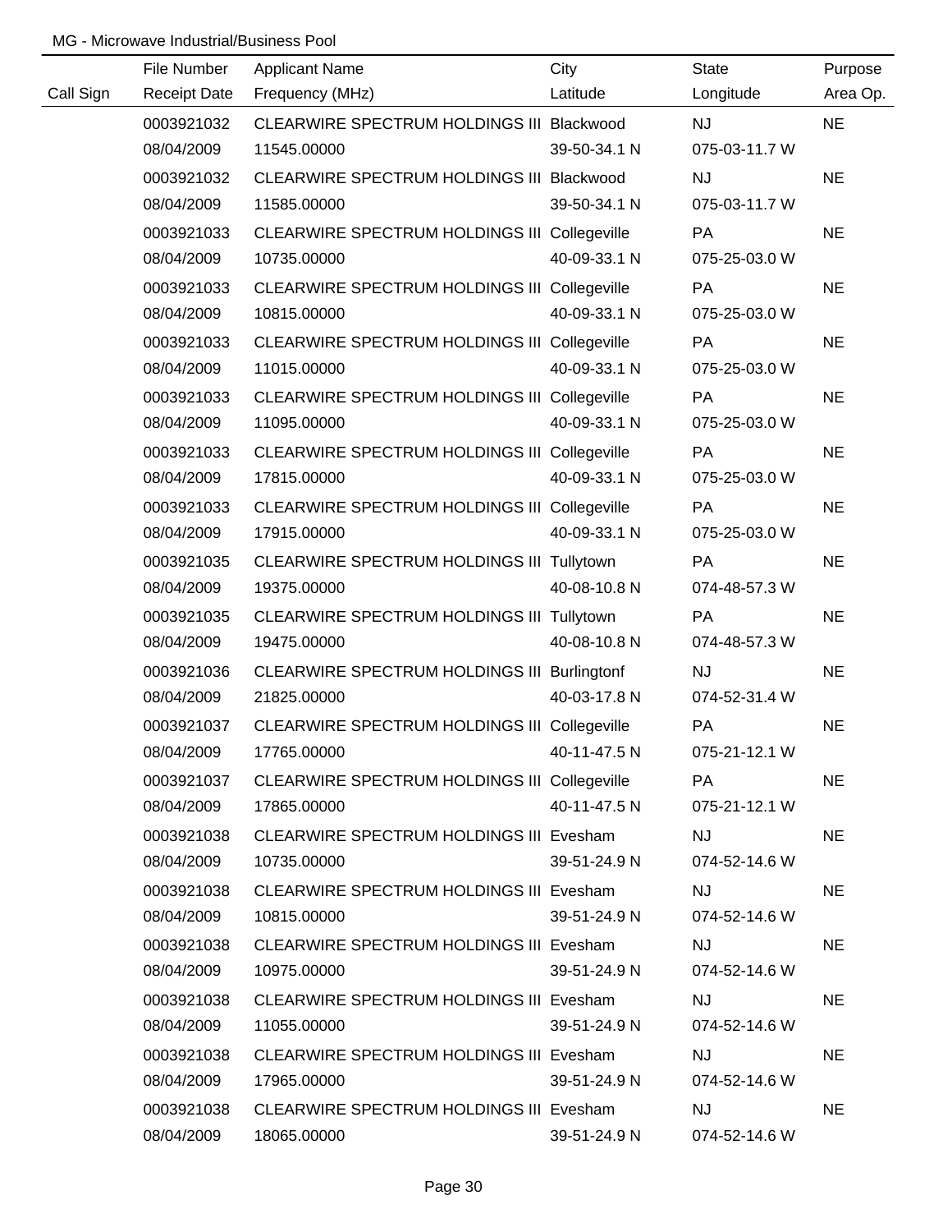MG - Microwave Industrial/Business Pool

| Call Sign | File Number<br>Receipt Date | Applicant Name<br>Frequency (MHz) | City<br>Latitude | State<br>Longitude | Purpose<br>Area Op. |
|---|---|---|---|---|---|
| | 0003921032<br>08/04/2009 | CLEARWIRE SPECTRUM HOLDINGS III<br>11545.00000 | Blackwood<br>39-50-34.1 N | NJ<br>075-03-11.7 W | NE |
| | 0003921032<br>08/04/2009 | CLEARWIRE SPECTRUM HOLDINGS III<br>11585.00000 | Blackwood<br>39-50-34.1 N | NJ<br>075-03-11.7 W | NE |
| | 0003921033<br>08/04/2009 | CLEARWIRE SPECTRUM HOLDINGS III<br>10735.00000 | Collegeville<br>40-09-33.1 N | PA<br>075-25-03.0 W | NE |
| | 0003921033<br>08/04/2009 | CLEARWIRE SPECTRUM HOLDINGS III<br>10815.00000 | Collegeville<br>40-09-33.1 N | PA<br>075-25-03.0 W | NE |
| | 0003921033<br>08/04/2009 | CLEARWIRE SPECTRUM HOLDINGS III<br>11015.00000 | Collegeville<br>40-09-33.1 N | PA<br>075-25-03.0 W | NE |
| | 0003921033<br>08/04/2009 | CLEARWIRE SPECTRUM HOLDINGS III<br>11095.00000 | Collegeville<br>40-09-33.1 N | PA<br>075-25-03.0 W | NE |
| | 0003921033<br>08/04/2009 | CLEARWIRE SPECTRUM HOLDINGS III<br>17815.00000 | Collegeville<br>40-09-33.1 N | PA<br>075-25-03.0 W | NE |
| | 0003921033<br>08/04/2009 | CLEARWIRE SPECTRUM HOLDINGS III<br>17915.00000 | Collegeville<br>40-09-33.1 N | PA<br>075-25-03.0 W | NE |
| | 0003921035<br>08/04/2009 | CLEARWIRE SPECTRUM HOLDINGS III<br>19375.00000 | Tullytown<br>40-08-10.8 N | PA<br>074-48-57.3 W | NE |
| | 0003921035<br>08/04/2009 | CLEARWIRE SPECTRUM HOLDINGS III<br>19475.00000 | Tullytown<br>40-08-10.8 N | PA<br>074-48-57.3 W | NE |
| | 0003921036<br>08/04/2009 | CLEARWIRE SPECTRUM HOLDINGS III<br>21825.00000 | Burlingtonf<br>40-03-17.8 N | NJ<br>074-52-31.4 W | NE |
| | 0003921037<br>08/04/2009 | CLEARWIRE SPECTRUM HOLDINGS III<br>17765.00000 | Collegeville<br>40-11-47.5 N | PA<br>075-21-12.1 W | NE |
| | 0003921037<br>08/04/2009 | CLEARWIRE SPECTRUM HOLDINGS III<br>17865.00000 | Collegeville<br>40-11-47.5 N | PA<br>075-21-12.1 W | NE |
| | 0003921038<br>08/04/2009 | CLEARWIRE SPECTRUM HOLDINGS III<br>10735.00000 | Evesham<br>39-51-24.9 N | NJ<br>074-52-14.6 W | NE |
| | 0003921038<br>08/04/2009 | CLEARWIRE SPECTRUM HOLDINGS III<br>10815.00000 | Evesham<br>39-51-24.9 N | NJ<br>074-52-14.6 W | NE |
| | 0003921038<br>08/04/2009 | CLEARWIRE SPECTRUM HOLDINGS III<br>10975.00000 | Evesham<br>39-51-24.9 N | NJ<br>074-52-14.6 W | NE |
| | 0003921038<br>08/04/2009 | CLEARWIRE SPECTRUM HOLDINGS III<br>11055.00000 | Evesham<br>39-51-24.9 N | NJ<br>074-52-14.6 W | NE |
| | 0003921038<br>08/04/2009 | CLEARWIRE SPECTRUM HOLDINGS III<br>17965.00000 | Evesham<br>39-51-24.9 N | NJ<br>074-52-14.6 W | NE |
| | 0003921038<br>08/04/2009 | CLEARWIRE SPECTRUM HOLDINGS III<br>18065.00000 | Evesham<br>39-51-24.9 N | NJ<br>074-52-14.6 W | NE |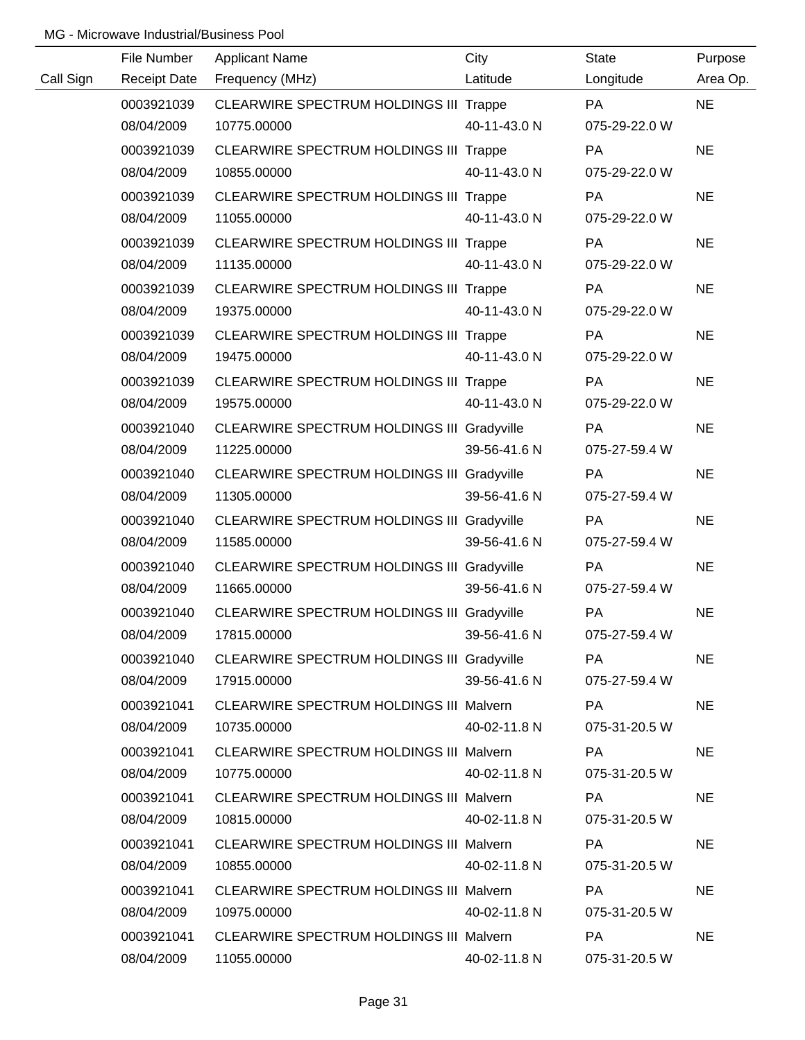MG - Microwave Industrial/Business Pool

| Call Sign | File Number<br>Receipt Date | Applicant Name<br>Frequency (MHz) | City<br>Latitude | State<br>Longitude | Purpose<br>Area Op. |
|---|---|---|---|---|---|
| | 0003921039<br>08/04/2009 | CLEARWIRE SPECTRUM HOLDINGS III<br>10775.00000 | Trappe<br>40-11-43.0 N | PA<br>075-29-22.0 W | NE |
| | 0003921039<br>08/04/2009 | CLEARWIRE SPECTRUM HOLDINGS III<br>10855.00000 | Trappe<br>40-11-43.0 N | PA<br>075-29-22.0 W | NE |
| | 0003921039<br>08/04/2009 | CLEARWIRE SPECTRUM HOLDINGS III<br>11055.00000 | Trappe<br>40-11-43.0 N | PA<br>075-29-22.0 W | NE |
| | 0003921039<br>08/04/2009 | CLEARWIRE SPECTRUM HOLDINGS III<br>11135.00000 | Trappe<br>40-11-43.0 N | PA<br>075-29-22.0 W | NE |
| | 0003921039<br>08/04/2009 | CLEARWIRE SPECTRUM HOLDINGS III<br>19375.00000 | Trappe<br>40-11-43.0 N | PA<br>075-29-22.0 W | NE |
| | 0003921039<br>08/04/2009 | CLEARWIRE SPECTRUM HOLDINGS III<br>19475.00000 | Trappe<br>40-11-43.0 N | PA<br>075-29-22.0 W | NE |
| | 0003921039<br>08/04/2009 | CLEARWIRE SPECTRUM HOLDINGS III<br>19575.00000 | Trappe<br>40-11-43.0 N | PA<br>075-29-22.0 W | NE |
| | 0003921040<br>08/04/2009 | CLEARWIRE SPECTRUM HOLDINGS III<br>11225.00000 | Gradyville<br>39-56-41.6 N | PA<br>075-27-59.4 W | NE |
| | 0003921040<br>08/04/2009 | CLEARWIRE SPECTRUM HOLDINGS III<br>11305.00000 | Gradyville<br>39-56-41.6 N | PA<br>075-27-59.4 W | NE |
| | 0003921040<br>08/04/2009 | CLEARWIRE SPECTRUM HOLDINGS III<br>11585.00000 | Gradyville<br>39-56-41.6 N | PA<br>075-27-59.4 W | NE |
| | 0003921040<br>08/04/2009 | CLEARWIRE SPECTRUM HOLDINGS III<br>11665.00000 | Gradyville<br>39-56-41.6 N | PA<br>075-27-59.4 W | NE |
| | 0003921040<br>08/04/2009 | CLEARWIRE SPECTRUM HOLDINGS III<br>17815.00000 | Gradyville<br>39-56-41.6 N | PA<br>075-27-59.4 W | NE |
| | 0003921040<br>08/04/2009 | CLEARWIRE SPECTRUM HOLDINGS III<br>17915.00000 | Gradyville<br>39-56-41.6 N | PA<br>075-27-59.4 W | NE |
| | 0003921041<br>08/04/2009 | CLEARWIRE SPECTRUM HOLDINGS III<br>10735.00000 | Malvern<br>40-02-11.8 N | PA<br>075-31-20.5 W | NE |
| | 0003921041<br>08/04/2009 | CLEARWIRE SPECTRUM HOLDINGS III<br>10775.00000 | Malvern<br>40-02-11.8 N | PA<br>075-31-20.5 W | NE |
| | 0003921041<br>08/04/2009 | CLEARWIRE SPECTRUM HOLDINGS III<br>10815.00000 | Malvern<br>40-02-11.8 N | PA<br>075-31-20.5 W | NE |
| | 0003921041<br>08/04/2009 | CLEARWIRE SPECTRUM HOLDINGS III<br>10855.00000 | Malvern<br>40-02-11.8 N | PA<br>075-31-20.5 W | NE |
| | 0003921041<br>08/04/2009 | CLEARWIRE SPECTRUM HOLDINGS III<br>10975.00000 | Malvern<br>40-02-11.8 N | PA<br>075-31-20.5 W | NE |
| | 0003921041<br>08/04/2009 | CLEARWIRE SPECTRUM HOLDINGS III<br>11055.00000 | Malvern<br>40-02-11.8 N | PA<br>075-31-20.5 W | NE |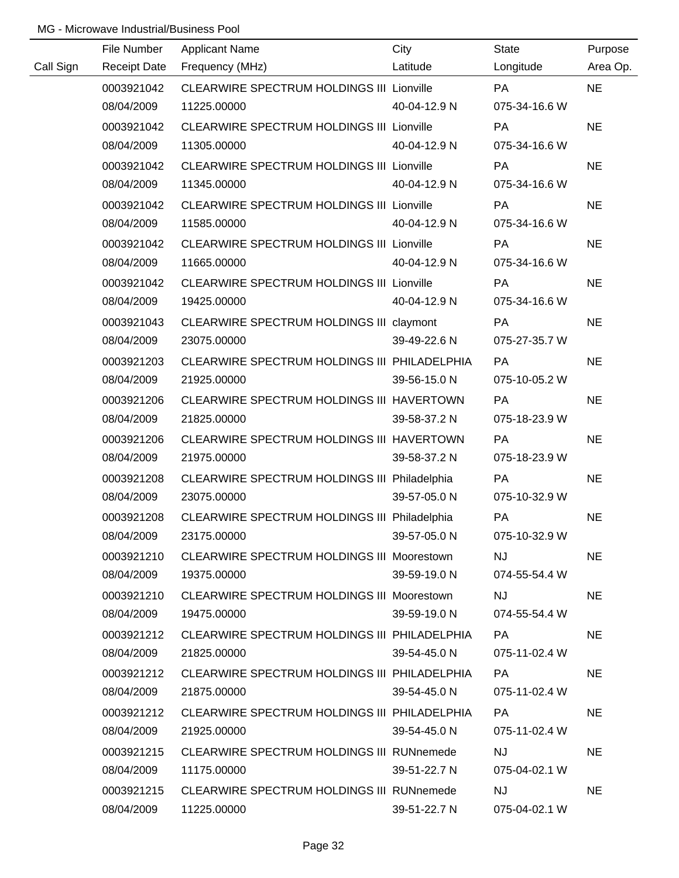MG - Microwave Industrial/Business Pool

| Call Sign | File Number / Receipt Date | Applicant Name / Frequency (MHz) | City / Latitude | State / Longitude | Purpose / Area Op. |
|---|---|---|---|---|---|
| | 0003921042 | CLEARWIRE SPECTRUM HOLDINGS III | Lionville | PA | NE |
| | 08/04/2009 | 11225.00000 | 40-04-12.9 N | 075-34-16.6 W | |
| | 0003921042 | CLEARWIRE SPECTRUM HOLDINGS III | Lionville | PA | NE |
| | 08/04/2009 | 11305.00000 | 40-04-12.9 N | 075-34-16.6 W | |
| | 0003921042 | CLEARWIRE SPECTRUM HOLDINGS III | Lionville | PA | NE |
| | 08/04/2009 | 11345.00000 | 40-04-12.9 N | 075-34-16.6 W | |
| | 0003921042 | CLEARWIRE SPECTRUM HOLDINGS III | Lionville | PA | NE |
| | 08/04/2009 | 11585.00000 | 40-04-12.9 N | 075-34-16.6 W | |
| | 0003921042 | CLEARWIRE SPECTRUM HOLDINGS III | Lionville | PA | NE |
| | 08/04/2009 | 11665.00000 | 40-04-12.9 N | 075-34-16.6 W | |
| | 0003921042 | CLEARWIRE SPECTRUM HOLDINGS III | Lionville | PA | NE |
| | 08/04/2009 | 19425.00000 | 40-04-12.9 N | 075-34-16.6 W | |
| | 0003921043 | CLEARWIRE SPECTRUM HOLDINGS III | claymont | PA | NE |
| | 08/04/2009 | 23075.00000 | 39-49-22.6 N | 075-27-35.7 W | |
| | 0003921203 | CLEARWIRE SPECTRUM HOLDINGS III | PHILADELPHIA | PA | NE |
| | 08/04/2009 | 21925.00000 | 39-56-15.0 N | 075-10-05.2 W | |
| | 0003921206 | CLEARWIRE SPECTRUM HOLDINGS III | HAVERTOWN | PA | NE |
| | 08/04/2009 | 21825.00000 | 39-58-37.2 N | 075-18-23.9 W | |
| | 0003921206 | CLEARWIRE SPECTRUM HOLDINGS III | HAVERTOWN | PA | NE |
| | 08/04/2009 | 21975.00000 | 39-58-37.2 N | 075-18-23.9 W | |
| | 0003921208 | CLEARWIRE SPECTRUM HOLDINGS III | Philadelphia | PA | NE |
| | 08/04/2009 | 23075.00000 | 39-57-05.0 N | 075-10-32.9 W | |
| | 0003921208 | CLEARWIRE SPECTRUM HOLDINGS III | Philadelphia | PA | NE |
| | 08/04/2009 | 23175.00000 | 39-57-05.0 N | 075-10-32.9 W | |
| | 0003921210 | CLEARWIRE SPECTRUM HOLDINGS III | Moorestown | NJ | NE |
| | 08/04/2009 | 19375.00000 | 39-59-19.0 N | 074-55-54.4 W | |
| | 0003921210 | CLEARWIRE SPECTRUM HOLDINGS III | Moorestown | NJ | NE |
| | 08/04/2009 | 19475.00000 | 39-59-19.0 N | 074-55-54.4 W | |
| | 0003921212 | CLEARWIRE SPECTRUM HOLDINGS III | PHILADELPHIA | PA | NE |
| | 08/04/2009 | 21825.00000 | 39-54-45.0 N | 075-11-02.4 W | |
| | 0003921212 | CLEARWIRE SPECTRUM HOLDINGS III | PHILADELPHIA | PA | NE |
| | 08/04/2009 | 21875.00000 | 39-54-45.0 N | 075-11-02.4 W | |
| | 0003921212 | CLEARWIRE SPECTRUM HOLDINGS III | PHILADELPHIA | PA | NE |
| | 08/04/2009 | 21925.00000 | 39-54-45.0 N | 075-11-02.4 W | |
| | 0003921215 | CLEARWIRE SPECTRUM HOLDINGS III | RUNnemede | NJ | NE |
| | 08/04/2009 | 11175.00000 | 39-51-22.7 N | 075-04-02.1 W | |
| | 0003921215 | CLEARWIRE SPECTRUM HOLDINGS III | RUNnemede | NJ | NE |
| | 08/04/2009 | 11225.00000 | 39-51-22.7 N | 075-04-02.1 W | |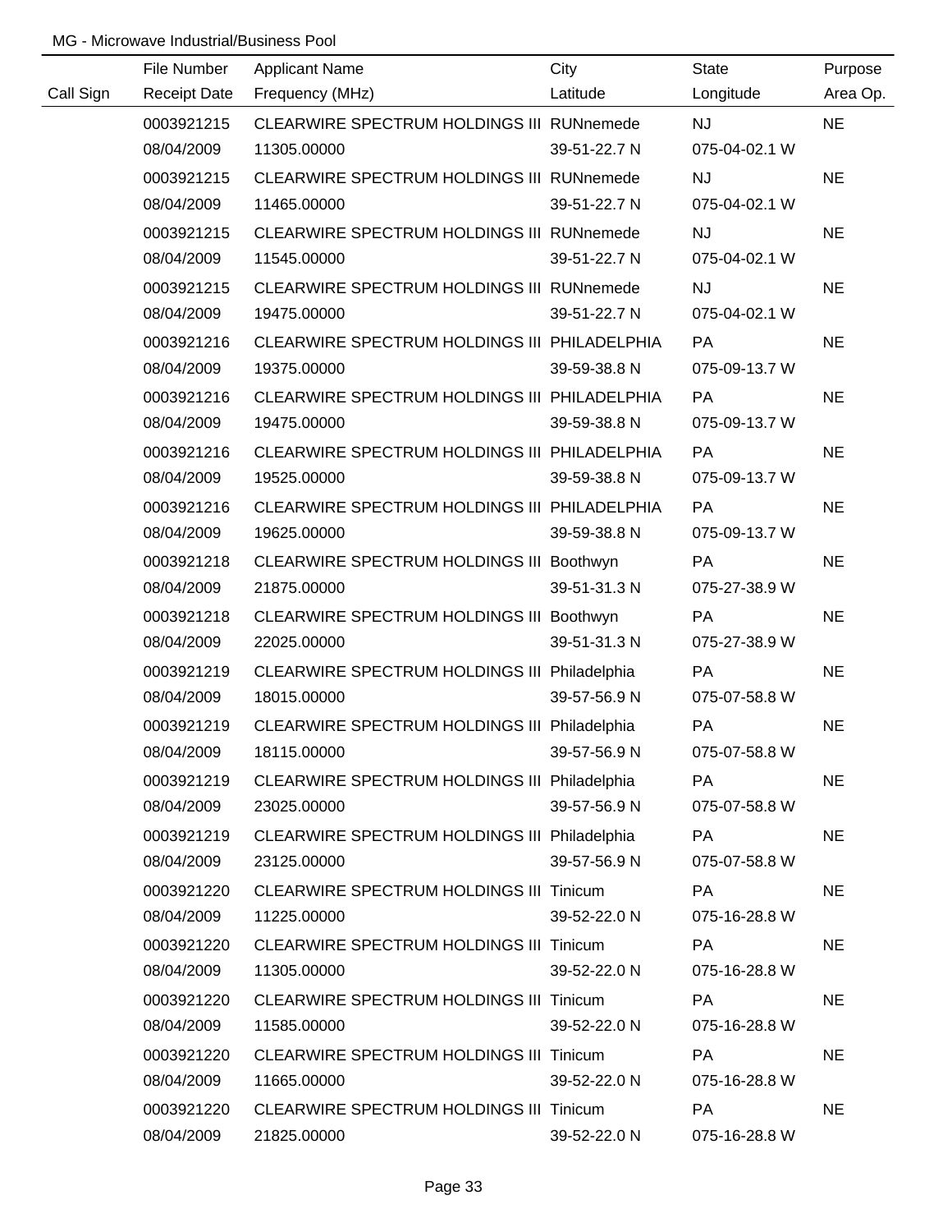MG - Microwave Industrial/Business Pool

| Call Sign | File Number<br>Receipt Date | Applicant Name<br>Frequency (MHz) | City<br>Latitude | State<br>Longitude | Purpose<br>Area Op. |
|---|---|---|---|---|---|
| | 0003921215<br>08/04/2009 | CLEARWIRE SPECTRUM HOLDINGS III<br>11305.00000 | RUNnemede<br>39-51-22.7 N | NJ<br>075-04-02.1 W | NE |
| | 0003921215<br>08/04/2009 | CLEARWIRE SPECTRUM HOLDINGS III<br>11465.00000 | RUNnemede<br>39-51-22.7 N | NJ<br>075-04-02.1 W | NE |
| | 0003921215<br>08/04/2009 | CLEARWIRE SPECTRUM HOLDINGS III<br>11545.00000 | RUNnemede<br>39-51-22.7 N | NJ<br>075-04-02.1 W | NE |
| | 0003921215<br>08/04/2009 | CLEARWIRE SPECTRUM HOLDINGS III<br>19475.00000 | RUNnemede<br>39-51-22.7 N | NJ<br>075-04-02.1 W | NE |
| | 0003921216<br>08/04/2009 | CLEARWIRE SPECTRUM HOLDINGS III<br>19375.00000 | PHILADELPHIA<br>39-59-38.8 N | PA<br>075-09-13.7 W | NE |
| | 0003921216<br>08/04/2009 | CLEARWIRE SPECTRUM HOLDINGS III<br>19475.00000 | PHILADELPHIA<br>39-59-38.8 N | PA<br>075-09-13.7 W | NE |
| | 0003921216<br>08/04/2009 | CLEARWIRE SPECTRUM HOLDINGS III<br>19525.00000 | PHILADELPHIA<br>39-59-38.8 N | PA<br>075-09-13.7 W | NE |
| | 0003921216<br>08/04/2009 | CLEARWIRE SPECTRUM HOLDINGS III<br>19625.00000 | PHILADELPHIA<br>39-59-38.8 N | PA<br>075-09-13.7 W | NE |
| | 0003921218<br>08/04/2009 | CLEARWIRE SPECTRUM HOLDINGS III<br>21875.00000 | Boothwyn<br>39-51-31.3 N | PA<br>075-27-38.9 W | NE |
| | 0003921218<br>08/04/2009 | CLEARWIRE SPECTRUM HOLDINGS III<br>22025.00000 | Boothwyn<br>39-51-31.3 N | PA<br>075-27-38.9 W | NE |
| | 0003921219<br>08/04/2009 | CLEARWIRE SPECTRUM HOLDINGS III<br>18015.00000 | Philadelphia<br>39-57-56.9 N | PA<br>075-07-58.8 W | NE |
| | 0003921219<br>08/04/2009 | CLEARWIRE SPECTRUM HOLDINGS III<br>18115.00000 | Philadelphia<br>39-57-56.9 N | PA<br>075-07-58.8 W | NE |
| | 0003921219<br>08/04/2009 | CLEARWIRE SPECTRUM HOLDINGS III<br>23025.00000 | Philadelphia<br>39-57-56.9 N | PA<br>075-07-58.8 W | NE |
| | 0003921219<br>08/04/2009 | CLEARWIRE SPECTRUM HOLDINGS III<br>23125.00000 | Philadelphia<br>39-57-56.9 N | PA<br>075-07-58.8 W | NE |
| | 0003921220<br>08/04/2009 | CLEARWIRE SPECTRUM HOLDINGS III<br>11225.00000 | Tinicum<br>39-52-22.0 N | PA<br>075-16-28.8 W | NE |
| | 0003921220<br>08/04/2009 | CLEARWIRE SPECTRUM HOLDINGS III<br>11305.00000 | Tinicum<br>39-52-22.0 N | PA<br>075-16-28.8 W | NE |
| | 0003921220<br>08/04/2009 | CLEARWIRE SPECTRUM HOLDINGS III<br>11585.00000 | Tinicum<br>39-52-22.0 N | PA<br>075-16-28.8 W | NE |
| | 0003921220<br>08/04/2009 | CLEARWIRE SPECTRUM HOLDINGS III<br>11665.00000 | Tinicum<br>39-52-22.0 N | PA<br>075-16-28.8 W | NE |
| | 0003921220<br>08/04/2009 | CLEARWIRE SPECTRUM HOLDINGS III<br>21825.00000 | Tinicum<br>39-52-22.0 N | PA<br>075-16-28.8 W | NE |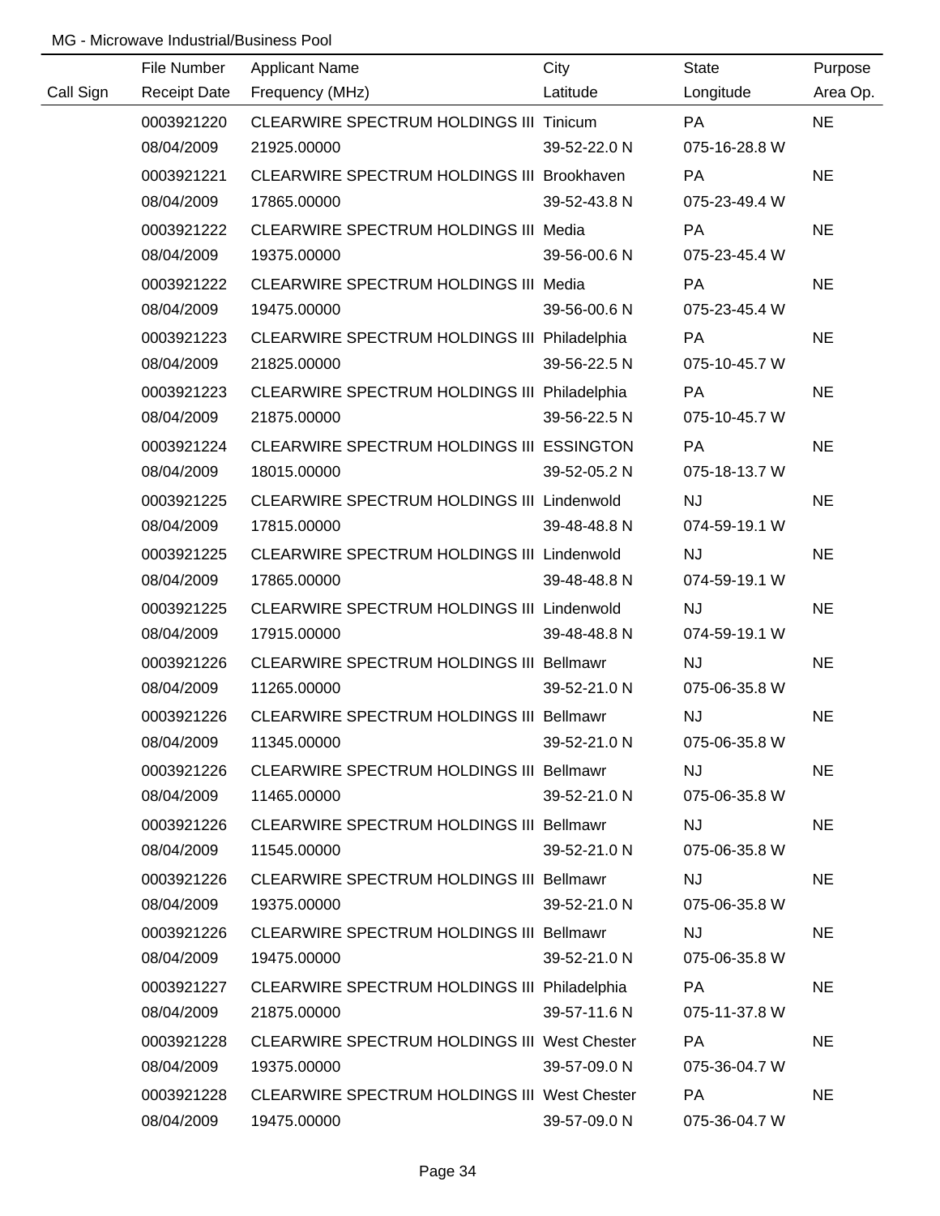MG - Microwave Industrial/Business Pool

| Call Sign | File Number / Receipt Date | Applicant Name / Frequency (MHz) | City / Latitude | State / Longitude | Purpose / Area Op. |
|---|---|---|---|---|---|
| | 0003921220 | CLEARWIRE SPECTRUM HOLDINGS III | Tinicum | PA | NE |
| | 08/04/2009 | 21925.00000 | 39-52-22.0 N | 075-16-28.8 W | |
| | 0003921221 | CLEARWIRE SPECTRUM HOLDINGS III | Brookhaven | PA | NE |
| | 08/04/2009 | 17865.00000 | 39-52-43.8 N | 075-23-49.4 W | |
| | 0003921222 | CLEARWIRE SPECTRUM HOLDINGS III | Media | PA | NE |
| | 08/04/2009 | 19375.00000 | 39-56-00.6 N | 075-23-45.4 W | |
| | 0003921222 | CLEARWIRE SPECTRUM HOLDINGS III | Media | PA | NE |
| | 08/04/2009 | 19475.00000 | 39-56-00.6 N | 075-23-45.4 W | |
| | 0003921223 | CLEARWIRE SPECTRUM HOLDINGS III | Philadelphia | PA | NE |
| | 08/04/2009 | 21825.00000 | 39-56-22.5 N | 075-10-45.7 W | |
| | 0003921223 | CLEARWIRE SPECTRUM HOLDINGS III | Philadelphia | PA | NE |
| | 08/04/2009 | 21875.00000 | 39-56-22.5 N | 075-10-45.7 W | |
| | 0003921224 | CLEARWIRE SPECTRUM HOLDINGS III | ESSINGTON | PA | NE |
| | 08/04/2009 | 18015.00000 | 39-52-05.2 N | 075-18-13.7 W | |
| | 0003921225 | CLEARWIRE SPECTRUM HOLDINGS III | Lindenwold | NJ | NE |
| | 08/04/2009 | 17815.00000 | 39-48-48.8 N | 074-59-19.1 W | |
| | 0003921225 | CLEARWIRE SPECTRUM HOLDINGS III | Lindenwold | NJ | NE |
| | 08/04/2009 | 17865.00000 | 39-48-48.8 N | 074-59-19.1 W | |
| | 0003921225 | CLEARWIRE SPECTRUM HOLDINGS III | Lindenwold | NJ | NE |
| | 08/04/2009 | 17915.00000 | 39-48-48.8 N | 074-59-19.1 W | |
| | 0003921226 | CLEARWIRE SPECTRUM HOLDINGS III | Bellmawr | NJ | NE |
| | 08/04/2009 | 11265.00000 | 39-52-21.0 N | 075-06-35.8 W | |
| | 0003921226 | CLEARWIRE SPECTRUM HOLDINGS III | Bellmawr | NJ | NE |
| | 08/04/2009 | 11345.00000 | 39-52-21.0 N | 075-06-35.8 W | |
| | 0003921226 | CLEARWIRE SPECTRUM HOLDINGS III | Bellmawr | NJ | NE |
| | 08/04/2009 | 11465.00000 | 39-52-21.0 N | 075-06-35.8 W | |
| | 0003921226 | CLEARWIRE SPECTRUM HOLDINGS III | Bellmawr | NJ | NE |
| | 08/04/2009 | 11545.00000 | 39-52-21.0 N | 075-06-35.8 W | |
| | 0003921226 | CLEARWIRE SPECTRUM HOLDINGS III | Bellmawr | NJ | NE |
| | 08/04/2009 | 19375.00000 | 39-52-21.0 N | 075-06-35.8 W | |
| | 0003921226 | CLEARWIRE SPECTRUM HOLDINGS III | Bellmawr | NJ | NE |
| | 08/04/2009 | 19475.00000 | 39-52-21.0 N | 075-06-35.8 W | |
| | 0003921227 | CLEARWIRE SPECTRUM HOLDINGS III | Philadelphia | PA | NE |
| | 08/04/2009 | 21875.00000 | 39-57-11.6 N | 075-11-37.8 W | |
| | 0003921228 | CLEARWIRE SPECTRUM HOLDINGS III | West Chester | PA | NE |
| | 08/04/2009 | 19375.00000 | 39-57-09.0 N | 075-36-04.7 W | |
| | 0003921228 | CLEARWIRE SPECTRUM HOLDINGS III | West Chester | PA | NE |
| | 08/04/2009 | 19475.00000 | 39-57-09.0 N | 075-36-04.7 W | |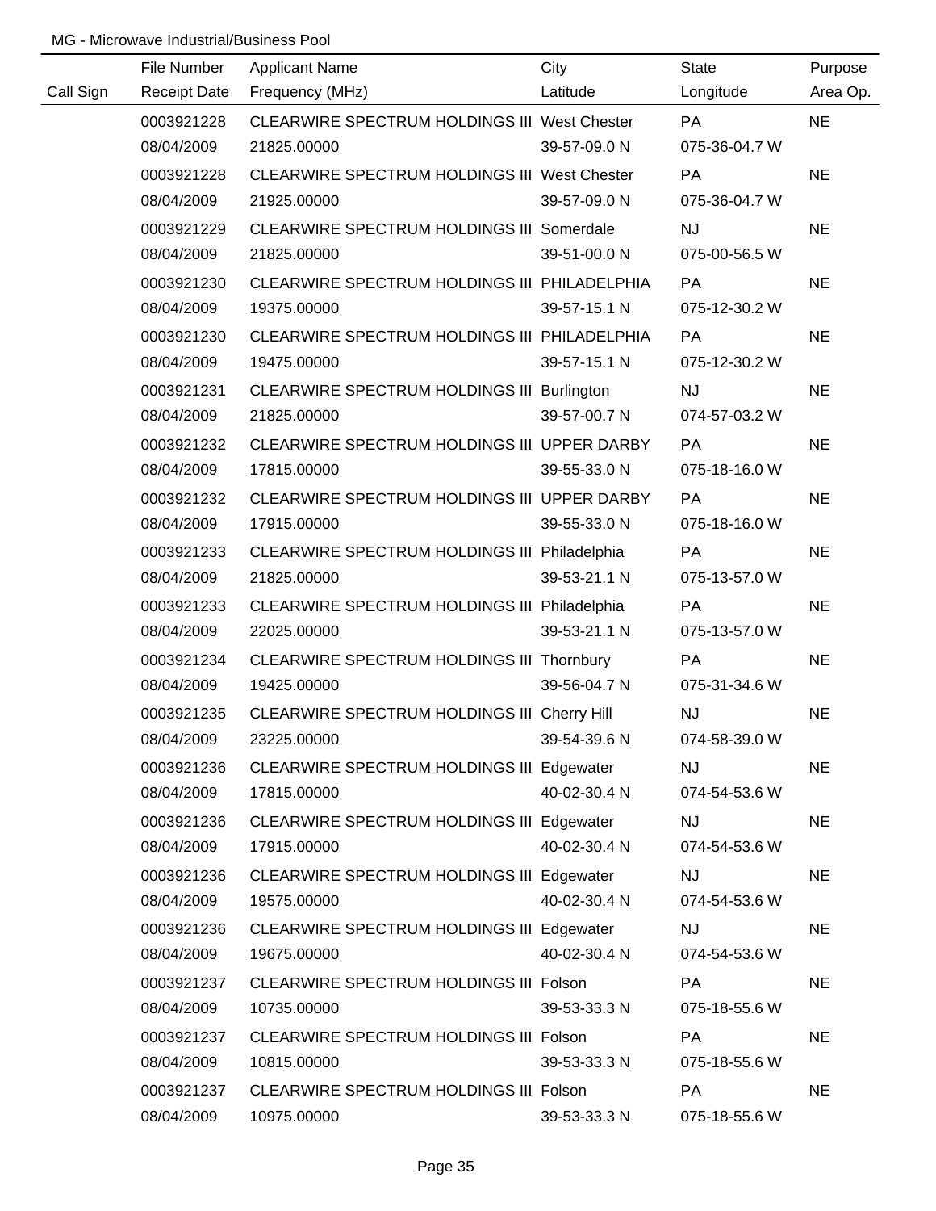MG - Microwave Industrial/Business Pool

| Call Sign | File Number<br>Receipt Date | Applicant Name<br>Frequency (MHz) | City<br>Latitude | State<br>Longitude | Purpose<br>Area Op. |
|---|---|---|---|---|---|
| | 0003921228<br>08/04/2009 | CLEARWIRE SPECTRUM HOLDINGS III<br>21825.00000 | West Chester<br>39-57-09.0 N | PA<br>075-36-04.7 W | NE |
| | 0003921228<br>08/04/2009 | CLEARWIRE SPECTRUM HOLDINGS III<br>21925.00000 | West Chester<br>39-57-09.0 N | PA<br>075-36-04.7 W | NE |
| | 0003921229<br>08/04/2009 | CLEARWIRE SPECTRUM HOLDINGS III<br>21825.00000 | Somerdale<br>39-51-00.0 N | NJ<br>075-00-56.5 W | NE |
| | 0003921230<br>08/04/2009 | CLEARWIRE SPECTRUM HOLDINGS III<br>19375.00000 | PHILADELPHIA<br>39-57-15.1 N | PA<br>075-12-30.2 W | NE |
| | 0003921230<br>08/04/2009 | CLEARWIRE SPECTRUM HOLDINGS III<br>19475.00000 | PHILADELPHIA<br>39-57-15.1 N | PA<br>075-12-30.2 W | NE |
| | 0003921231<br>08/04/2009 | CLEARWIRE SPECTRUM HOLDINGS III<br>21825.00000 | Burlington<br>39-57-00.7 N | NJ<br>074-57-03.2 W | NE |
| | 0003921232<br>08/04/2009 | CLEARWIRE SPECTRUM HOLDINGS III<br>17815.00000 | UPPER DARBY<br>39-55-33.0 N | PA<br>075-18-16.0 W | NE |
| | 0003921232<br>08/04/2009 | CLEARWIRE SPECTRUM HOLDINGS III<br>17915.00000 | UPPER DARBY<br>39-55-33.0 N | PA<br>075-18-16.0 W | NE |
| | 0003921233<br>08/04/2009 | CLEARWIRE SPECTRUM HOLDINGS III<br>21825.00000 | Philadelphia<br>39-53-21.1 N | PA<br>075-13-57.0 W | NE |
| | 0003921233<br>08/04/2009 | CLEARWIRE SPECTRUM HOLDINGS III<br>22025.00000 | Philadelphia<br>39-53-21.1 N | PA<br>075-13-57.0 W | NE |
| | 0003921234<br>08/04/2009 | CLEARWIRE SPECTRUM HOLDINGS III<br>19425.00000 | Thornbury<br>39-56-04.7 N | PA<br>075-31-34.6 W | NE |
| | 0003921235<br>08/04/2009 | CLEARWIRE SPECTRUM HOLDINGS III<br>23225.00000 | Cherry Hill<br>39-54-39.6 N | NJ<br>074-58-39.0 W | NE |
| | 0003921236<br>08/04/2009 | CLEARWIRE SPECTRUM HOLDINGS III<br>17815.00000 | Edgewater<br>40-02-30.4 N | NJ<br>074-54-53.6 W | NE |
| | 0003921236<br>08/04/2009 | CLEARWIRE SPECTRUM HOLDINGS III<br>17915.00000 | Edgewater<br>40-02-30.4 N | NJ<br>074-54-53.6 W | NE |
| | 0003921236<br>08/04/2009 | CLEARWIRE SPECTRUM HOLDINGS III<br>19575.00000 | Edgewater<br>40-02-30.4 N | NJ<br>074-54-53.6 W | NE |
| | 0003921236<br>08/04/2009 | CLEARWIRE SPECTRUM HOLDINGS III<br>19675.00000 | Edgewater<br>40-02-30.4 N | NJ<br>074-54-53.6 W | NE |
| | 0003921237<br>08/04/2009 | CLEARWIRE SPECTRUM HOLDINGS III<br>10735.00000 | Folson<br>39-53-33.3 N | PA<br>075-18-55.6 W | NE |
| | 0003921237<br>08/04/2009 | CLEARWIRE SPECTRUM HOLDINGS III<br>10815.00000 | Folson<br>39-53-33.3 N | PA<br>075-18-55.6 W | NE |
| | 0003921237<br>08/04/2009 | CLEARWIRE SPECTRUM HOLDINGS III<br>10975.00000 | Folson<br>39-53-33.3 N | PA<br>075-18-55.6 W | NE |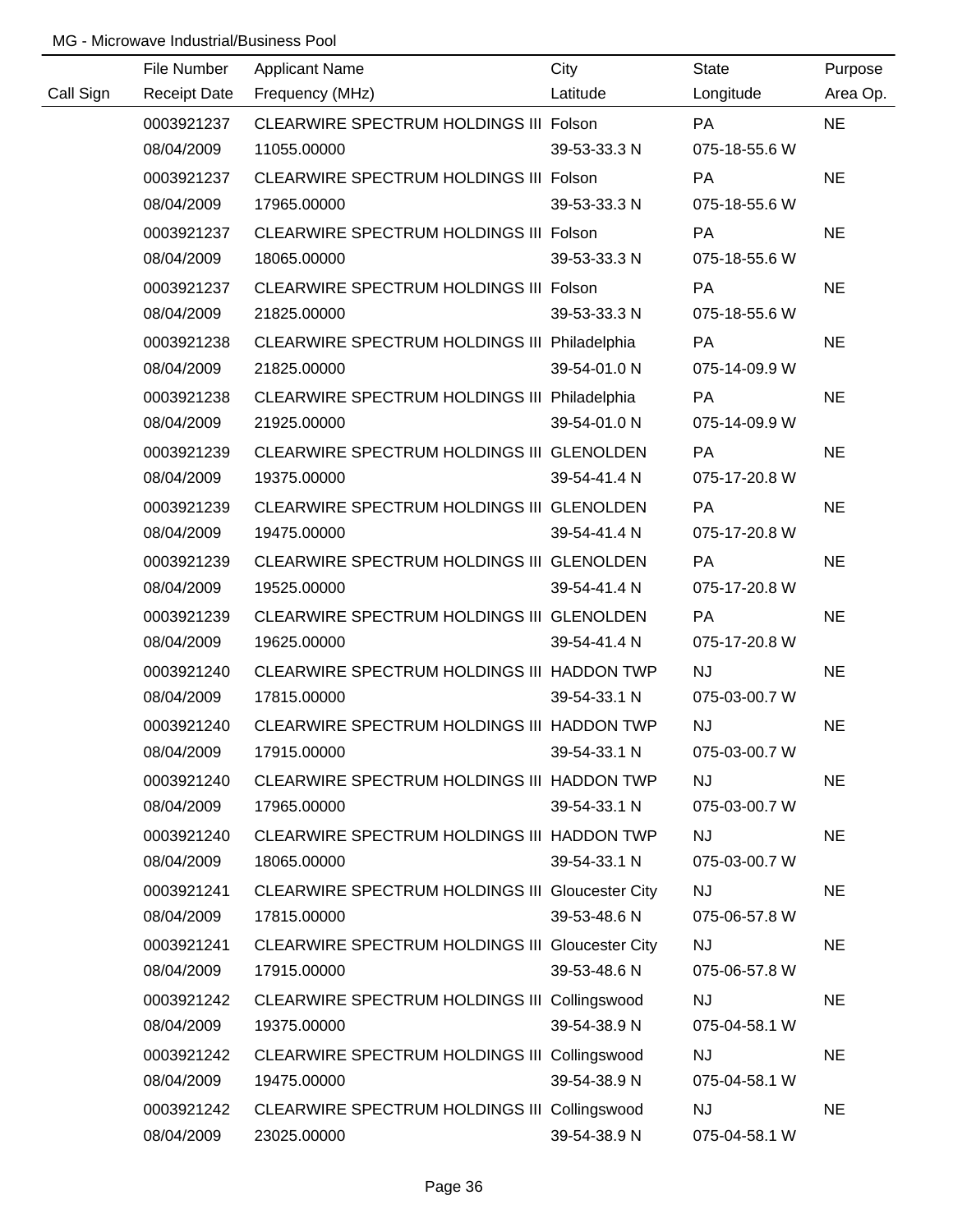MG - Microwave Industrial/Business Pool

| Call Sign | File Number<br>Receipt Date | Applicant Name<br>Frequency (MHz) | City<br>Latitude | State<br>Longitude | Purpose<br>Area Op. |
|---|---|---|---|---|---|
| | 0003921237<br>08/04/2009 | CLEARWIRE SPECTRUM HOLDINGS III<br>11055.00000 | Folson<br>39-53-33.3 N | PA<br>075-18-55.6 W | NE |
| | 0003921237<br>08/04/2009 | CLEARWIRE SPECTRUM HOLDINGS III<br>17965.00000 | Folson<br>39-53-33.3 N | PA<br>075-18-55.6 W | NE |
| | 0003921237<br>08/04/2009 | CLEARWIRE SPECTRUM HOLDINGS III<br>18065.00000 | Folson<br>39-53-33.3 N | PA<br>075-18-55.6 W | NE |
| | 0003921237<br>08/04/2009 | CLEARWIRE SPECTRUM HOLDINGS III<br>21825.00000 | Folson<br>39-53-33.3 N | PA<br>075-18-55.6 W | NE |
| | 0003921238<br>08/04/2009 | CLEARWIRE SPECTRUM HOLDINGS III<br>21825.00000 | Philadelphia<br>39-54-01.0 N | PA<br>075-14-09.9 W | NE |
| | 0003921238<br>08/04/2009 | CLEARWIRE SPECTRUM HOLDINGS III<br>21925.00000 | Philadelphia<br>39-54-01.0 N | PA<br>075-14-09.9 W | NE |
| | 0003921239<br>08/04/2009 | CLEARWIRE SPECTRUM HOLDINGS III<br>19375.00000 | GLENOLDEN<br>39-54-41.4 N | PA<br>075-17-20.8 W | NE |
| | 0003921239<br>08/04/2009 | CLEARWIRE SPECTRUM HOLDINGS III<br>19475.00000 | GLENOLDEN<br>39-54-41.4 N | PA<br>075-17-20.8 W | NE |
| | 0003921239<br>08/04/2009 | CLEARWIRE SPECTRUM HOLDINGS III<br>19525.00000 | GLENOLDEN<br>39-54-41.4 N | PA<br>075-17-20.8 W | NE |
| | 0003921239<br>08/04/2009 | CLEARWIRE SPECTRUM HOLDINGS III<br>19625.00000 | GLENOLDEN<br>39-54-41.4 N | PA<br>075-17-20.8 W | NE |
| | 0003921240<br>08/04/2009 | CLEARWIRE SPECTRUM HOLDINGS III<br>17815.00000 | HADDON TWP<br>39-54-33.1 N | NJ<br>075-03-00.7 W | NE |
| | 0003921240<br>08/04/2009 | CLEARWIRE SPECTRUM HOLDINGS III<br>17915.00000 | HADDON TWP<br>39-54-33.1 N | NJ<br>075-03-00.7 W | NE |
| | 0003921240<br>08/04/2009 | CLEARWIRE SPECTRUM HOLDINGS III<br>17965.00000 | HADDON TWP<br>39-54-33.1 N | NJ<br>075-03-00.7 W | NE |
| | 0003921240<br>08/04/2009 | CLEARWIRE SPECTRUM HOLDINGS III<br>18065.00000 | HADDON TWP<br>39-54-33.1 N | NJ<br>075-03-00.7 W | NE |
| | 0003921241<br>08/04/2009 | CLEARWIRE SPECTRUM HOLDINGS III<br>17815.00000 | Gloucester City<br>39-53-48.6 N | NJ<br>075-06-57.8 W | NE |
| | 0003921241<br>08/04/2009 | CLEARWIRE SPECTRUM HOLDINGS III<br>17915.00000 | Gloucester City<br>39-53-48.6 N | NJ<br>075-06-57.8 W | NE |
| | 0003921242<br>08/04/2009 | CLEARWIRE SPECTRUM HOLDINGS III<br>19375.00000 | Collingswood<br>39-54-38.9 N | NJ<br>075-04-58.1 W | NE |
| | 0003921242<br>08/04/2009 | CLEARWIRE SPECTRUM HOLDINGS III<br>19475.00000 | Collingswood<br>39-54-38.9 N | NJ<br>075-04-58.1 W | NE |
| | 0003921242<br>08/04/2009 | CLEARWIRE SPECTRUM HOLDINGS III<br>23025.00000 | Collingswood<br>39-54-38.9 N | NJ<br>075-04-58.1 W | NE |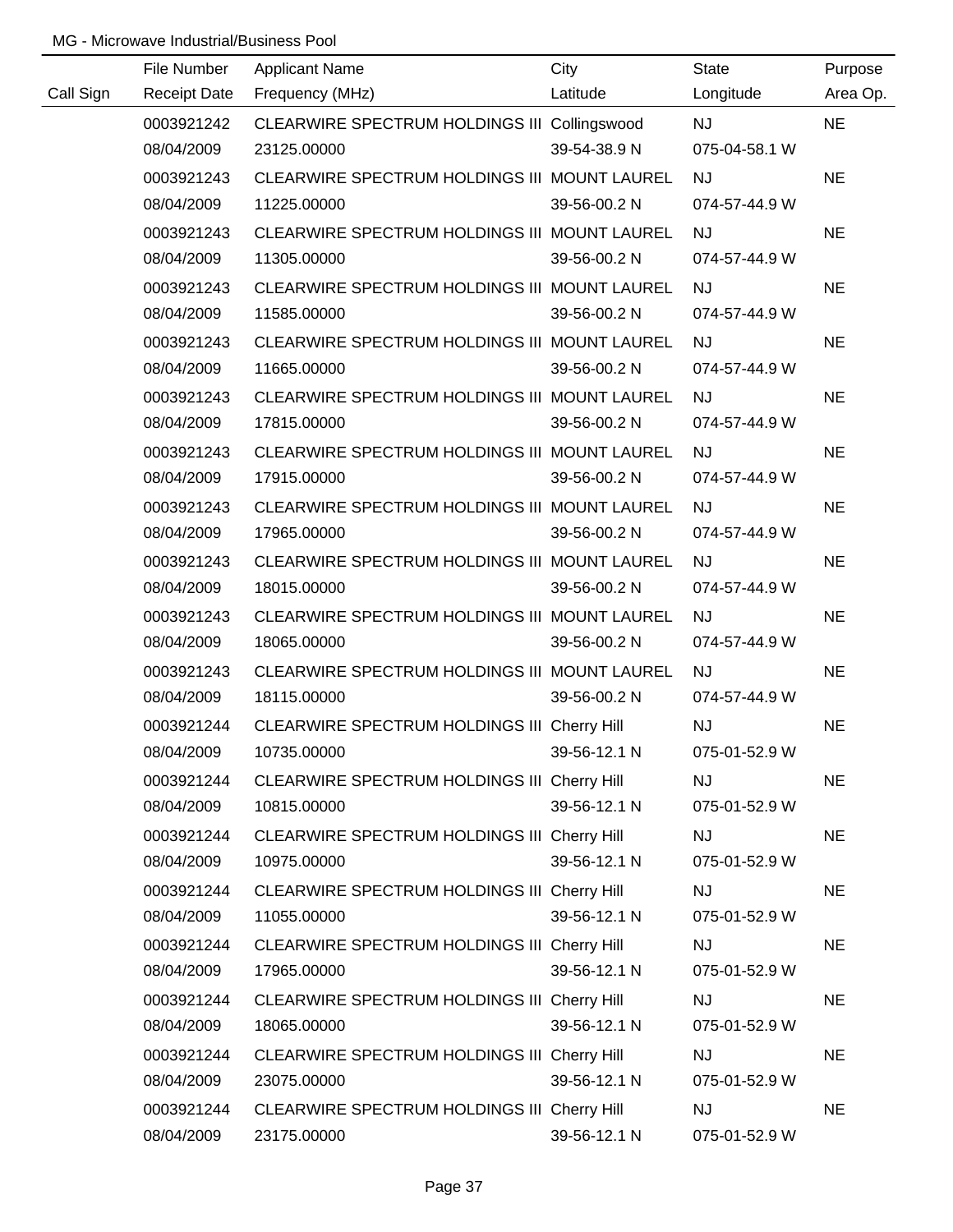MG - Microwave Industrial/Business Pool

| Call Sign | File Number<br>Receipt Date | Applicant Name<br>Frequency (MHz) | City<br>Latitude | State<br>Longitude | Purpose<br>Area Op. |
|---|---|---|---|---|---|
| | 0003921242<br>08/04/2009 | CLEARWIRE SPECTRUM HOLDINGS III<br>23125.00000 | Collingswood<br>39-54-38.9 N | NJ<br>075-04-58.1 W | NE |
| | 0003921243<br>08/04/2009 | CLEARWIRE SPECTRUM HOLDINGS III<br>11225.00000 | MOUNT LAUREL<br>39-56-00.2 N | NJ<br>074-57-44.9 W | NE |
| | 0003921243<br>08/04/2009 | CLEARWIRE SPECTRUM HOLDINGS III<br>11305.00000 | MOUNT LAUREL<br>39-56-00.2 N | NJ<br>074-57-44.9 W | NE |
| | 0003921243<br>08/04/2009 | CLEARWIRE SPECTRUM HOLDINGS III<br>11585.00000 | MOUNT LAUREL<br>39-56-00.2 N | NJ<br>074-57-44.9 W | NE |
| | 0003921243<br>08/04/2009 | CLEARWIRE SPECTRUM HOLDINGS III<br>11665.00000 | MOUNT LAUREL<br>39-56-00.2 N | NJ<br>074-57-44.9 W | NE |
| | 0003921243<br>08/04/2009 | CLEARWIRE SPECTRUM HOLDINGS III<br>17815.00000 | MOUNT LAUREL<br>39-56-00.2 N | NJ<br>074-57-44.9 W | NE |
| | 0003921243<br>08/04/2009 | CLEARWIRE SPECTRUM HOLDINGS III<br>17915.00000 | MOUNT LAUREL<br>39-56-00.2 N | NJ<br>074-57-44.9 W | NE |
| | 0003921243<br>08/04/2009 | CLEARWIRE SPECTRUM HOLDINGS III<br>17965.00000 | MOUNT LAUREL<br>39-56-00.2 N | NJ<br>074-57-44.9 W | NE |
| | 0003921243<br>08/04/2009 | CLEARWIRE SPECTRUM HOLDINGS III<br>18015.00000 | MOUNT LAUREL<br>39-56-00.2 N | NJ<br>074-57-44.9 W | NE |
| | 0003921243<br>08/04/2009 | CLEARWIRE SPECTRUM HOLDINGS III<br>18065.00000 | MOUNT LAUREL<br>39-56-00.2 N | NJ<br>074-57-44.9 W | NE |
| | 0003921243<br>08/04/2009 | CLEARWIRE SPECTRUM HOLDINGS III<br>18115.00000 | MOUNT LAUREL<br>39-56-00.2 N | NJ<br>074-57-44.9 W | NE |
| | 0003921244<br>08/04/2009 | CLEARWIRE SPECTRUM HOLDINGS III<br>10735.00000 | Cherry Hill<br>39-56-12.1 N | NJ<br>075-01-52.9 W | NE |
| | 0003921244<br>08/04/2009 | CLEARWIRE SPECTRUM HOLDINGS III<br>10815.00000 | Cherry Hill<br>39-56-12.1 N | NJ<br>075-01-52.9 W | NE |
| | 0003921244<br>08/04/2009 | CLEARWIRE SPECTRUM HOLDINGS III<br>10975.00000 | Cherry Hill<br>39-56-12.1 N | NJ<br>075-01-52.9 W | NE |
| | 0003921244<br>08/04/2009 | CLEARWIRE SPECTRUM HOLDINGS III<br>11055.00000 | Cherry Hill<br>39-56-12.1 N | NJ<br>075-01-52.9 W | NE |
| | 0003921244<br>08/04/2009 | CLEARWIRE SPECTRUM HOLDINGS III<br>17965.00000 | Cherry Hill<br>39-56-12.1 N | NJ<br>075-01-52.9 W | NE |
| | 0003921244<br>08/04/2009 | CLEARWIRE SPECTRUM HOLDINGS III<br>18065.00000 | Cherry Hill<br>39-56-12.1 N | NJ<br>075-01-52.9 W | NE |
| | 0003921244<br>08/04/2009 | CLEARWIRE SPECTRUM HOLDINGS III<br>23075.00000 | Cherry Hill<br>39-56-12.1 N | NJ<br>075-01-52.9 W | NE |
| | 0003921244<br>08/04/2009 | CLEARWIRE SPECTRUM HOLDINGS III<br>23175.00000 | Cherry Hill<br>39-56-12.1 N | NJ<br>075-01-52.9 W | NE |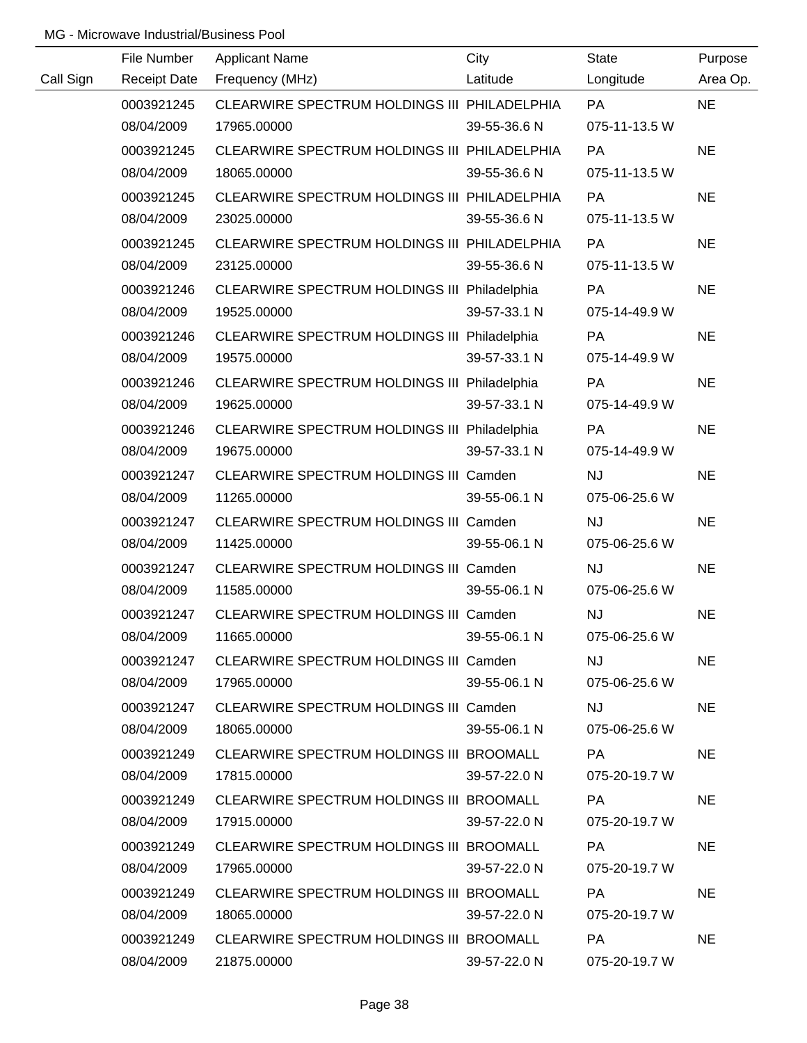MG - Microwave Industrial/Business Pool

| Call Sign | File Number / Receipt Date | Applicant Name / Frequency (MHz) | City / Latitude | State / Longitude | Purpose / Area Op. |
|---|---|---|---|---|---|
| | 0003921245 | CLEARWIRE SPECTRUM HOLDINGS III | PHILADELPHIA | PA | NE |
| | 08/04/2009 | 17965.00000 | 39-55-36.6 N | 075-11-13.5 W | |
| | 0003921245 | CLEARWIRE SPECTRUM HOLDINGS III | PHILADELPHIA | PA | NE |
| | 08/04/2009 | 18065.00000 | 39-55-36.6 N | 075-11-13.5 W | |
| | 0003921245 | CLEARWIRE SPECTRUM HOLDINGS III | PHILADELPHIA | PA | NE |
| | 08/04/2009 | 23025.00000 | 39-55-36.6 N | 075-11-13.5 W | |
| | 0003921245 | CLEARWIRE SPECTRUM HOLDINGS III | PHILADELPHIA | PA | NE |
| | 08/04/2009 | 23125.00000 | 39-55-36.6 N | 075-11-13.5 W | |
| | 0003921246 | CLEARWIRE SPECTRUM HOLDINGS III | Philadelphia | PA | NE |
| | 08/04/2009 | 19525.00000 | 39-57-33.1 N | 075-14-49.9 W | |
| | 0003921246 | CLEARWIRE SPECTRUM HOLDINGS III | Philadelphia | PA | NE |
| | 08/04/2009 | 19575.00000 | 39-57-33.1 N | 075-14-49.9 W | |
| | 0003921246 | CLEARWIRE SPECTRUM HOLDINGS III | Philadelphia | PA | NE |
| | 08/04/2009 | 19625.00000 | 39-57-33.1 N | 075-14-49.9 W | |
| | 0003921246 | CLEARWIRE SPECTRUM HOLDINGS III | Philadelphia | PA | NE |
| | 08/04/2009 | 19675.00000 | 39-57-33.1 N | 075-14-49.9 W | |
| | 0003921247 | CLEARWIRE SPECTRUM HOLDINGS III | Camden | NJ | NE |
| | 08/04/2009 | 11265.00000 | 39-55-06.1 N | 075-06-25.6 W | |
| | 0003921247 | CLEARWIRE SPECTRUM HOLDINGS III | Camden | NJ | NE |
| | 08/04/2009 | 11425.00000 | 39-55-06.1 N | 075-06-25.6 W | |
| | 0003921247 | CLEARWIRE SPECTRUM HOLDINGS III | Camden | NJ | NE |
| | 08/04/2009 | 11585.00000 | 39-55-06.1 N | 075-06-25.6 W | |
| | 0003921247 | CLEARWIRE SPECTRUM HOLDINGS III | Camden | NJ | NE |
| | 08/04/2009 | 11665.00000 | 39-55-06.1 N | 075-06-25.6 W | |
| | 0003921247 | CLEARWIRE SPECTRUM HOLDINGS III | Camden | NJ | NE |
| | 08/04/2009 | 17965.00000 | 39-55-06.1 N | 075-06-25.6 W | |
| | 0003921247 | CLEARWIRE SPECTRUM HOLDINGS III | Camden | NJ | NE |
| | 08/04/2009 | 18065.00000 | 39-55-06.1 N | 075-06-25.6 W | |
| | 0003921249 | CLEARWIRE SPECTRUM HOLDINGS III | BROOMALL | PA | NE |
| | 08/04/2009 | 17815.00000 | 39-57-22.0 N | 075-20-19.7 W | |
| | 0003921249 | CLEARWIRE SPECTRUM HOLDINGS III | BROOMALL | PA | NE |
| | 08/04/2009 | 17915.00000 | 39-57-22.0 N | 075-20-19.7 W | |
| | 0003921249 | CLEARWIRE SPECTRUM HOLDINGS III | BROOMALL | PA | NE |
| | 08/04/2009 | 17965.00000 | 39-57-22.0 N | 075-20-19.7 W | |
| | 0003921249 | CLEARWIRE SPECTRUM HOLDINGS III | BROOMALL | PA | NE |
| | 08/04/2009 | 18065.00000 | 39-57-22.0 N | 075-20-19.7 W | |
| | 0003921249 | CLEARWIRE SPECTRUM HOLDINGS III | BROOMALL | PA | NE |
| | 08/04/2009 | 21875.00000 | 39-57-22.0 N | 075-20-19.7 W | |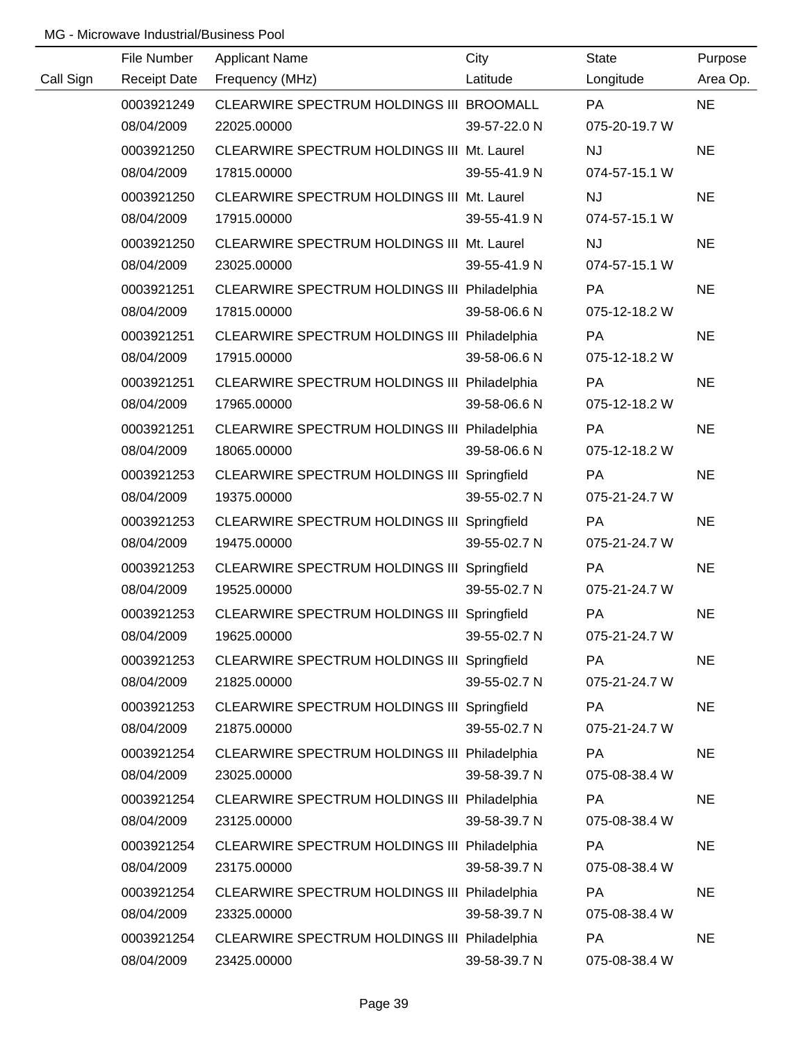MG - Microwave Industrial/Business Pool

| Call Sign | File Number / Receipt Date | Applicant Name / Frequency (MHz) | City / Latitude | State / Longitude | Purpose / Area Op. |
|---|---|---|---|---|---|
| | 0003921249 | CLEARWIRE SPECTRUM HOLDINGS III | BROOMALL | PA | NE |
| | 08/04/2009 | 22025.00000 | 39-57-22.0 N | 075-20-19.7 W | |
| | 0003921250 | CLEARWIRE SPECTRUM HOLDINGS III | Mt. Laurel | NJ | NE |
| | 08/04/2009 | 17815.00000 | 39-55-41.9 N | 074-57-15.1 W | |
| | 0003921250 | CLEARWIRE SPECTRUM HOLDINGS III | Mt. Laurel | NJ | NE |
| | 08/04/2009 | 17915.00000 | 39-55-41.9 N | 074-57-15.1 W | |
| | 0003921250 | CLEARWIRE SPECTRUM HOLDINGS III | Mt. Laurel | NJ | NE |
| | 08/04/2009 | 23025.00000 | 39-55-41.9 N | 074-57-15.1 W | |
| | 0003921251 | CLEARWIRE SPECTRUM HOLDINGS III | Philadelphia | PA | NE |
| | 08/04/2009 | 17815.00000 | 39-58-06.6 N | 075-12-18.2 W | |
| | 0003921251 | CLEARWIRE SPECTRUM HOLDINGS III | Philadelphia | PA | NE |
| | 08/04/2009 | 17915.00000 | 39-58-06.6 N | 075-12-18.2 W | |
| | 0003921251 | CLEARWIRE SPECTRUM HOLDINGS III | Philadelphia | PA | NE |
| | 08/04/2009 | 17965.00000 | 39-58-06.6 N | 075-12-18.2 W | |
| | 0003921251 | CLEARWIRE SPECTRUM HOLDINGS III | Philadelphia | PA | NE |
| | 08/04/2009 | 18065.00000 | 39-58-06.6 N | 075-12-18.2 W | |
| | 0003921253 | CLEARWIRE SPECTRUM HOLDINGS III | Springfield | PA | NE |
| | 08/04/2009 | 19375.00000 | 39-55-02.7 N | 075-21-24.7 W | |
| | 0003921253 | CLEARWIRE SPECTRUM HOLDINGS III | Springfield | PA | NE |
| | 08/04/2009 | 19475.00000 | 39-55-02.7 N | 075-21-24.7 W | |
| | 0003921253 | CLEARWIRE SPECTRUM HOLDINGS III | Springfield | PA | NE |
| | 08/04/2009 | 19525.00000 | 39-55-02.7 N | 075-21-24.7 W | |
| | 0003921253 | CLEARWIRE SPECTRUM HOLDINGS III | Springfield | PA | NE |
| | 08/04/2009 | 19625.00000 | 39-55-02.7 N | 075-21-24.7 W | |
| | 0003921253 | CLEARWIRE SPECTRUM HOLDINGS III | Springfield | PA | NE |
| | 08/04/2009 | 21825.00000 | 39-55-02.7 N | 075-21-24.7 W | |
| | 0003921253 | CLEARWIRE SPECTRUM HOLDINGS III | Springfield | PA | NE |
| | 08/04/2009 | 21875.00000 | 39-55-02.7 N | 075-21-24.7 W | |
| | 0003921254 | CLEARWIRE SPECTRUM HOLDINGS III | Philadelphia | PA | NE |
| | 08/04/2009 | 23025.00000 | 39-58-39.7 N | 075-08-38.4 W | |
| | 0003921254 | CLEARWIRE SPECTRUM HOLDINGS III | Philadelphia | PA | NE |
| | 08/04/2009 | 23125.00000 | 39-58-39.7 N | 075-08-38.4 W | |
| | 0003921254 | CLEARWIRE SPECTRUM HOLDINGS III | Philadelphia | PA | NE |
| | 08/04/2009 | 23175.00000 | 39-58-39.7 N | 075-08-38.4 W | |
| | 0003921254 | CLEARWIRE SPECTRUM HOLDINGS III | Philadelphia | PA | NE |
| | 08/04/2009 | 23325.00000 | 39-58-39.7 N | 075-08-38.4 W | |
| | 0003921254 | CLEARWIRE SPECTRUM HOLDINGS III | Philadelphia | PA | NE |
| | 08/04/2009 | 23425.00000 | 39-58-39.7 N | 075-08-38.4 W | |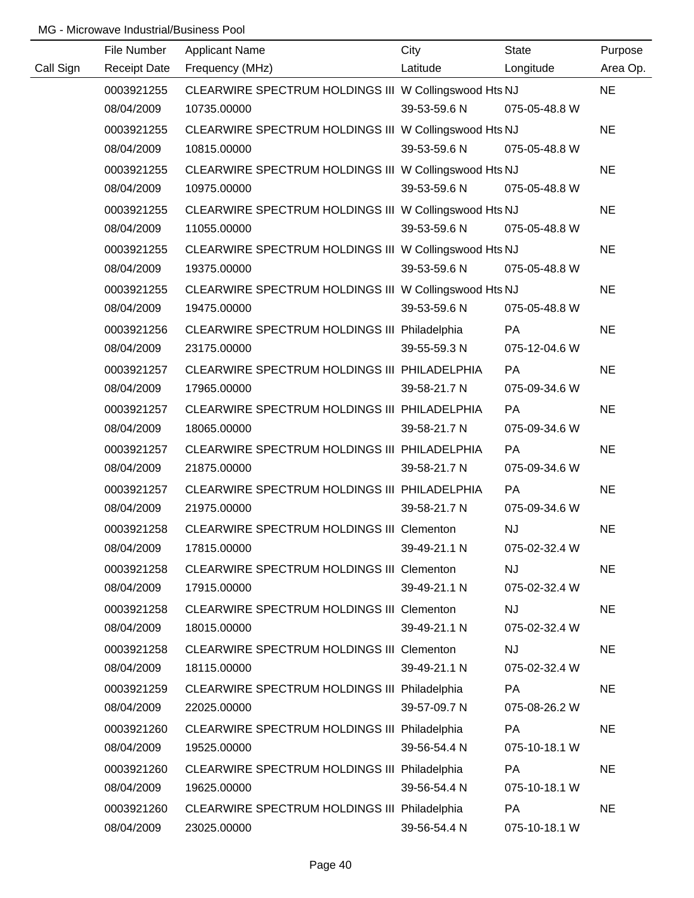MG - Microwave Industrial/Business Pool

| Call Sign | File Number<br>Receipt Date | Applicant Name<br>Frequency (MHz) | City<br>Latitude | State<br>Longitude | Purpose<br>Area Op. |
|---|---|---|---|---|---|
| | 0003921255<br>08/04/2009 | CLEARWIRE SPECTRUM HOLDINGS III<br>10735.00000 | W Collingswood Hts<br>39-53-59.6 N | NJ<br>075-05-48.8 W | NE |
| | 0003921255<br>08/04/2009 | CLEARWIRE SPECTRUM HOLDINGS III<br>10815.00000 | W Collingswood Hts<br>39-53-59.6 N | NJ<br>075-05-48.8 W | NE |
| | 0003921255<br>08/04/2009 | CLEARWIRE SPECTRUM HOLDINGS III<br>10975.00000 | W Collingswood Hts<br>39-53-59.6 N | NJ<br>075-05-48.8 W | NE |
| | 0003921255<br>08/04/2009 | CLEARWIRE SPECTRUM HOLDINGS III<br>11055.00000 | W Collingswood Hts<br>39-53-59.6 N | NJ<br>075-05-48.8 W | NE |
| | 0003921255<br>08/04/2009 | CLEARWIRE SPECTRUM HOLDINGS III<br>19375.00000 | W Collingswood Hts<br>39-53-59.6 N | NJ<br>075-05-48.8 W | NE |
| | 0003921255<br>08/04/2009 | CLEARWIRE SPECTRUM HOLDINGS III<br>19475.00000 | W Collingswood Hts<br>39-53-59.6 N | NJ<br>075-05-48.8 W | NE |
| | 0003921256<br>08/04/2009 | CLEARWIRE SPECTRUM HOLDINGS III<br>23175.00000 | Philadelphia<br>39-55-59.3 N | PA<br>075-12-04.6 W | NE |
| | 0003921257<br>08/04/2009 | CLEARWIRE SPECTRUM HOLDINGS III<br>17965.00000 | PHILADELPHIA<br>39-58-21.7 N | PA<br>075-09-34.6 W | NE |
| | 0003921257<br>08/04/2009 | CLEARWIRE SPECTRUM HOLDINGS III<br>18065.00000 | PHILADELPHIA<br>39-58-21.7 N | PA<br>075-09-34.6 W | NE |
| | 0003921257<br>08/04/2009 | CLEARWIRE SPECTRUM HOLDINGS III<br>21875.00000 | PHILADELPHIA<br>39-58-21.7 N | PA<br>075-09-34.6 W | NE |
| | 0003921257<br>08/04/2009 | CLEARWIRE SPECTRUM HOLDINGS III<br>21975.00000 | PHILADELPHIA<br>39-58-21.7 N | PA<br>075-09-34.6 W | NE |
| | 0003921258<br>08/04/2009 | CLEARWIRE SPECTRUM HOLDINGS III<br>17815.00000 | Clementon<br>39-49-21.1 N | NJ<br>075-02-32.4 W | NE |
| | 0003921258<br>08/04/2009 | CLEARWIRE SPECTRUM HOLDINGS III<br>17915.00000 | Clementon<br>39-49-21.1 N | NJ<br>075-02-32.4 W | NE |
| | 0003921258<br>08/04/2009 | CLEARWIRE SPECTRUM HOLDINGS III<br>18015.00000 | Clementon<br>39-49-21.1 N | NJ<br>075-02-32.4 W | NE |
| | 0003921258<br>08/04/2009 | CLEARWIRE SPECTRUM HOLDINGS III<br>18115.00000 | Clementon<br>39-49-21.1 N | NJ<br>075-02-32.4 W | NE |
| | 0003921259<br>08/04/2009 | CLEARWIRE SPECTRUM HOLDINGS III<br>22025.00000 | Philadelphia<br>39-57-09.7 N | PA<br>075-08-26.2 W | NE |
| | 0003921260<br>08/04/2009 | CLEARWIRE SPECTRUM HOLDINGS III<br>19525.00000 | Philadelphia<br>39-56-54.4 N | PA<br>075-10-18.1 W | NE |
| | 0003921260<br>08/04/2009 | CLEARWIRE SPECTRUM HOLDINGS III<br>19625.00000 | Philadelphia<br>39-56-54.4 N | PA<br>075-10-18.1 W | NE |
| | 0003921260<br>08/04/2009 | CLEARWIRE SPECTRUM HOLDINGS III<br>23025.00000 | Philadelphia<br>39-56-54.4 N | PA<br>075-10-18.1 W | NE |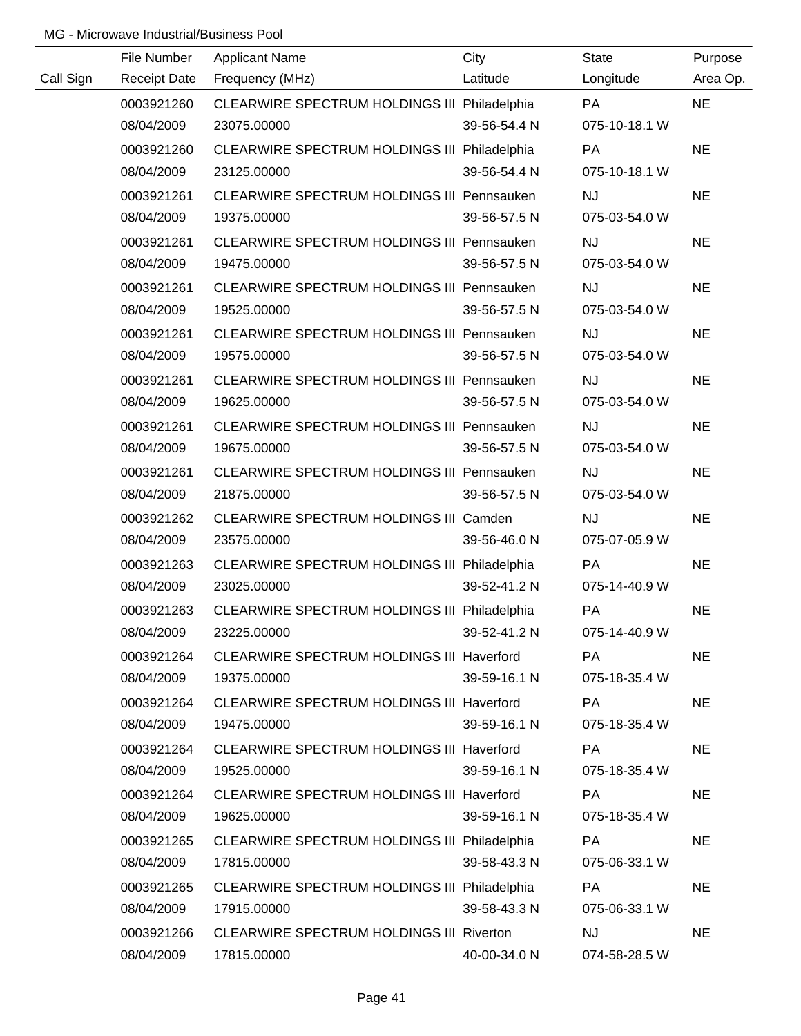MG - Microwave Industrial/Business Pool

| Call Sign | File Number<br>Receipt Date | Applicant Name<br>Frequency (MHz) | City<br>Latitude | State<br>Longitude | Purpose<br>Area Op. |
|---|---|---|---|---|---|
| | 0003921260<br>08/04/2009 | CLEARWIRE SPECTRUM HOLDINGS III<br>23075.00000 | Philadelphia<br>39-56-54.4 N | PA<br>075-10-18.1 W | NE |
| | 0003921260<br>08/04/2009 | CLEARWIRE SPECTRUM HOLDINGS III<br>23125.00000 | Philadelphia<br>39-56-54.4 N | PA<br>075-10-18.1 W | NE |
| | 0003921261<br>08/04/2009 | CLEARWIRE SPECTRUM HOLDINGS III<br>19375.00000 | Pennsauken<br>39-56-57.5 N | NJ<br>075-03-54.0 W | NE |
| | 0003921261<br>08/04/2009 | CLEARWIRE SPECTRUM HOLDINGS III<br>19475.00000 | Pennsauken<br>39-56-57.5 N | NJ<br>075-03-54.0 W | NE |
| | 0003921261<br>08/04/2009 | CLEARWIRE SPECTRUM HOLDINGS III<br>19525.00000 | Pennsauken<br>39-56-57.5 N | NJ<br>075-03-54.0 W | NE |
| | 0003921261<br>08/04/2009 | CLEARWIRE SPECTRUM HOLDINGS III<br>19575.00000 | Pennsauken<br>39-56-57.5 N | NJ<br>075-03-54.0 W | NE |
| | 0003921261<br>08/04/2009 | CLEARWIRE SPECTRUM HOLDINGS III<br>19625.00000 | Pennsauken<br>39-56-57.5 N | NJ<br>075-03-54.0 W | NE |
| | 0003921261<br>08/04/2009 | CLEARWIRE SPECTRUM HOLDINGS III<br>19675.00000 | Pennsauken<br>39-56-57.5 N | NJ<br>075-03-54.0 W | NE |
| | 0003921261<br>08/04/2009 | CLEARWIRE SPECTRUM HOLDINGS III<br>21875.00000 | Pennsauken<br>39-56-57.5 N | NJ<br>075-03-54.0 W | NE |
| | 0003921262<br>08/04/2009 | CLEARWIRE SPECTRUM HOLDINGS III<br>23575.00000 | Camden<br>39-56-46.0 N | NJ<br>075-07-05.9 W | NE |
| | 0003921263<br>08/04/2009 | CLEARWIRE SPECTRUM HOLDINGS III<br>23025.00000 | Philadelphia<br>39-52-41.2 N | PA<br>075-14-40.9 W | NE |
| | 0003921263<br>08/04/2009 | CLEARWIRE SPECTRUM HOLDINGS III<br>23225.00000 | Philadelphia<br>39-52-41.2 N | PA<br>075-14-40.9 W | NE |
| | 0003921264<br>08/04/2009 | CLEARWIRE SPECTRUM HOLDINGS III<br>19375.00000 | Haverford<br>39-59-16.1 N | PA<br>075-18-35.4 W | NE |
| | 0003921264<br>08/04/2009 | CLEARWIRE SPECTRUM HOLDINGS III<br>19475.00000 | Haverford<br>39-59-16.1 N | PA<br>075-18-35.4 W | NE |
| | 0003921264<br>08/04/2009 | CLEARWIRE SPECTRUM HOLDINGS III<br>19525.00000 | Haverford<br>39-59-16.1 N | PA<br>075-18-35.4 W | NE |
| | 0003921264<br>08/04/2009 | CLEARWIRE SPECTRUM HOLDINGS III<br>19625.00000 | Haverford<br>39-59-16.1 N | PA<br>075-18-35.4 W | NE |
| | 0003921265<br>08/04/2009 | CLEARWIRE SPECTRUM HOLDINGS III<br>17815.00000 | Philadelphia<br>39-58-43.3 N | PA<br>075-06-33.1 W | NE |
| | 0003921265<br>08/04/2009 | CLEARWIRE SPECTRUM HOLDINGS III<br>17915.00000 | Philadelphia<br>39-58-43.3 N | PA<br>075-06-33.1 W | NE |
| | 0003921266<br>08/04/2009 | CLEARWIRE SPECTRUM HOLDINGS III<br>17815.00000 | Riverton<br>40-00-34.0 N | NJ<br>074-58-28.5 W | NE |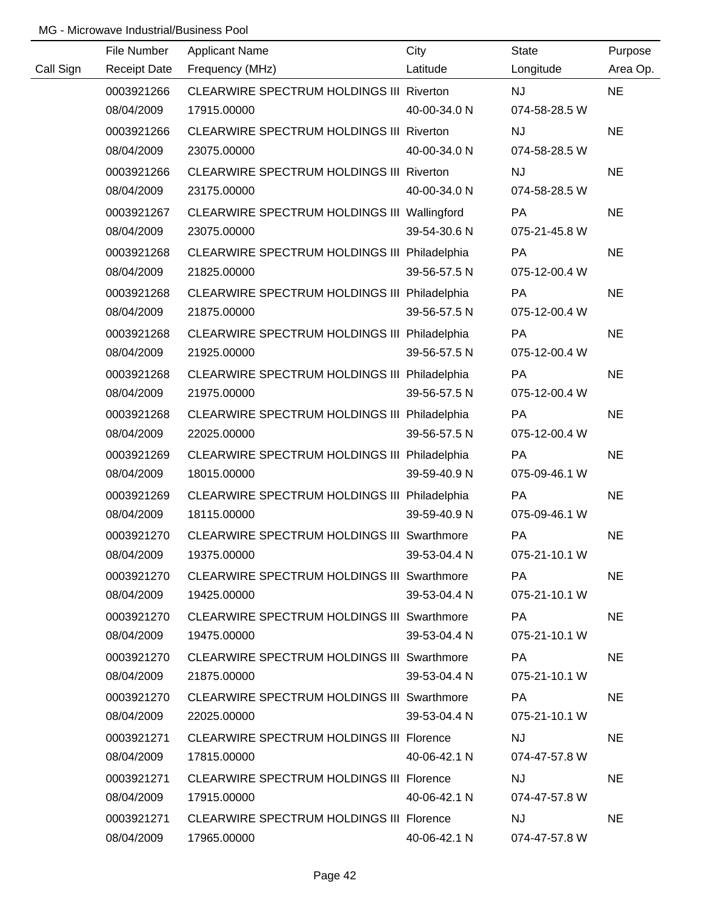MG - Microwave Industrial/Business Pool

| Call Sign | File Number<br>Receipt Date | Applicant Name<br>Frequency (MHz) | City<br>Latitude | State<br>Longitude | Purpose<br>Area Op. |
|---|---|---|---|---|---|
| | 0003921266<br>08/04/2009 | CLEARWIRE SPECTRUM HOLDINGS III<br>17915.00000 | Riverton<br>40-00-34.0 N | NJ<br>074-58-28.5 W | NE |
| | 0003921266<br>08/04/2009 | CLEARWIRE SPECTRUM HOLDINGS III<br>23075.00000 | Riverton<br>40-00-34.0 N | NJ<br>074-58-28.5 W | NE |
| | 0003921266<br>08/04/2009 | CLEARWIRE SPECTRUM HOLDINGS III<br>23175.00000 | Riverton<br>40-00-34.0 N | NJ<br>074-58-28.5 W | NE |
| | 0003921267<br>08/04/2009 | CLEARWIRE SPECTRUM HOLDINGS III<br>23075.00000 | Wallingford<br>39-54-30.6 N | PA<br>075-21-45.8 W | NE |
| | 0003921268<br>08/04/2009 | CLEARWIRE SPECTRUM HOLDINGS III<br>21825.00000 | Philadelphia<br>39-56-57.5 N | PA<br>075-12-00.4 W | NE |
| | 0003921268<br>08/04/2009 | CLEARWIRE SPECTRUM HOLDINGS III<br>21875.00000 | Philadelphia<br>39-56-57.5 N | PA<br>075-12-00.4 W | NE |
| | 0003921268<br>08/04/2009 | CLEARWIRE SPECTRUM HOLDINGS III<br>21925.00000 | Philadelphia<br>39-56-57.5 N | PA<br>075-12-00.4 W | NE |
| | 0003921268<br>08/04/2009 | CLEARWIRE SPECTRUM HOLDINGS III<br>21975.00000 | Philadelphia<br>39-56-57.5 N | PA<br>075-12-00.4 W | NE |
| | 0003921268<br>08/04/2009 | CLEARWIRE SPECTRUM HOLDINGS III<br>22025.00000 | Philadelphia<br>39-56-57.5 N | PA<br>075-12-00.4 W | NE |
| | 0003921269<br>08/04/2009 | CLEARWIRE SPECTRUM HOLDINGS III<br>18015.00000 | Philadelphia<br>39-59-40.9 N | PA<br>075-09-46.1 W | NE |
| | 0003921269<br>08/04/2009 | CLEARWIRE SPECTRUM HOLDINGS III<br>18115.00000 | Philadelphia<br>39-59-40.9 N | PA<br>075-09-46.1 W | NE |
| | 0003921270<br>08/04/2009 | CLEARWIRE SPECTRUM HOLDINGS III<br>19375.00000 | Swarthmore<br>39-53-04.4 N | PA<br>075-21-10.1 W | NE |
| | 0003921270<br>08/04/2009 | CLEARWIRE SPECTRUM HOLDINGS III<br>19425.00000 | Swarthmore<br>39-53-04.4 N | PA<br>075-21-10.1 W | NE |
| | 0003921270<br>08/04/2009 | CLEARWIRE SPECTRUM HOLDINGS III<br>19475.00000 | Swarthmore<br>39-53-04.4 N | PA<br>075-21-10.1 W | NE |
| | 0003921270<br>08/04/2009 | CLEARWIRE SPECTRUM HOLDINGS III<br>21875.00000 | Swarthmore<br>39-53-04.4 N | PA<br>075-21-10.1 W | NE |
| | 0003921270<br>08/04/2009 | CLEARWIRE SPECTRUM HOLDINGS III<br>22025.00000 | Swarthmore<br>39-53-04.4 N | PA<br>075-21-10.1 W | NE |
| | 0003921271<br>08/04/2009 | CLEARWIRE SPECTRUM HOLDINGS III<br>17815.00000 | Florence<br>40-06-42.1 N | NJ<br>074-47-57.8 W | NE |
| | 0003921271<br>08/04/2009 | CLEARWIRE SPECTRUM HOLDINGS III<br>17915.00000 | Florence<br>40-06-42.1 N | NJ<br>074-47-57.8 W | NE |
| | 0003921271<br>08/04/2009 | CLEARWIRE SPECTRUM HOLDINGS III<br>17965.00000 | Florence<br>40-06-42.1 N | NJ<br>074-47-57.8 W | NE |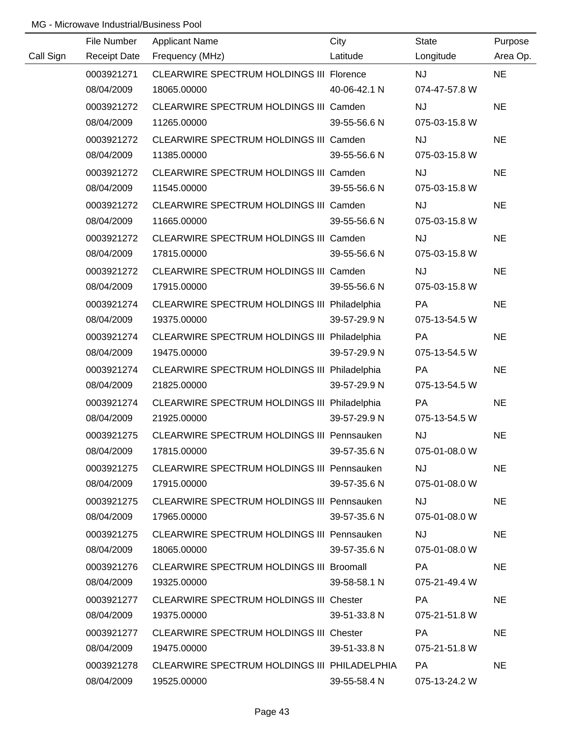MG - Microwave Industrial/Business Pool

| Call Sign | File Number<br>Receipt Date | Applicant Name<br>Frequency (MHz) | City<br>Latitude | State<br>Longitude | Purpose<br>Area Op. |
|---|---|---|---|---|---|
| | 0003921271<br>08/04/2009 | CLEARWIRE SPECTRUM HOLDINGS III<br>18065.00000 | Florence<br>40-06-42.1 N | NJ<br>074-47-57.8 W | NE |
| | 0003921272<br>08/04/2009 | CLEARWIRE SPECTRUM HOLDINGS III<br>11265.00000 | Camden<br>39-55-56.6 N | NJ<br>075-03-15.8 W | NE |
| | 0003921272<br>08/04/2009 | CLEARWIRE SPECTRUM HOLDINGS III<br>11385.00000 | Camden<br>39-55-56.6 N | NJ<br>075-03-15.8 W | NE |
| | 0003921272<br>08/04/2009 | CLEARWIRE SPECTRUM HOLDINGS III<br>11545.00000 | Camden<br>39-55-56.6 N | NJ<br>075-03-15.8 W | NE |
| | 0003921272<br>08/04/2009 | CLEARWIRE SPECTRUM HOLDINGS III<br>11665.00000 | Camden<br>39-55-56.6 N | NJ<br>075-03-15.8 W | NE |
| | 0003921272<br>08/04/2009 | CLEARWIRE SPECTRUM HOLDINGS III<br>17815.00000 | Camden<br>39-55-56.6 N | NJ<br>075-03-15.8 W | NE |
| | 0003921272<br>08/04/2009 | CLEARWIRE SPECTRUM HOLDINGS III<br>17915.00000 | Camden<br>39-55-56.6 N | NJ<br>075-03-15.8 W | NE |
| | 0003921274<br>08/04/2009 | CLEARWIRE SPECTRUM HOLDINGS III<br>19375.00000 | Philadelphia<br>39-57-29.9 N | PA<br>075-13-54.5 W | NE |
| | 0003921274<br>08/04/2009 | CLEARWIRE SPECTRUM HOLDINGS III<br>19475.00000 | Philadelphia<br>39-57-29.9 N | PA<br>075-13-54.5 W | NE |
| | 0003921274<br>08/04/2009 | CLEARWIRE SPECTRUM HOLDINGS III<br>21825.00000 | Philadelphia<br>39-57-29.9 N | PA<br>075-13-54.5 W | NE |
| | 0003921274<br>08/04/2009 | CLEARWIRE SPECTRUM HOLDINGS III<br>21925.00000 | Philadelphia<br>39-57-29.9 N | PA<br>075-13-54.5 W | NE |
| | 0003921275<br>08/04/2009 | CLEARWIRE SPECTRUM HOLDINGS III<br>17815.00000 | Pennsauken<br>39-57-35.6 N | NJ<br>075-01-08.0 W | NE |
| | 0003921275<br>08/04/2009 | CLEARWIRE SPECTRUM HOLDINGS III<br>17915.00000 | Pennsauken<br>39-57-35.6 N | NJ<br>075-01-08.0 W | NE |
| | 0003921275<br>08/04/2009 | CLEARWIRE SPECTRUM HOLDINGS III<br>17965.00000 | Pennsauken<br>39-57-35.6 N | NJ<br>075-01-08.0 W | NE |
| | 0003921275<br>08/04/2009 | CLEARWIRE SPECTRUM HOLDINGS III<br>18065.00000 | Pennsauken<br>39-57-35.6 N | NJ<br>075-01-08.0 W | NE |
| | 0003921276<br>08/04/2009 | CLEARWIRE SPECTRUM HOLDINGS III<br>19325.00000 | Broomall<br>39-58-58.1 N | PA<br>075-21-49.4 W | NE |
| | 0003921277<br>08/04/2009 | CLEARWIRE SPECTRUM HOLDINGS III<br>19375.00000 | Chester<br>39-51-33.8 N | PA<br>075-21-51.8 W | NE |
| | 0003921277<br>08/04/2009 | CLEARWIRE SPECTRUM HOLDINGS III<br>19475.00000 | Chester<br>39-51-33.8 N | PA<br>075-21-51.8 W | NE |
| | 0003921278<br>08/04/2009 | CLEARWIRE SPECTRUM HOLDINGS III<br>19525.00000 | PHILADELPHIA<br>39-55-58.4 N | PA<br>075-13-24.2 W | NE |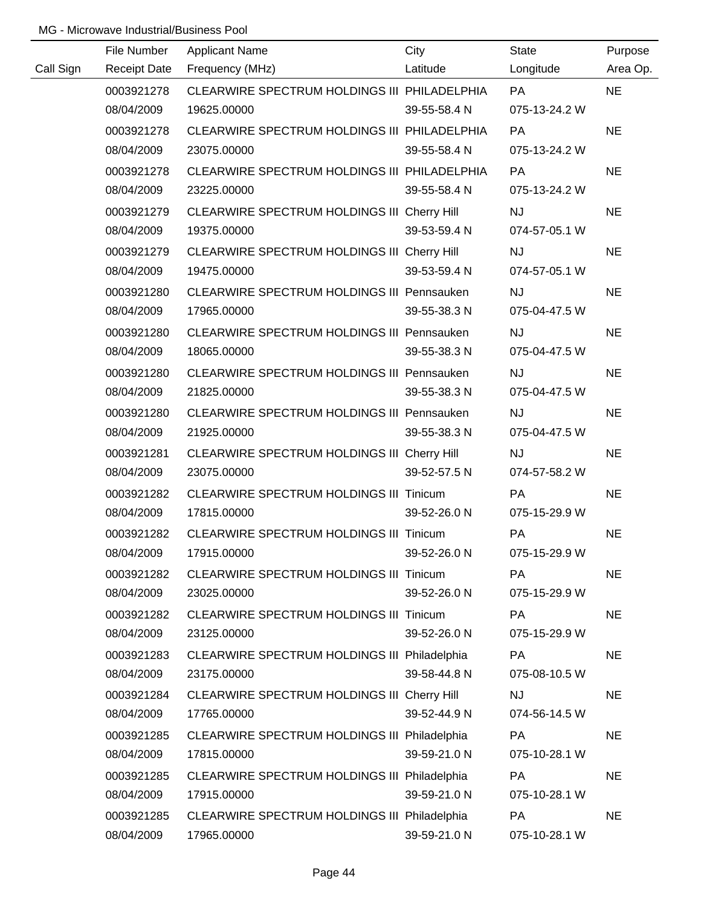MG - Microwave Industrial/Business Pool

| Call Sign | File Number / Receipt Date | Applicant Name / Frequency (MHz) | City / Latitude | State / Longitude | Purpose / Area Op. |
|---|---|---|---|---|---|
| | 0003921278 | CLEARWIRE SPECTRUM HOLDINGS III | PHILADELPHIA | PA | NE |
| | 08/04/2009 | 19625.00000 | 39-55-58.4 N | 075-13-24.2 W | |
| | 0003921278 | CLEARWIRE SPECTRUM HOLDINGS III | PHILADELPHIA | PA | NE |
| | 08/04/2009 | 23075.00000 | 39-55-58.4 N | 075-13-24.2 W | |
| | 0003921278 | CLEARWIRE SPECTRUM HOLDINGS III | PHILADELPHIA | PA | NE |
| | 08/04/2009 | 23225.00000 | 39-55-58.4 N | 075-13-24.2 W | |
| | 0003921279 | CLEARWIRE SPECTRUM HOLDINGS III | Cherry Hill | NJ | NE |
| | 08/04/2009 | 19375.00000 | 39-53-59.4 N | 074-57-05.1 W | |
| | 0003921279 | CLEARWIRE SPECTRUM HOLDINGS III | Cherry Hill | NJ | NE |
| | 08/04/2009 | 19475.00000 | 39-53-59.4 N | 074-57-05.1 W | |
| | 0003921280 | CLEARWIRE SPECTRUM HOLDINGS III | Pennsauken | NJ | NE |
| | 08/04/2009 | 17965.00000 | 39-55-38.3 N | 075-04-47.5 W | |
| | 0003921280 | CLEARWIRE SPECTRUM HOLDINGS III | Pennsauken | NJ | NE |
| | 08/04/2009 | 18065.00000 | 39-55-38.3 N | 075-04-47.5 W | |
| | 0003921280 | CLEARWIRE SPECTRUM HOLDINGS III | Pennsauken | NJ | NE |
| | 08/04/2009 | 21825.00000 | 39-55-38.3 N | 075-04-47.5 W | |
| | 0003921280 | CLEARWIRE SPECTRUM HOLDINGS III | Pennsauken | NJ | NE |
| | 08/04/2009 | 21925.00000 | 39-55-38.3 N | 075-04-47.5 W | |
| | 0003921281 | CLEARWIRE SPECTRUM HOLDINGS III | Cherry Hill | NJ | NE |
| | 08/04/2009 | 23075.00000 | 39-52-57.5 N | 074-57-58.2 W | |
| | 0003921282 | CLEARWIRE SPECTRUM HOLDINGS III | Tinicum | PA | NE |
| | 08/04/2009 | 17815.00000 | 39-52-26.0 N | 075-15-29.9 W | |
| | 0003921282 | CLEARWIRE SPECTRUM HOLDINGS III | Tinicum | PA | NE |
| | 08/04/2009 | 17915.00000 | 39-52-26.0 N | 075-15-29.9 W | |
| | 0003921282 | CLEARWIRE SPECTRUM HOLDINGS III | Tinicum | PA | NE |
| | 08/04/2009 | 23025.00000 | 39-52-26.0 N | 075-15-29.9 W | |
| | 0003921282 | CLEARWIRE SPECTRUM HOLDINGS III | Tinicum | PA | NE |
| | 08/04/2009 | 23125.00000 | 39-52-26.0 N | 075-15-29.9 W | |
| | 0003921283 | CLEARWIRE SPECTRUM HOLDINGS III | Philadelphia | PA | NE |
| | 08/04/2009 | 23175.00000 | 39-58-44.8 N | 075-08-10.5 W | |
| | 0003921284 | CLEARWIRE SPECTRUM HOLDINGS III | Cherry Hill | NJ | NE |
| | 08/04/2009 | 17765.00000 | 39-52-44.9 N | 074-56-14.5 W | |
| | 0003921285 | CLEARWIRE SPECTRUM HOLDINGS III | Philadelphia | PA | NE |
| | 08/04/2009 | 17815.00000 | 39-59-21.0 N | 075-10-28.1 W | |
| | 0003921285 | CLEARWIRE SPECTRUM HOLDINGS III | Philadelphia | PA | NE |
| | 08/04/2009 | 17915.00000 | 39-59-21.0 N | 075-10-28.1 W | |
| | 0003921285 | CLEARWIRE SPECTRUM HOLDINGS III | Philadelphia | PA | NE |
| | 08/04/2009 | 17965.00000 | 39-59-21.0 N | 075-10-28.1 W | |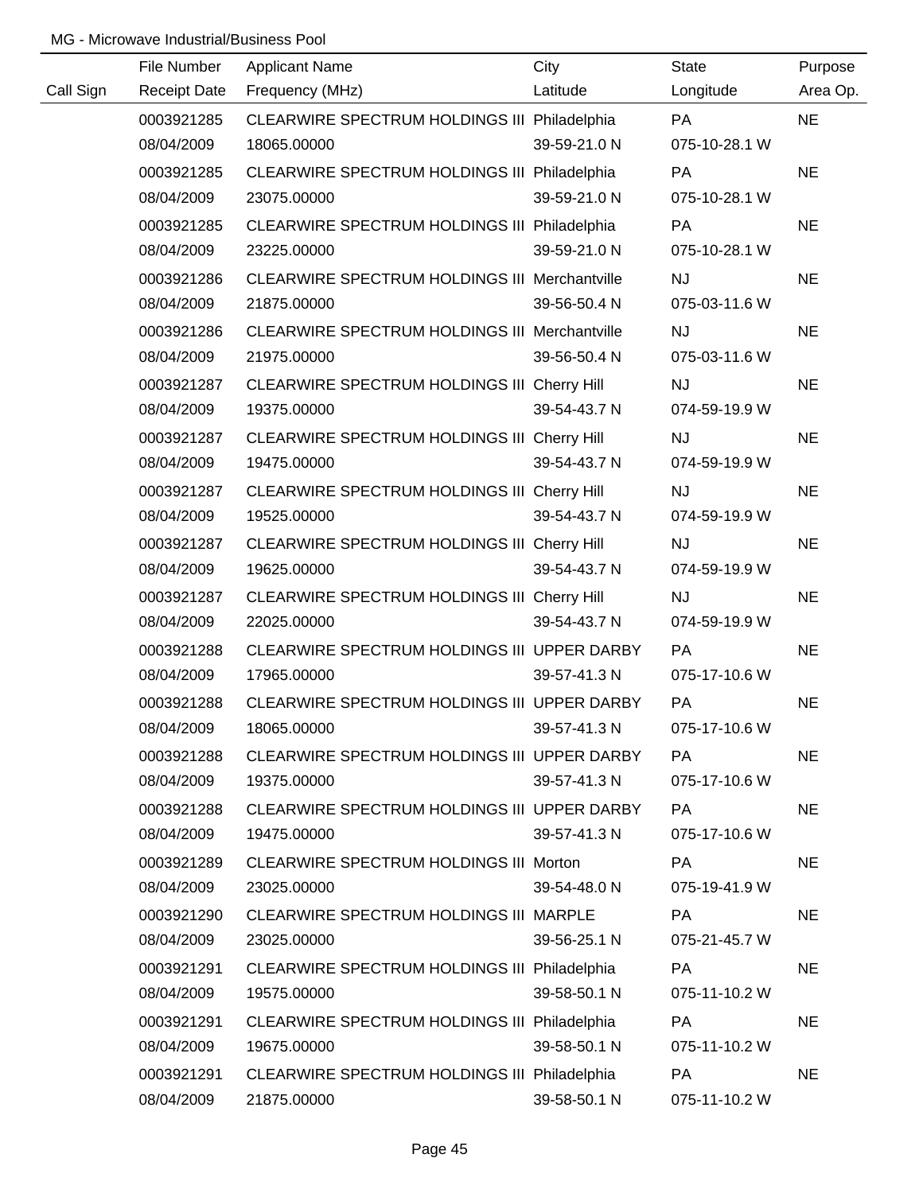MG - Microwave Industrial/Business Pool

| Call Sign | File Number<br>Receipt Date | Applicant Name<br>Frequency (MHz) | City<br>Latitude | State<br>Longitude | Purpose<br>Area Op. |
|---|---|---|---|---|---|
| | 0003921285<br>08/04/2009 | CLEARWIRE SPECTRUM HOLDINGS III<br>18065.00000 | Philadelphia<br>39-59-21.0 N | PA<br>075-10-28.1 W | NE |
| | 0003921285<br>08/04/2009 | CLEARWIRE SPECTRUM HOLDINGS III<br>23075.00000 | Philadelphia<br>39-59-21.0 N | PA<br>075-10-28.1 W | NE |
| | 0003921285<br>08/04/2009 | CLEARWIRE SPECTRUM HOLDINGS III<br>23225.00000 | Philadelphia<br>39-59-21.0 N | PA<br>075-10-28.1 W | NE |
| | 0003921286<br>08/04/2009 | CLEARWIRE SPECTRUM HOLDINGS III<br>21875.00000 | Merchantville<br>39-56-50.4 N | NJ<br>075-03-11.6 W | NE |
| | 0003921286<br>08/04/2009 | CLEARWIRE SPECTRUM HOLDINGS III<br>21975.00000 | Merchantville<br>39-56-50.4 N | NJ<br>075-03-11.6 W | NE |
| | 0003921287<br>08/04/2009 | CLEARWIRE SPECTRUM HOLDINGS III<br>19375.00000 | Cherry Hill<br>39-54-43.7 N | NJ<br>074-59-19.9 W | NE |
| | 0003921287<br>08/04/2009 | CLEARWIRE SPECTRUM HOLDINGS III<br>19475.00000 | Cherry Hill<br>39-54-43.7 N | NJ<br>074-59-19.9 W | NE |
| | 0003921287<br>08/04/2009 | CLEARWIRE SPECTRUM HOLDINGS III<br>19525.00000 | Cherry Hill<br>39-54-43.7 N | NJ<br>074-59-19.9 W | NE |
| | 0003921287<br>08/04/2009 | CLEARWIRE SPECTRUM HOLDINGS III<br>19625.00000 | Cherry Hill<br>39-54-43.7 N | NJ<br>074-59-19.9 W | NE |
| | 0003921287<br>08/04/2009 | CLEARWIRE SPECTRUM HOLDINGS III<br>22025.00000 | Cherry Hill<br>39-54-43.7 N | NJ<br>074-59-19.9 W | NE |
| | 0003921288<br>08/04/2009 | CLEARWIRE SPECTRUM HOLDINGS III<br>17965.00000 | UPPER DARBY<br>39-57-41.3 N | PA<br>075-17-10.6 W | NE |
| | 0003921288<br>08/04/2009 | CLEARWIRE SPECTRUM HOLDINGS III<br>18065.00000 | UPPER DARBY<br>39-57-41.3 N | PA<br>075-17-10.6 W | NE |
| | 0003921288<br>08/04/2009 | CLEARWIRE SPECTRUM HOLDINGS III<br>19375.00000 | UPPER DARBY<br>39-57-41.3 N | PA<br>075-17-10.6 W | NE |
| | 0003921288<br>08/04/2009 | CLEARWIRE SPECTRUM HOLDINGS III<br>19475.00000 | UPPER DARBY<br>39-57-41.3 N | PA<br>075-17-10.6 W | NE |
| | 0003921289<br>08/04/2009 | CLEARWIRE SPECTRUM HOLDINGS III<br>23025.00000 | Morton<br>39-54-48.0 N | PA<br>075-19-41.9 W | NE |
| | 0003921290<br>08/04/2009 | CLEARWIRE SPECTRUM HOLDINGS III<br>23025.00000 | MARPLE<br>39-56-25.1 N | PA<br>075-21-45.7 W | NE |
| | 0003921291<br>08/04/2009 | CLEARWIRE SPECTRUM HOLDINGS III<br>19575.00000 | Philadelphia<br>39-58-50.1 N | PA<br>075-11-10.2 W | NE |
| | 0003921291<br>08/04/2009 | CLEARWIRE SPECTRUM HOLDINGS III<br>19675.00000 | Philadelphia<br>39-58-50.1 N | PA<br>075-11-10.2 W | NE |
| | 0003921291<br>08/04/2009 | CLEARWIRE SPECTRUM HOLDINGS III<br>21875.00000 | Philadelphia<br>39-58-50.1 N | PA<br>075-11-10.2 W | NE |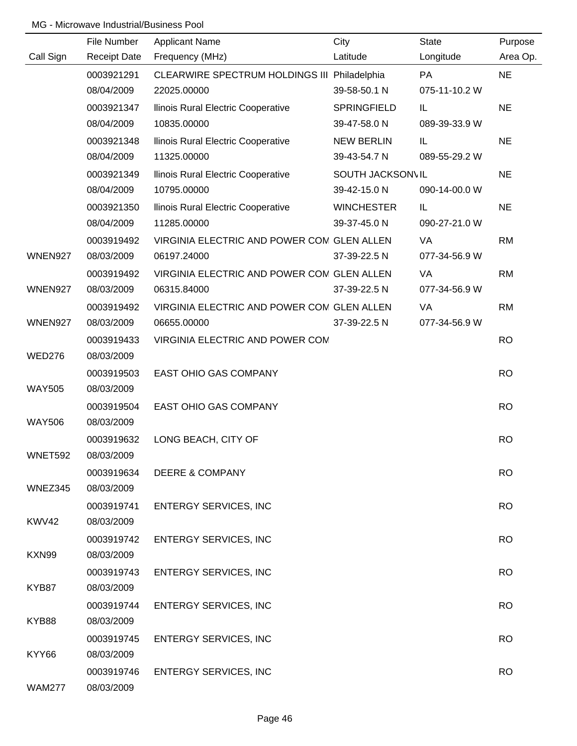MG - Microwave Industrial/Business Pool

| Call Sign | File Number<br>Receipt Date | Applicant Name<br>Frequency (MHz) | City<br>Latitude | State<br>Longitude | Purpose<br>Area Op. |
|---|---|---|---|---|---|
| | 0003921291<br>08/04/2009 | CLEARWIRE SPECTRUM HOLDINGS III<br>22025.00000 | Philadelphia<br>39-58-50.1 N | PA<br>075-11-10.2 W | NE |
| | 0003921347<br>08/04/2009 | llinois Rural Electric Cooperative<br>10835.00000 | SPRINGFIELD<br>39-47-58.0 N | IL<br>089-39-33.9 W | NE |
| | 0003921348<br>08/04/2009 | llinois Rural Electric Cooperative<br>11325.00000 | NEW BERLIN<br>39-43-54.7 N | IL<br>089-55-29.2 W | NE |
| | 0003921349<br>08/04/2009 | llinois Rural Electric Cooperative<br>10795.00000 | SOUTH JACKSONV<br>39-42-15.0 N | IL<br>090-14-00.0 W | NE |
| | 0003921350<br>08/04/2009 | llinois Rural Electric Cooperative<br>11285.00000 | WINCHESTER<br>39-37-45.0 N | IL<br>090-27-21.0 W | NE |
| WNEN927 | 0003919492<br>08/03/2009 | VIRGINIA ELECTRIC AND POWER COM<br>06197.24000 | GLEN ALLEN<br>37-39-22.5 N | VA<br>077-34-56.9 W | RM |
| WNEN927 | 0003919492<br>08/03/2009 | VIRGINIA ELECTRIC AND POWER COM<br>06315.84000 | GLEN ALLEN<br>37-39-22.5 N | VA<br>077-34-56.9 W | RM |
| WNEN927 | 0003919492<br>08/03/2009 | VIRGINIA ELECTRIC AND POWER COM<br>06655.00000 | GLEN ALLEN<br>37-39-22.5 N | VA<br>077-34-56.9 W | RM |
| WED276 | 0003919433<br>08/03/2009 | VIRGINIA ELECTRIC AND POWER COM | | | RO |
| WAY505 | 0003919503<br>08/03/2009 | EAST OHIO GAS COMPANY | | | RO |
| WAY506 | 0003919504<br>08/03/2009 | EAST OHIO GAS COMPANY | | | RO |
| WNET592 | 0003919632<br>08/03/2009 | LONG BEACH, CITY OF | | | RO |
| WNEZ345 | 0003919634<br>08/03/2009 | DEERE & COMPANY | | | RO |
| KWV42 | 0003919741<br>08/03/2009 | ENTERGY SERVICES, INC | | | RO |
| KXN99 | 0003919742<br>08/03/2009 | ENTERGY SERVICES, INC | | | RO |
| KYB87 | 0003919743<br>08/03/2009 | ENTERGY SERVICES, INC | | | RO |
| KYB88 | 0003919744<br>08/03/2009 | ENTERGY SERVICES, INC | | | RO |
| KYY66 | 0003919745<br>08/03/2009 | ENTERGY SERVICES, INC | | | RO |
| WAM277 | 0003919746<br>08/03/2009 | ENTERGY SERVICES, INC | | | RO |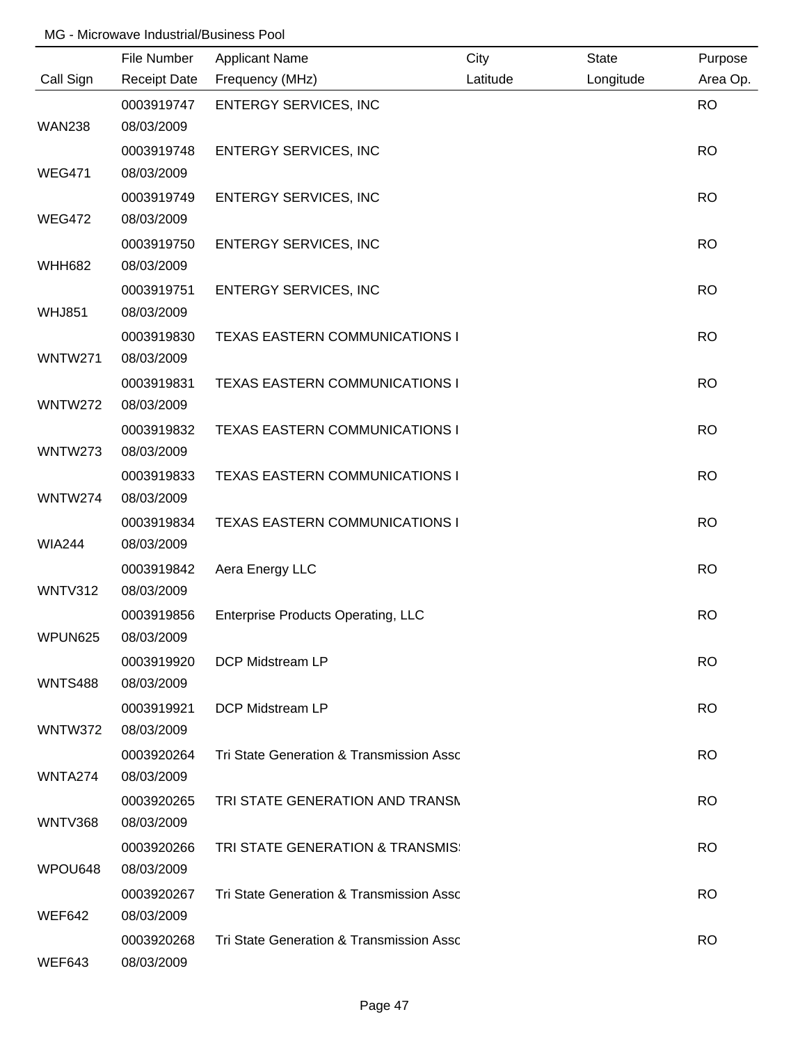MG - Microwave Industrial/Business Pool

| Call Sign | File Number<br>Receipt Date | Applicant Name<br>Frequency (MHz) | City<br>Latitude | State<br>Longitude | Purpose<br>Area Op. |
|---|---|---|---|---|---|
| WAN238 | 0003919747<br>08/03/2009 | ENTERGY SERVICES, INC | | | RO |
| WEG471 | 0003919748<br>08/03/2009 | ENTERGY SERVICES, INC | | | RO |
| WEG472 | 0003919749<br>08/03/2009 | ENTERGY SERVICES, INC | | | RO |
| WHH682 | 0003919750<br>08/03/2009 | ENTERGY SERVICES, INC | | | RO |
| WHJ851 | 0003919751<br>08/03/2009 | ENTERGY SERVICES, INC | | | RO |
| WNTW271 | 0003919830<br>08/03/2009 | TEXAS EASTERN COMMUNICATIONS I | | | RO |
| WNTW272 | 0003919831<br>08/03/2009 | TEXAS EASTERN COMMUNICATIONS I | | | RO |
| WNTW273 | 0003919832<br>08/03/2009 | TEXAS EASTERN COMMUNICATIONS I | | | RO |
| WNTW274 | 0003919833<br>08/03/2009 | TEXAS EASTERN COMMUNICATIONS I | | | RO |
| WIA244 | 0003919834<br>08/03/2009 | TEXAS EASTERN COMMUNICATIONS I | | | RO |
| WNTV312 | 0003919842<br>08/03/2009 | Aera Energy LLC | | | RO |
| WPUN625 | 0003919856<br>08/03/2009 | Enterprise Products Operating, LLC | | | RO |
| WNTS488 | 0003919920<br>08/03/2009 | DCP Midstream LP | | | RO |
| WNTW372 | 0003919921<br>08/03/2009 | DCP Midstream LP | | | RO |
| WNTA274 | 0003920264<br>08/03/2009 | Tri State Generation & Transmission Assc | | | RO |
| WNTV368 | 0003920265<br>08/03/2009 | TRI STATE GENERATION AND TRANSM | | | RO |
| WPOU648 | 0003920266<br>08/03/2009 | TRI STATE GENERATION & TRANSMIS | | | RO |
| WEF642 | 0003920267<br>08/03/2009 | Tri State Generation & Transmission Assc | | | RO |
| WEF643 | 0003920268<br>08/03/2009 | Tri State Generation & Transmission Assc | | | RO |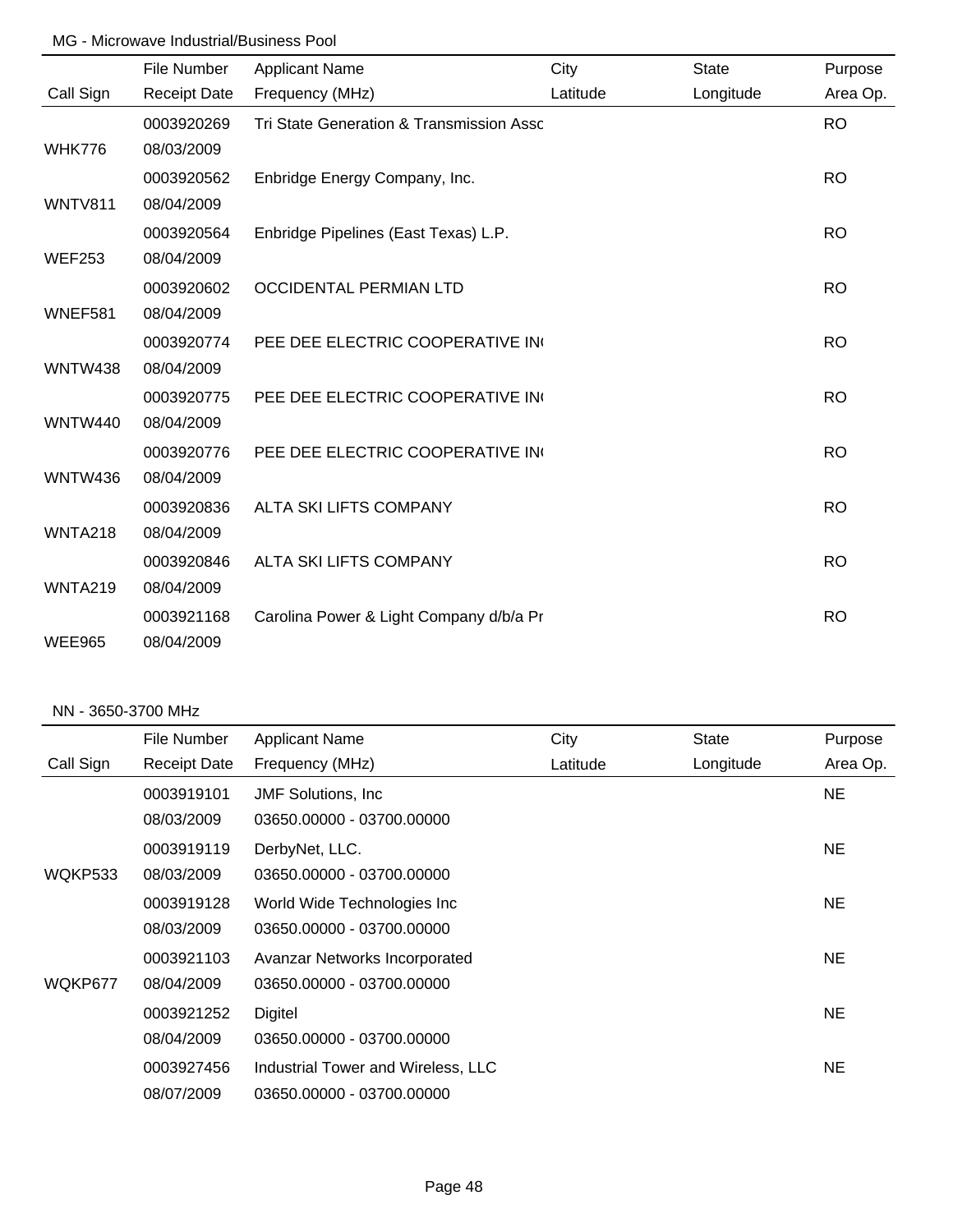MG - Microwave Industrial/Business Pool

| Call Sign | File Number<br>Receipt Date | Applicant Name<br>Frequency (MHz) | City<br>Latitude | State<br>Longitude | Purpose<br>Area Op. |
|---|---|---|---|---|---|
| WHK776 | 0003920269<br>08/03/2009 | Tri State Generation & Transmission Assc | | | RO |
| WNTV811 | 0003920562<br>08/04/2009 | Enbridge Energy Company, Inc. | | | RO |
| WEF253 | 0003920564<br>08/04/2009 | Enbridge Pipelines (East Texas) L.P. | | | RO |
| WNEF581 | 0003920602<br>08/04/2009 | OCCIDENTAL PERMIAN LTD | | | RO |
| WNTW438 | 0003920774<br>08/04/2009 | PEE DEE ELECTRIC COOPERATIVE IN( | | | RO |
| WNTW440 | 0003920775<br>08/04/2009 | PEE DEE ELECTRIC COOPERATIVE IN( | | | RO |
| WNTW436 | 0003920776<br>08/04/2009 | PEE DEE ELECTRIC COOPERATIVE IN( | | | RO |
| WNTA218 | 0003920836<br>08/04/2009 | ALTA SKI LIFTS COMPANY | | | RO |
| WNTA219 | 0003920846<br>08/04/2009 | ALTA SKI LIFTS COMPANY | | | RO |
| WEE965 | 0003921168<br>08/04/2009 | Carolina Power & Light Company d/b/a Pr | | | RO |

NN - 3650-3700 MHz

| Call Sign | File Number<br>Receipt Date | Applicant Name<br>Frequency (MHz) | City<br>Latitude | State<br>Longitude | Purpose<br>Area Op. |
|---|---|---|---|---|---|
| | 0003919101<br>08/03/2009 | JMF Solutions, Inc<br>03650.00000 - 03700.00000 | | | NE |
| WQKP533 | 0003919119<br>08/03/2009 | DerbyNet, LLC.<br>03650.00000 - 03700.00000 | | | NE |
| | 0003919128<br>08/03/2009 | World Wide Technologies Inc<br>03650.00000 - 03700.00000 | | | NE |
| WQKP677 | 0003921103<br>08/04/2009 | Avanzar Networks Incorporated<br>03650.00000 - 03700.00000 | | | NE |
| | 0003921252<br>08/04/2009 | Digitel<br>03650.00000 - 03700.00000 | | | NE |
| | 0003927456<br>08/07/2009 | Industrial Tower and Wireless, LLC<br>03650.00000 - 03700.00000 | | | NE |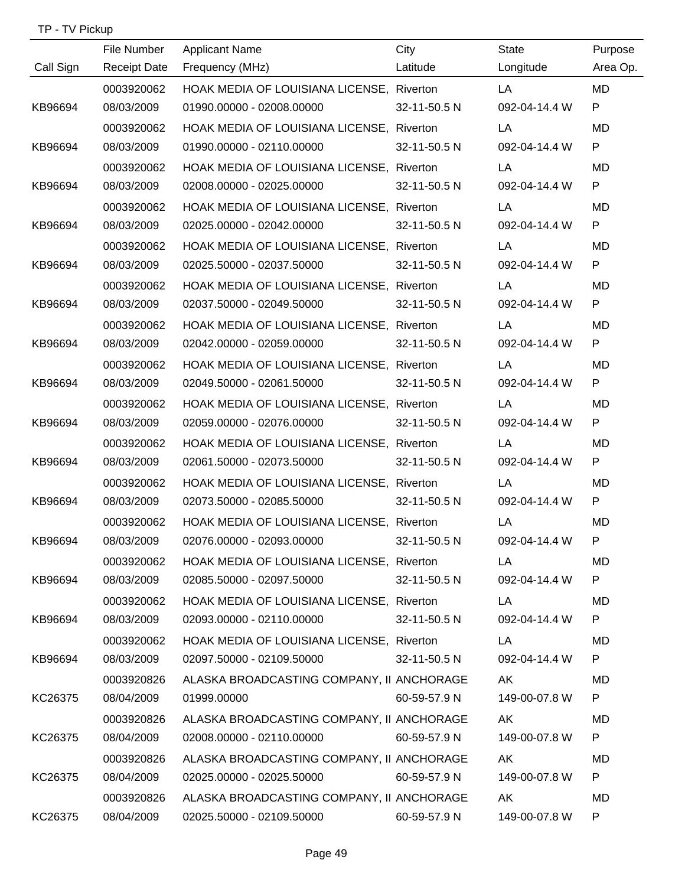TP - TV Pickup

| Call Sign | File Number<br>Receipt Date | Applicant Name<br>Frequency (MHz) | City<br>Latitude | State<br>Longitude | Purpose<br>Area Op. |
|---|---|---|---|---|---|
| | 0003920062 | HOAK MEDIA OF LOUISIANA LICENSE, | Riverton | LA | MD |
| KB96694 | 08/03/2009 | 01990.00000 - 02008.00000 | 32-11-50.5 N | 092-04-14.4 W | P |
| | 0003920062 | HOAK MEDIA OF LOUISIANA LICENSE, | Riverton | LA | MD |
| KB96694 | 08/03/2009 | 01990.00000 - 02110.00000 | 32-11-50.5 N | 092-04-14.4 W | P |
| | 0003920062 | HOAK MEDIA OF LOUISIANA LICENSE, | Riverton | LA | MD |
| KB96694 | 08/03/2009 | 02008.00000 - 02025.00000 | 32-11-50.5 N | 092-04-14.4 W | P |
| | 0003920062 | HOAK MEDIA OF LOUISIANA LICENSE, | Riverton | LA | MD |
| KB96694 | 08/03/2009 | 02025.00000 - 02042.00000 | 32-11-50.5 N | 092-04-14.4 W | P |
| | 0003920062 | HOAK MEDIA OF LOUISIANA LICENSE, | Riverton | LA | MD |
| KB96694 | 08/03/2009 | 02025.50000 - 02037.50000 | 32-11-50.5 N | 092-04-14.4 W | P |
| | 0003920062 | HOAK MEDIA OF LOUISIANA LICENSE, | Riverton | LA | MD |
| KB96694 | 08/03/2009 | 02037.50000 - 02049.50000 | 32-11-50.5 N | 092-04-14.4 W | P |
| | 0003920062 | HOAK MEDIA OF LOUISIANA LICENSE, | Riverton | LA | MD |
| KB96694 | 08/03/2009 | 02042.00000 - 02059.00000 | 32-11-50.5 N | 092-04-14.4 W | P |
| | 0003920062 | HOAK MEDIA OF LOUISIANA LICENSE, | Riverton | LA | MD |
| KB96694 | 08/03/2009 | 02049.50000 - 02061.50000 | 32-11-50.5 N | 092-04-14.4 W | P |
| | 0003920062 | HOAK MEDIA OF LOUISIANA LICENSE, | Riverton | LA | MD |
| KB96694 | 08/03/2009 | 02059.00000 - 02076.00000 | 32-11-50.5 N | 092-04-14.4 W | P |
| | 0003920062 | HOAK MEDIA OF LOUISIANA LICENSE, | Riverton | LA | MD |
| KB96694 | 08/03/2009 | 02061.50000 - 02073.50000 | 32-11-50.5 N | 092-04-14.4 W | P |
| | 0003920062 | HOAK MEDIA OF LOUISIANA LICENSE, | Riverton | LA | MD |
| KB96694 | 08/03/2009 | 02073.50000 - 02085.50000 | 32-11-50.5 N | 092-04-14.4 W | P |
| | 0003920062 | HOAK MEDIA OF LOUISIANA LICENSE, | Riverton | LA | MD |
| KB96694 | 08/03/2009 | 02076.00000 - 02093.00000 | 32-11-50.5 N | 092-04-14.4 W | P |
| | 0003920062 | HOAK MEDIA OF LOUISIANA LICENSE, | Riverton | LA | MD |
| KB96694 | 08/03/2009 | 02085.50000 - 02097.50000 | 32-11-50.5 N | 092-04-14.4 W | P |
| | 0003920062 | HOAK MEDIA OF LOUISIANA LICENSE, | Riverton | LA | MD |
| KB96694 | 08/03/2009 | 02093.00000 - 02110.00000 | 32-11-50.5 N | 092-04-14.4 W | P |
| | 0003920062 | HOAK MEDIA OF LOUISIANA LICENSE, | Riverton | LA | MD |
| KB96694 | 08/03/2009 | 02097.50000 - 02109.50000 | 32-11-50.5 N | 092-04-14.4 W | P |
| | 0003920826 | ALASKA BROADCASTING COMPANY, II | ANCHORAGE | AK | MD |
| KC26375 | 08/04/2009 | 01999.00000 | 60-59-57.9 N | 149-00-07.8 W | P |
| | 0003920826 | ALASKA BROADCASTING COMPANY, II | ANCHORAGE | AK | MD |
| KC26375 | 08/04/2009 | 02008.00000 - 02110.00000 | 60-59-57.9 N | 149-00-07.8 W | P |
| | 0003920826 | ALASKA BROADCASTING COMPANY, II | ANCHORAGE | AK | MD |
| KC26375 | 08/04/2009 | 02025.00000 - 02025.50000 | 60-59-57.9 N | 149-00-07.8 W | P |
| | 0003920826 | ALASKA BROADCASTING COMPANY, II | ANCHORAGE | AK | MD |
| KC26375 | 08/04/2009 | 02025.50000 - 02109.50000 | 60-59-57.9 N | 149-00-07.8 W | P |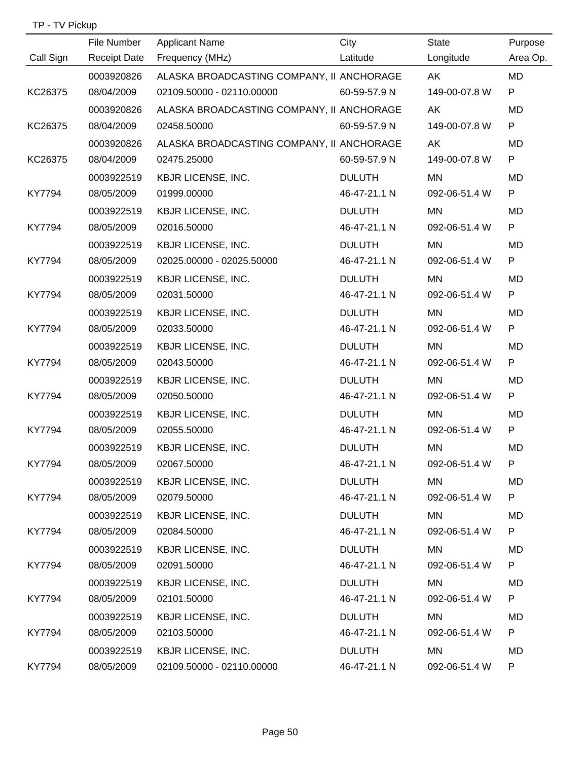TP - TV Pickup

| Call Sign | File Number<br>Receipt Date | Applicant Name<br>Frequency (MHz) | City<br>Latitude | State<br>Longitude | Purpose<br>Area Op. |
|---|---|---|---|---|---|
| | 0003920826 | ALASKA BROADCASTING COMPANY, II | ANCHORAGE | AK | MD |
| KC26375 | 08/04/2009 | 02109.50000 - 02110.00000 | 60-59-57.9 N | 149-00-07.8 W | P |
| | 0003920826 | ALASKA BROADCASTING COMPANY, II | ANCHORAGE | AK | MD |
| KC26375 | 08/04/2009 | 02458.50000 | 60-59-57.9 N | 149-00-07.8 W | P |
| | 0003920826 | ALASKA BROADCASTING COMPANY, II | ANCHORAGE | AK | MD |
| KC26375 | 08/04/2009 | 02475.25000 | 60-59-57.9 N | 149-00-07.8 W | P |
| | 0003922519 | KBJR LICENSE, INC. | DULUTH | MN | MD |
| KY7794 | 08/05/2009 | 01999.00000 | 46-47-21.1 N | 092-06-51.4 W | P |
| | 0003922519 | KBJR LICENSE, INC. | DULUTH | MN | MD |
| KY7794 | 08/05/2009 | 02016.50000 | 46-47-21.1 N | 092-06-51.4 W | P |
| | 0003922519 | KBJR LICENSE, INC. | DULUTH | MN | MD |
| KY7794 | 08/05/2009 | 02025.00000 - 02025.50000 | 46-47-21.1 N | 092-06-51.4 W | P |
| | 0003922519 | KBJR LICENSE, INC. | DULUTH | MN | MD |
| KY7794 | 08/05/2009 | 02031.50000 | 46-47-21.1 N | 092-06-51.4 W | P |
| | 0003922519 | KBJR LICENSE, INC. | DULUTH | MN | MD |
| KY7794 | 08/05/2009 | 02033.50000 | 46-47-21.1 N | 092-06-51.4 W | P |
| | 0003922519 | KBJR LICENSE, INC. | DULUTH | MN | MD |
| KY7794 | 08/05/2009 | 02043.50000 | 46-47-21.1 N | 092-06-51.4 W | P |
| | 0003922519 | KBJR LICENSE, INC. | DULUTH | MN | MD |
| KY7794 | 08/05/2009 | 02050.50000 | 46-47-21.1 N | 092-06-51.4 W | P |
| | 0003922519 | KBJR LICENSE, INC. | DULUTH | MN | MD |
| KY7794 | 08/05/2009 | 02055.50000 | 46-47-21.1 N | 092-06-51.4 W | P |
| | 0003922519 | KBJR LICENSE, INC. | DULUTH | MN | MD |
| KY7794 | 08/05/2009 | 02067.50000 | 46-47-21.1 N | 092-06-51.4 W | P |
| | 0003922519 | KBJR LICENSE, INC. | DULUTH | MN | MD |
| KY7794 | 08/05/2009 | 02079.50000 | 46-47-21.1 N | 092-06-51.4 W | P |
| | 0003922519 | KBJR LICENSE, INC. | DULUTH | MN | MD |
| KY7794 | 08/05/2009 | 02084.50000 | 46-47-21.1 N | 092-06-51.4 W | P |
| | 0003922519 | KBJR LICENSE, INC. | DULUTH | MN | MD |
| KY7794 | 08/05/2009 | 02091.50000 | 46-47-21.1 N | 092-06-51.4 W | P |
| | 0003922519 | KBJR LICENSE, INC. | DULUTH | MN | MD |
| KY7794 | 08/05/2009 | 02101.50000 | 46-47-21.1 N | 092-06-51.4 W | P |
| | 0003922519 | KBJR LICENSE, INC. | DULUTH | MN | MD |
| KY7794 | 08/05/2009 | 02103.50000 | 46-47-21.1 N | 092-06-51.4 W | P |
| | 0003922519 | KBJR LICENSE, INC. | DULUTH | MN | MD |
| KY7794 | 08/05/2009 | 02109.50000 - 02110.00000 | 46-47-21.1 N | 092-06-51.4 W | P |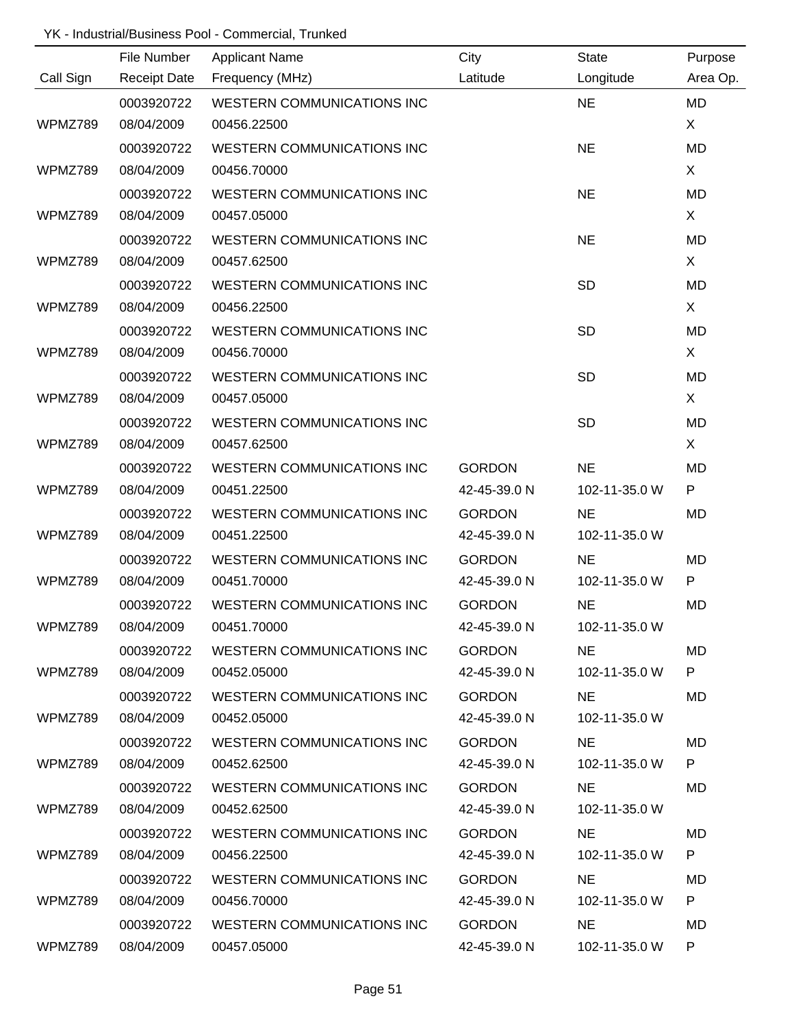YK - Industrial/Business Pool - Commercial, Trunked

| Call Sign | File Number<br>Receipt Date | Applicant Name<br>Frequency (MHz) | City<br>Latitude | State<br>Longitude | Purpose<br>Area Op. |
|---|---|---|---|---|---|
| WPMZ789 | 0003920722<br>08/04/2009 | WESTERN COMMUNICATIONS INC<br>00456.22500 | | NE | MD<br>X |
| WPMZ789 | 0003920722<br>08/04/2009 | WESTERN COMMUNICATIONS INC<br>00456.70000 | | NE | MD<br>X |
| WPMZ789 | 0003920722<br>08/04/2009 | WESTERN COMMUNICATIONS INC<br>00457.05000 | | NE | MD<br>X |
| WPMZ789 | 0003920722<br>08/04/2009 | WESTERN COMMUNICATIONS INC<br>00457.62500 | | NE | MD<br>X |
| WPMZ789 | 0003920722<br>08/04/2009 | WESTERN COMMUNICATIONS INC<br>00456.22500 | | SD | MD<br>X |
| WPMZ789 | 0003920722<br>08/04/2009 | WESTERN COMMUNICATIONS INC<br>00456.70000 | | SD | MD<br>X |
| WPMZ789 | 0003920722<br>08/04/2009 | WESTERN COMMUNICATIONS INC<br>00457.05000 | | SD | MD<br>X |
| WPMZ789 | 0003920722<br>08/04/2009 | WESTERN COMMUNICATIONS INC<br>00457.62500 | | SD | MD<br>X |
| WPMZ789 | 0003920722<br>08/04/2009 | WESTERN COMMUNICATIONS INC<br>00451.22500 | GORDON<br>42-45-39.0 N | NE<br>102-11-35.0 W | MD<br>P |
| WPMZ789 | 0003920722<br>08/04/2009 | WESTERN COMMUNICATIONS INC<br>00451.22500 | GORDON<br>42-45-39.0 N | NE<br>102-11-35.0 W | MD |
| WPMZ789 | 0003920722<br>08/04/2009 | WESTERN COMMUNICATIONS INC<br>00451.70000 | GORDON<br>42-45-39.0 N | NE<br>102-11-35.0 W | MD<br>P |
| WPMZ789 | 0003920722<br>08/04/2009 | WESTERN COMMUNICATIONS INC<br>00451.70000 | GORDON<br>42-45-39.0 N | NE<br>102-11-35.0 W | MD |
| WPMZ789 | 0003920722<br>08/04/2009 | WESTERN COMMUNICATIONS INC<br>00452.05000 | GORDON<br>42-45-39.0 N | NE<br>102-11-35.0 W | MD<br>P |
| WPMZ789 | 0003920722<br>08/04/2009 | WESTERN COMMUNICATIONS INC<br>00452.05000 | GORDON<br>42-45-39.0 N | NE<br>102-11-35.0 W | MD |
| WPMZ789 | 0003920722<br>08/04/2009 | WESTERN COMMUNICATIONS INC<br>00452.62500 | GORDON<br>42-45-39.0 N | NE<br>102-11-35.0 W | MD<br>P |
| WPMZ789 | 0003920722<br>08/04/2009 | WESTERN COMMUNICATIONS INC<br>00452.62500 | GORDON<br>42-45-39.0 N | NE<br>102-11-35.0 W | MD |
| WPMZ789 | 0003920722<br>08/04/2009 | WESTERN COMMUNICATIONS INC<br>00456.22500 | GORDON<br>42-45-39.0 N | NE<br>102-11-35.0 W | MD<br>P |
| WPMZ789 | 0003920722<br>08/04/2009 | WESTERN COMMUNICATIONS INC<br>00456.70000 | GORDON<br>42-45-39.0 N | NE<br>102-11-35.0 W | MD<br>P |
| WPMZ789 | 0003920722<br>08/04/2009 | WESTERN COMMUNICATIONS INC<br>00457.05000 | GORDON<br>42-45-39.0 N | NE<br>102-11-35.0 W | MD<br>P |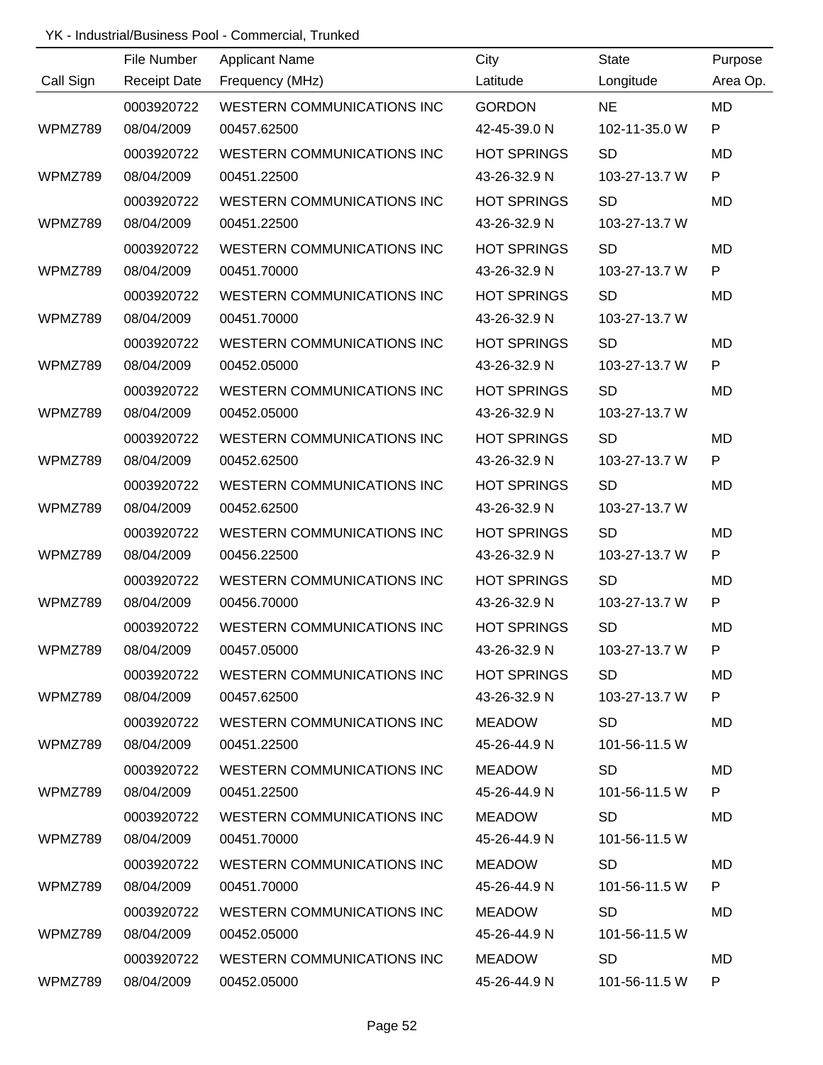YK - Industrial/Business Pool - Commercial, Trunked

| Call Sign | File Number<br>Receipt Date | Applicant Name<br>Frequency (MHz) | City<br>Latitude | State<br>Longitude | Purpose<br>Area Op. |
|---|---|---|---|---|---|
| WPMZ789 | 0003920722<br>08/04/2009 | WESTERN COMMUNICATIONS INC<br>00457.62500 | GORDON<br>42-45-39.0 N | NE<br>102-11-35.0 W | MD<br>P |
| WPMZ789 | 0003920722<br>08/04/2009 | WESTERN COMMUNICATIONS INC<br>00451.22500 | HOT SPRINGS<br>43-26-32.9 N | SD<br>103-27-13.7 W | MD<br>P |
| WPMZ789 | 0003920722<br>08/04/2009 | WESTERN COMMUNICATIONS INC<br>00451.22500 | HOT SPRINGS<br>43-26-32.9 N | SD<br>103-27-13.7 W | MD |
| WPMZ789 | 0003920722<br>08/04/2009 | WESTERN COMMUNICATIONS INC<br>00451.70000 | HOT SPRINGS<br>43-26-32.9 N | SD<br>103-27-13.7 W | MD<br>P |
| WPMZ789 | 0003920722<br>08/04/2009 | WESTERN COMMUNICATIONS INC<br>00451.70000 | HOT SPRINGS<br>43-26-32.9 N | SD<br>103-27-13.7 W | MD |
| WPMZ789 | 0003920722<br>08/04/2009 | WESTERN COMMUNICATIONS INC<br>00452.05000 | HOT SPRINGS<br>43-26-32.9 N | SD<br>103-27-13.7 W | MD<br>P |
| WPMZ789 | 0003920722<br>08/04/2009 | WESTERN COMMUNICATIONS INC<br>00452.05000 | HOT SPRINGS<br>43-26-32.9 N | SD<br>103-27-13.7 W | MD |
| WPMZ789 | 0003920722<br>08/04/2009 | WESTERN COMMUNICATIONS INC<br>00452.62500 | HOT SPRINGS<br>43-26-32.9 N | SD<br>103-27-13.7 W | MD<br>P |
| WPMZ789 | 0003920722<br>08/04/2009 | WESTERN COMMUNICATIONS INC<br>00452.62500 | HOT SPRINGS<br>43-26-32.9 N | SD<br>103-27-13.7 W | MD |
| WPMZ789 | 0003920722<br>08/04/2009 | WESTERN COMMUNICATIONS INC<br>00456.22500 | HOT SPRINGS<br>43-26-32.9 N | SD<br>103-27-13.7 W | MD<br>P |
| WPMZ789 | 0003920722<br>08/04/2009 | WESTERN COMMUNICATIONS INC<br>00456.70000 | HOT SPRINGS<br>43-26-32.9 N | SD<br>103-27-13.7 W | MD<br>P |
| WPMZ789 | 0003920722<br>08/04/2009 | WESTERN COMMUNICATIONS INC<br>00457.05000 | HOT SPRINGS<br>43-26-32.9 N | SD<br>103-27-13.7 W | MD<br>P |
| WPMZ789 | 0003920722<br>08/04/2009 | WESTERN COMMUNICATIONS INC<br>00457.62500 | HOT SPRINGS<br>43-26-32.9 N | SD<br>103-27-13.7 W | MD<br>P |
| WPMZ789 | 0003920722<br>08/04/2009 | WESTERN COMMUNICATIONS INC<br>00451.22500 | MEADOW<br>45-26-44.9 N | SD<br>101-56-11.5 W | MD |
| WPMZ789 | 0003920722<br>08/04/2009 | WESTERN COMMUNICATIONS INC<br>00451.22500 | MEADOW<br>45-26-44.9 N | SD<br>101-56-11.5 W | MD<br>P |
| WPMZ789 | 0003920722<br>08/04/2009 | WESTERN COMMUNICATIONS INC<br>00451.70000 | MEADOW<br>45-26-44.9 N | SD<br>101-56-11.5 W | MD |
| WPMZ789 | 0003920722<br>08/04/2009 | WESTERN COMMUNICATIONS INC<br>00451.70000 | MEADOW<br>45-26-44.9 N | SD<br>101-56-11.5 W | MD<br>P |
| WPMZ789 | 0003920722<br>08/04/2009 | WESTERN COMMUNICATIONS INC<br>00452.05000 | MEADOW<br>45-26-44.9 N | SD<br>101-56-11.5 W | MD |
| WPMZ789 | 0003920722<br>08/04/2009 | WESTERN COMMUNICATIONS INC<br>00452.05000 | MEADOW<br>45-26-44.9 N | SD<br>101-56-11.5 W | MD<br>P |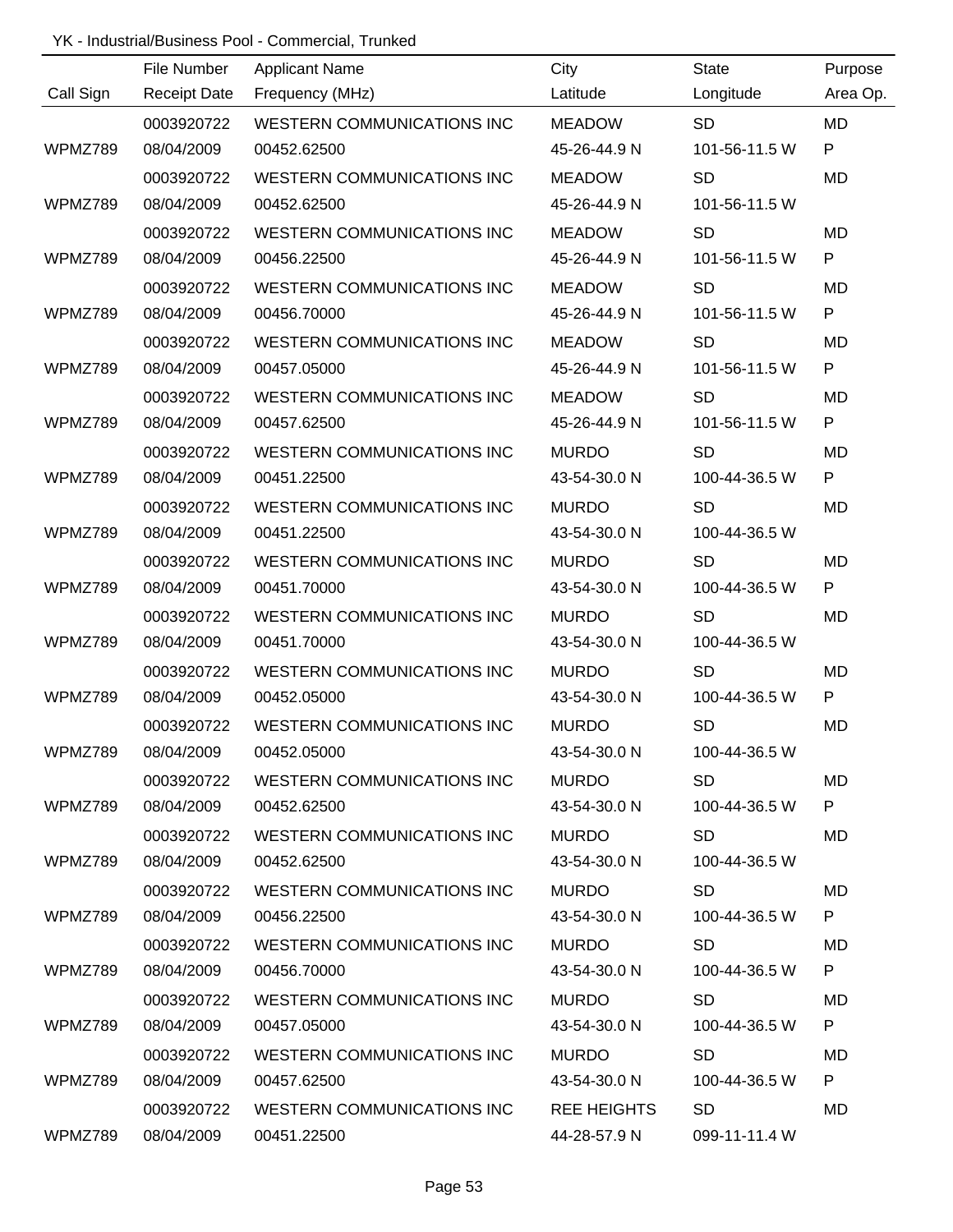YK - Industrial/Business Pool - Commercial, Trunked

| Call Sign | File Number<br>Receipt Date | Applicant Name<br>Frequency (MHz) | City<br>Latitude | State<br>Longitude | Purpose<br>Area Op. |
|---|---|---|---|---|---|
| WPMZ789 | 0003920722<br>08/04/2009 | WESTERN COMMUNICATIONS INC<br>00452.62500 | MEADOW<br>45-26-44.9 N | SD<br>101-56-11.5 W | MD<br>P |
| WPMZ789 | 0003920722<br>08/04/2009 | WESTERN COMMUNICATIONS INC<br>00452.62500 | MEADOW<br>45-26-44.9 N | SD<br>101-56-11.5 W | MD |
| WPMZ789 | 0003920722<br>08/04/2009 | WESTERN COMMUNICATIONS INC<br>00456.22500 | MEADOW<br>45-26-44.9 N | SD<br>101-56-11.5 W | MD<br>P |
| WPMZ789 | 0003920722<br>08/04/2009 | WESTERN COMMUNICATIONS INC<br>00456.70000 | MEADOW<br>45-26-44.9 N | SD<br>101-56-11.5 W | MD<br>P |
| WPMZ789 | 0003920722<br>08/04/2009 | WESTERN COMMUNICATIONS INC<br>00457.05000 | MEADOW<br>45-26-44.9 N | SD<br>101-56-11.5 W | MD<br>P |
| WPMZ789 | 0003920722<br>08/04/2009 | WESTERN COMMUNICATIONS INC<br>00457.62500 | MEADOW<br>45-26-44.9 N | SD<br>101-56-11.5 W | MD<br>P |
| WPMZ789 | 0003920722<br>08/04/2009 | WESTERN COMMUNICATIONS INC<br>00451.22500 | MURDO<br>43-54-30.0 N | SD<br>100-44-36.5 W | MD<br>P |
| WPMZ789 | 0003920722<br>08/04/2009 | WESTERN COMMUNICATIONS INC<br>00451.22500 | MURDO<br>43-54-30.0 N | SD<br>100-44-36.5 W | MD |
| WPMZ789 | 0003920722<br>08/04/2009 | WESTERN COMMUNICATIONS INC<br>00451.70000 | MURDO<br>43-54-30.0 N | SD<br>100-44-36.5 W | MD<br>P |
| WPMZ789 | 0003920722<br>08/04/2009 | WESTERN COMMUNICATIONS INC<br>00451.70000 | MURDO<br>43-54-30.0 N | SD<br>100-44-36.5 W | MD |
| WPMZ789 | 0003920722<br>08/04/2009 | WESTERN COMMUNICATIONS INC<br>00452.05000 | MURDO<br>43-54-30.0 N | SD<br>100-44-36.5 W | MD<br>P |
| WPMZ789 | 0003920722<br>08/04/2009 | WESTERN COMMUNICATIONS INC<br>00452.05000 | MURDO<br>43-54-30.0 N | SD<br>100-44-36.5 W | MD |
| WPMZ789 | 0003920722<br>08/04/2009 | WESTERN COMMUNICATIONS INC<br>00452.62500 | MURDO<br>43-54-30.0 N | SD<br>100-44-36.5 W | MD<br>P |
| WPMZ789 | 0003920722<br>08/04/2009 | WESTERN COMMUNICATIONS INC<br>00452.62500 | MURDO<br>43-54-30.0 N | SD<br>100-44-36.5 W | MD |
| WPMZ789 | 0003920722<br>08/04/2009 | WESTERN COMMUNICATIONS INC<br>00456.22500 | MURDO<br>43-54-30.0 N | SD<br>100-44-36.5 W | MD<br>P |
| WPMZ789 | 0003920722<br>08/04/2009 | WESTERN COMMUNICATIONS INC<br>00456.70000 | MURDO<br>43-54-30.0 N | SD<br>100-44-36.5 W | MD<br>P |
| WPMZ789 | 0003920722<br>08/04/2009 | WESTERN COMMUNICATIONS INC<br>00457.05000 | MURDO<br>43-54-30.0 N | SD<br>100-44-36.5 W | MD<br>P |
| WPMZ789 | 0003920722<br>08/04/2009 | WESTERN COMMUNICATIONS INC<br>00457.62500 | MURDO<br>43-54-30.0 N | SD<br>100-44-36.5 W | MD<br>P |
| WPMZ789 | 0003920722<br>08/04/2009 | WESTERN COMMUNICATIONS INC<br>00451.22500 | REE HEIGHTS<br>44-28-57.9 N | SD<br>099-11-11.4 W | MD |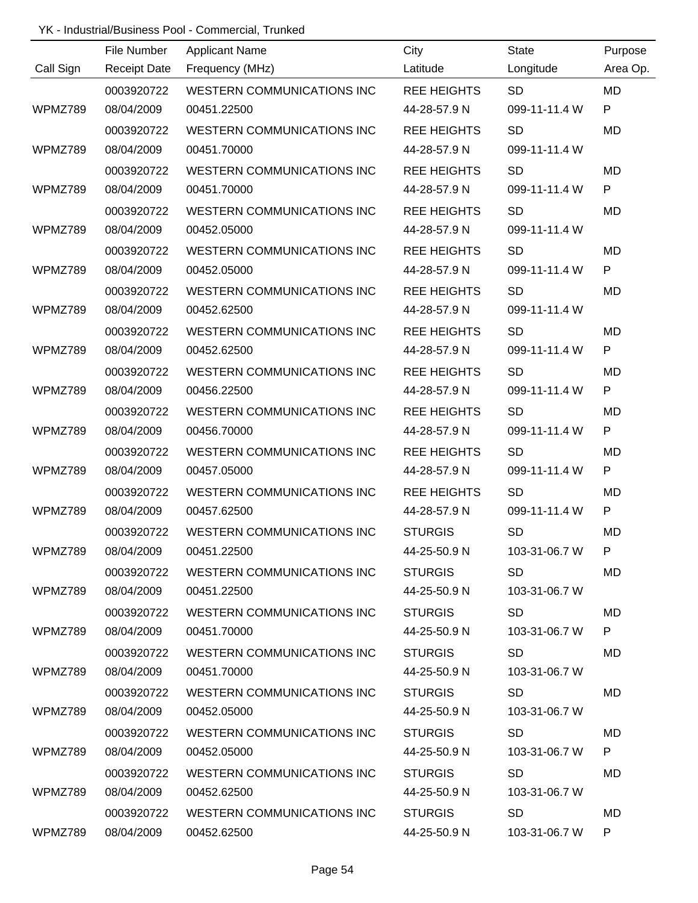YK - Industrial/Business Pool - Commercial, Trunked

| Call Sign | File Number<br>Receipt Date | Applicant Name<br>Frequency (MHz) | City<br>Latitude | State<br>Longitude | Purpose<br>Area Op. |
|---|---|---|---|---|---|
| WPMZ789 | 0003920722<br>08/04/2009 | WESTERN COMMUNICATIONS INC<br>00451.22500 | REE HEIGHTS<br>44-28-57.9 N | SD<br>099-11-11.4 W | MD<br>P |
| WPMZ789 | 0003920722<br>08/04/2009 | WESTERN COMMUNICATIONS INC<br>00451.70000 | REE HEIGHTS<br>44-28-57.9 N | SD<br>099-11-11.4 W | MD |
| WPMZ789 | 0003920722<br>08/04/2009 | WESTERN COMMUNICATIONS INC<br>00451.70000 | REE HEIGHTS<br>44-28-57.9 N | SD<br>099-11-11.4 W | MD<br>P |
| WPMZ789 | 0003920722<br>08/04/2009 | WESTERN COMMUNICATIONS INC<br>00452.05000 | REE HEIGHTS<br>44-28-57.9 N | SD<br>099-11-11.4 W | MD |
| WPMZ789 | 0003920722<br>08/04/2009 | WESTERN COMMUNICATIONS INC<br>00452.05000 | REE HEIGHTS<br>44-28-57.9 N | SD<br>099-11-11.4 W | MD<br>P |
| WPMZ789 | 0003920722<br>08/04/2009 | WESTERN COMMUNICATIONS INC<br>00452.62500 | REE HEIGHTS<br>44-28-57.9 N | SD<br>099-11-11.4 W | MD |
| WPMZ789 | 0003920722<br>08/04/2009 | WESTERN COMMUNICATIONS INC<br>00452.62500 | REE HEIGHTS<br>44-28-57.9 N | SD<br>099-11-11.4 W | MD<br>P |
| WPMZ789 | 0003920722<br>08/04/2009 | WESTERN COMMUNICATIONS INC<br>00456.22500 | REE HEIGHTS<br>44-28-57.9 N | SD<br>099-11-11.4 W | MD<br>P |
| WPMZ789 | 0003920722<br>08/04/2009 | WESTERN COMMUNICATIONS INC<br>00456.70000 | REE HEIGHTS<br>44-28-57.9 N | SD<br>099-11-11.4 W | MD<br>P |
| WPMZ789 | 0003920722<br>08/04/2009 | WESTERN COMMUNICATIONS INC<br>00457.05000 | REE HEIGHTS<br>44-28-57.9 N | SD<br>099-11-11.4 W | MD<br>P |
| WPMZ789 | 0003920722<br>08/04/2009 | WESTERN COMMUNICATIONS INC<br>00457.62500 | REE HEIGHTS<br>44-28-57.9 N | SD<br>099-11-11.4 W | MD<br>P |
| WPMZ789 | 0003920722<br>08/04/2009 | WESTERN COMMUNICATIONS INC<br>00451.22500 | STURGIS<br>44-25-50.9 N | SD<br>103-31-06.7 W | MD<br>P |
| WPMZ789 | 0003920722<br>08/04/2009 | WESTERN COMMUNICATIONS INC<br>00451.22500 | STURGIS<br>44-25-50.9 N | SD<br>103-31-06.7 W | MD |
| WPMZ789 | 0003920722<br>08/04/2009 | WESTERN COMMUNICATIONS INC<br>00451.70000 | STURGIS<br>44-25-50.9 N | SD<br>103-31-06.7 W | MD<br>P |
| WPMZ789 | 0003920722<br>08/04/2009 | WESTERN COMMUNICATIONS INC<br>00451.70000 | STURGIS<br>44-25-50.9 N | SD<br>103-31-06.7 W | MD |
| WPMZ789 | 0003920722<br>08/04/2009 | WESTERN COMMUNICATIONS INC<br>00452.05000 | STURGIS<br>44-25-50.9 N | SD<br>103-31-06.7 W | MD |
| WPMZ789 | 0003920722<br>08/04/2009 | WESTERN COMMUNICATIONS INC<br>00452.05000 | STURGIS<br>44-25-50.9 N | SD<br>103-31-06.7 W | MD<br>P |
| WPMZ789 | 0003920722<br>08/04/2009 | WESTERN COMMUNICATIONS INC<br>00452.62500 | STURGIS<br>44-25-50.9 N | SD<br>103-31-06.7 W | MD |
| WPMZ789 | 0003920722<br>08/04/2009 | WESTERN COMMUNICATIONS INC<br>00452.62500 | STURGIS<br>44-25-50.9 N | SD<br>103-31-06.7 W | MD<br>P |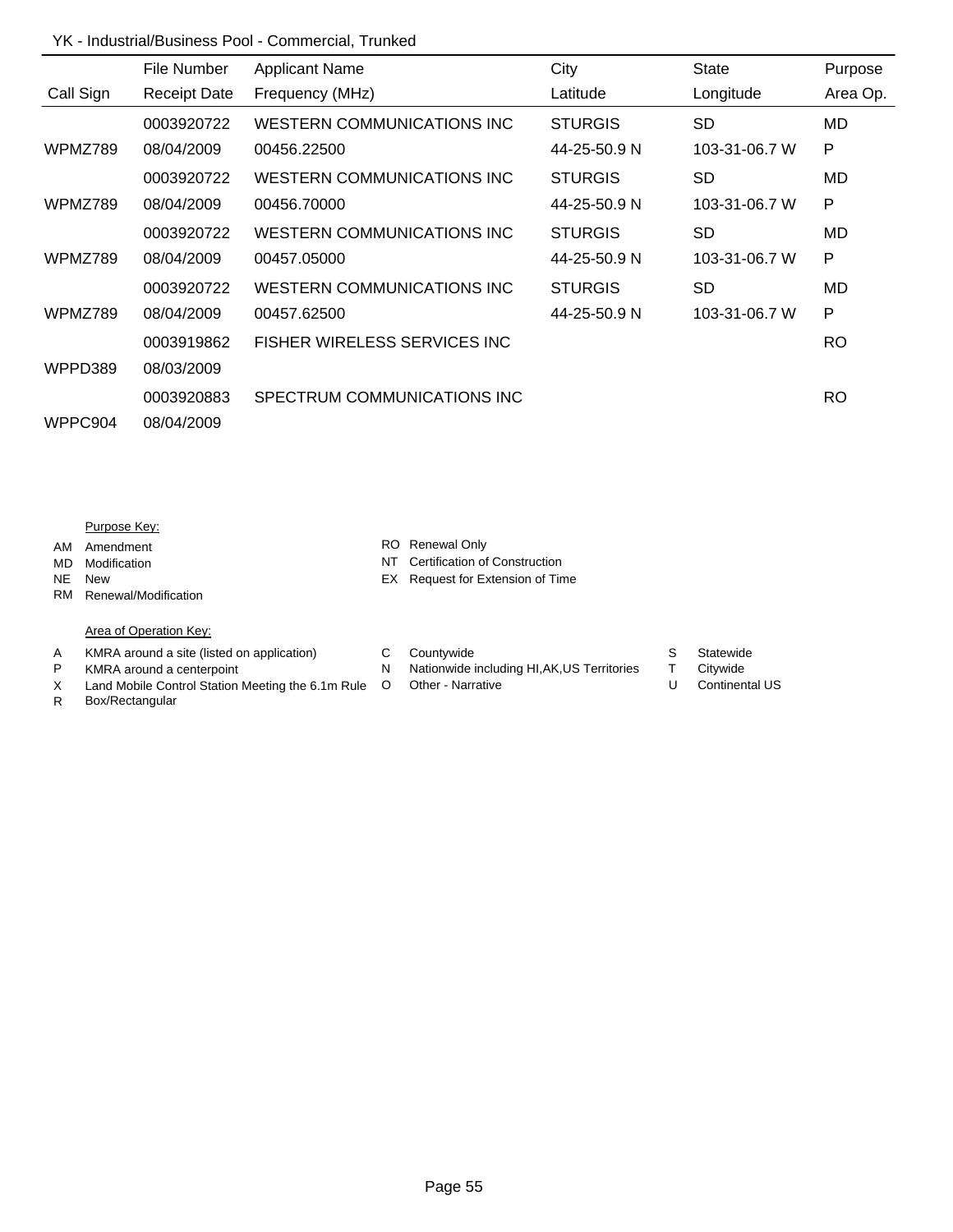YK - Industrial/Business Pool - Commercial, Trunked

| Call Sign | File Number / Receipt Date | Applicant Name / Frequency (MHz) | City / Latitude | State / Longitude | Purpose / Area Op. |
|---|---|---|---|---|---|
| | 0003920722 | WESTERN COMMUNICATIONS INC | STURGIS | SD | MD |
| WPMZ789 | 08/04/2009 | 00456.22500 | 44-25-50.9 N | 103-31-06.7 W | P |
| | 0003920722 | WESTERN COMMUNICATIONS INC | STURGIS | SD | MD |
| WPMZ789 | 08/04/2009 | 00456.70000 | 44-25-50.9 N | 103-31-06.7 W | P |
| | 0003920722 | WESTERN COMMUNICATIONS INC | STURGIS | SD | MD |
| WPMZ789 | 08/04/2009 | 00457.05000 | 44-25-50.9 N | 103-31-06.7 W | P |
| | 0003920722 | WESTERN COMMUNICATIONS INC | STURGIS | SD | MD |
| WPMZ789 | 08/04/2009 | 00457.62500 | 44-25-50.9 N | 103-31-06.7 W | P |
| | 0003919862 | FISHER WIRELESS SERVICES INC | | | RO |
| WPPD389 | 08/03/2009 | | | | |
| | 0003920883 | SPECTRUM COMMUNICATIONS INC | | | RO |
| WPPC904 | 08/04/2009 | | | | |

Purpose Key:

- AM Amendment
- MD Modification
- NE New
- RM Renewal/Modification
- RO Renewal Only
- NT Certification of Construction
- EX Request for Extension of Time

Area of Operation Key:

- A KMRA around a site (listed on application)
- P KMRA around a centerpoint
- X Land Mobile Control Station Meeting the 6.1m Rule
- R Box/Rectangular
- C Countywide
- N Nationwide including HI,AK,US Territories
- O Other - Narrative
- S Statewide
- T Citywide
- U Continental US